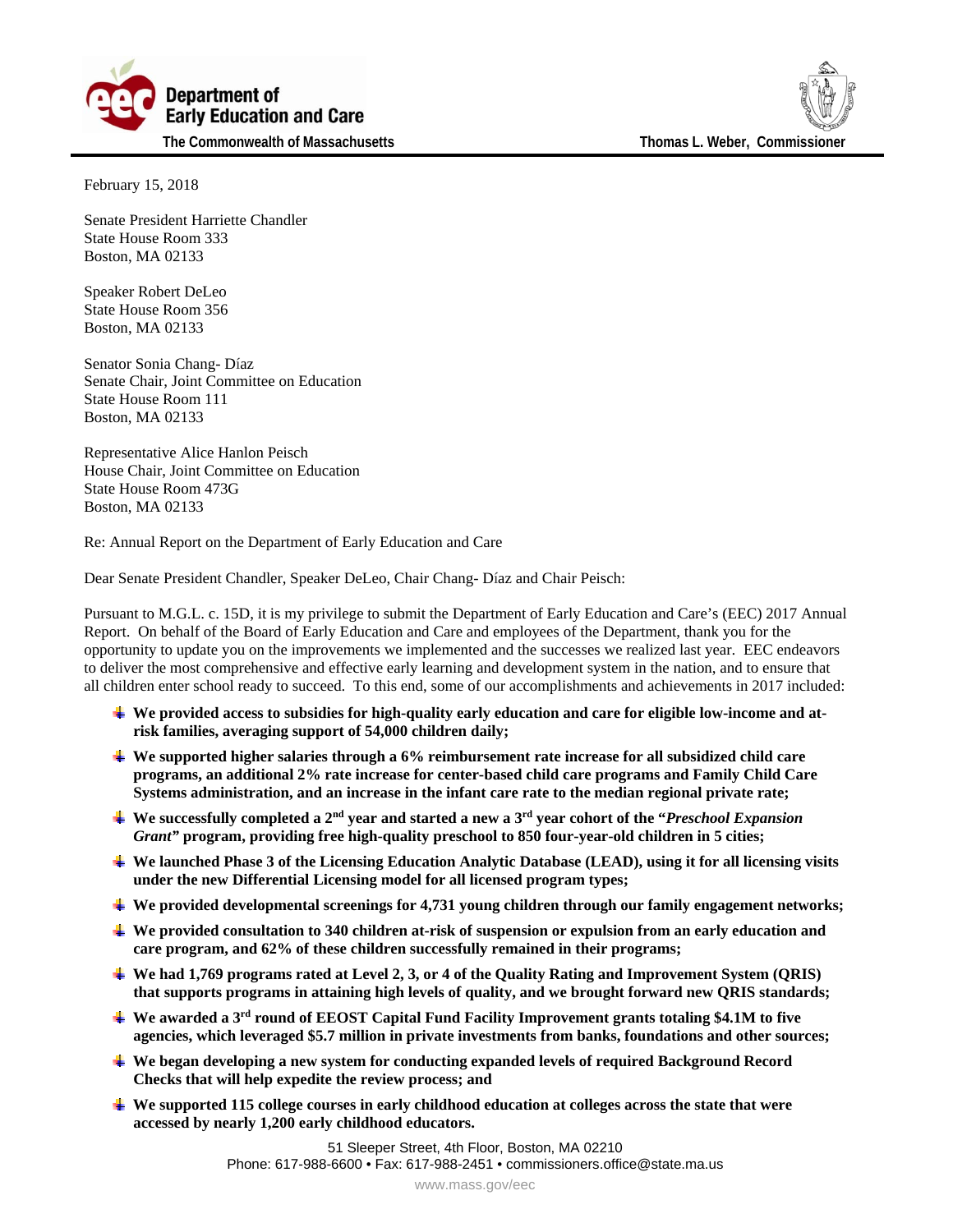**Department of Early Education and Care**

**The Commonwealth of Massachusetts**

**Thomas L. Weber, Commissioner**

February 15, 2018

Senate President Harriette Chandler
State House Room 333
Boston, MA 02133

Speaker Robert DeLeo
State House Room 356
Boston, MA 02133

Senator Sonia Chang- Díaz
Senate Chair, Joint Committee on Education
State House Room 111
Boston, MA 02133

Representative Alice Hanlon Peisch
House Chair, Joint Committee on Education
State House Room 473G
Boston, MA 02133

Re: Annual Report on the Department of Early Education and Care

Dear Senate President Chandler, Speaker DeLeo, Chair Chang- Díaz and Chair Peisch:

Pursuant to M.G.L. c. 15D, it is my privilege to submit the Department of Early Education and Care's (EEC) 2017 Annual Report. On behalf of the Board of Early Education and Care and employees of the Department, thank you for the opportunity to update you on the improvements we implemented and the successes we realized last year. EEC endeavors to deliver the most comprehensive and effective early learning and development system in the nation, and to ensure that all children enter school ready to succeed. To this end, some of our accomplishments and achievements in 2017 included:

- **We provided access to subsidies for high-quality early education and care for eligible low-income and at-risk families, averaging support of 54,000 children daily;**
- **We supported higher salaries through a 6% reimbursement rate increase for all subsidized child care programs, an additional 2% rate increase for center-based child care programs and Family Child Care Systems administration, and an increase in the infant care rate to the median regional private rate;**
- **We successfully completed a 2nd year and started a new a 3rd year cohort of the "*Preschool Expansion Grant*" program, providing free high-quality preschool to 850 four-year-old children in 5 cities;**
- **We launched Phase 3 of the Licensing Education Analytic Database (LEAD), using it for all licensing visits under the new Differential Licensing model for all licensed program types;**
- **We provided developmental screenings for 4,731 young children through our family engagement networks;**
- **We provided consultation to 340 children at-risk of suspension or expulsion from an early education and care program, and 62% of these children successfully remained in their programs;**
- **We had 1,769 programs rated at Level 2, 3, or 4 of the Quality Rating and Improvement System (QRIS) that supports programs in attaining high levels of quality, and we brought forward new QRIS standards;**
- **We awarded a 3rd round of EEOST Capital Fund Facility Improvement grants totaling $4.1M to five agencies, which leveraged $5.7 million in private investments from banks, foundations and other sources;**
- **We began developing a new system for conducting expanded levels of required Background Record Checks that will help expedite the review process; and**
- **We supported 115 college courses in early childhood education at colleges across the state that were accessed by nearly 1,200 early childhood educators.**

51 Sleeper Street, 4th Floor, Boston, MA 02210
Phone: 617-988-6600 • Fax: 617-988-2451 • commissioners.office@state.ma.us
www.mass.gov/eec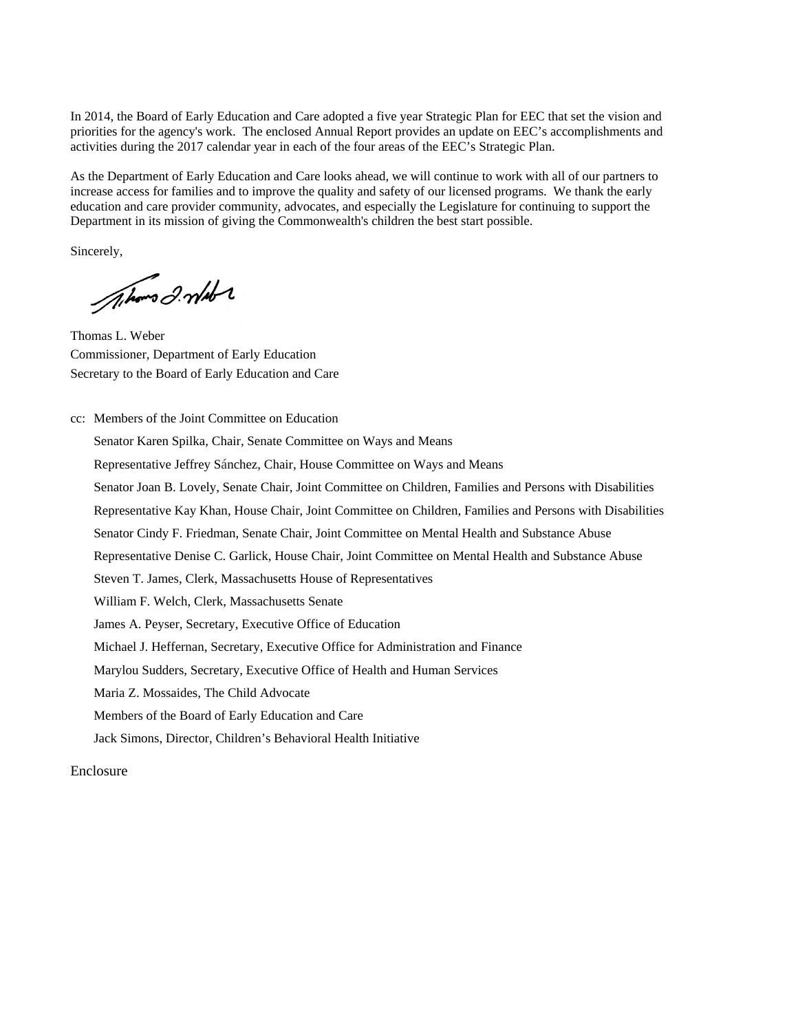In 2014, the Board of Early Education and Care adopted a five year Strategic Plan for EEC that set the vision and priorities for the agency's work. The enclosed Annual Report provides an update on EEC's accomplishments and activities during the 2017 calendar year in each of the four areas of the EEC's Strategic Plan.

As the Department of Early Education and Care looks ahead, we will continue to work with all of our partners to increase access for families and to improve the quality and safety of our licensed programs. We thank the early education and care provider community, advocates, and especially the Legislature for continuing to support the Department in its mission of giving the Commonwealth's children the best start possible.

Sincerely,

Thomas L. Weber
Commissioner, Department of Early Education
Secretary to the Board of Early Education and Care

cc: Members of the Joint Committee on Education
Senator Karen Spilka, Chair, Senate Committee on Ways and Means
Representative Jeffrey Sánchez, Chair, House Committee on Ways and Means
Senator Joan B. Lovely, Senate Chair, Joint Committee on Children, Families and Persons with Disabilities
Representative Kay Khan, House Chair, Joint Committee on Children, Families and Persons with Disabilities
Senator Cindy F. Friedman, Senate Chair, Joint Committee on Mental Health and Substance Abuse
Representative Denise C. Garlick, House Chair, Joint Committee on Mental Health and Substance Abuse
Steven T. James, Clerk, Massachusetts House of Representatives
William F. Welch, Clerk, Massachusetts Senate
James A. Peyser, Secretary, Executive Office of Education
Michael J. Heffernan, Secretary, Executive Office for Administration and Finance
Marylou Sudders, Secretary, Executive Office of Health and Human Services
Maria Z. Mossaides, The Child Advocate
Members of the Board of Early Education and Care
Jack Simons, Director, Children's Behavioral Health Initiative

Enclosure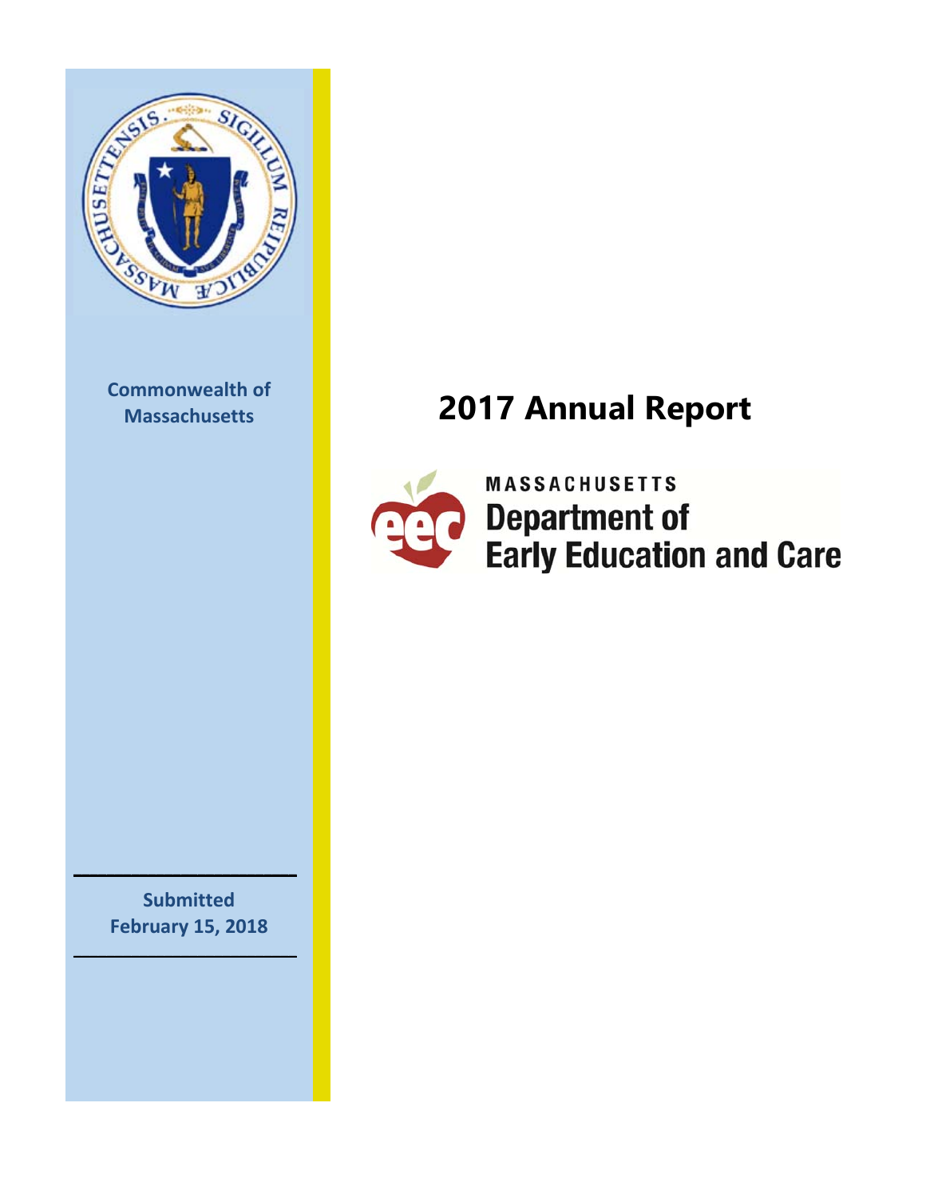Commonwealth of Massachusetts

# 2017 Annual Report

MASSACHUSETTS
Department of
Early Education and Care

Submitted
February 15, 2018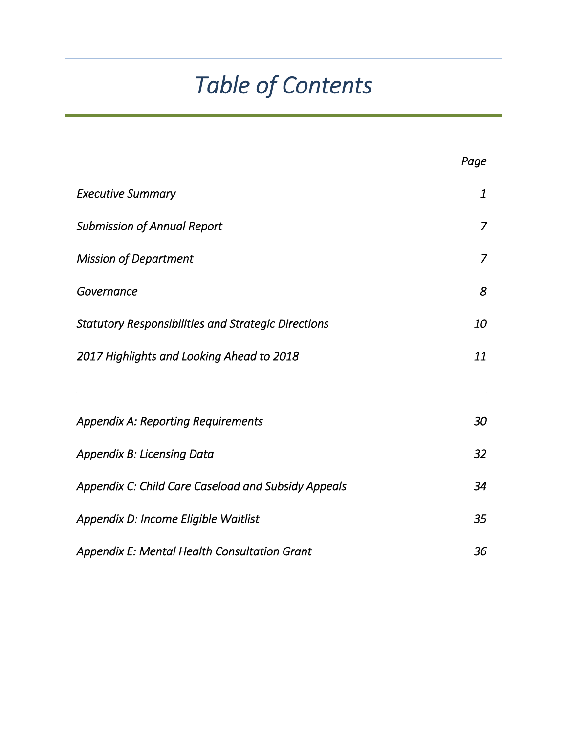# *Table of Contents*

| | *Page* |
|---|---|
| *Executive Summary* | *1* |
| *Submission of Annual Report* | *7* |
| *Mission of Department* | *7* |
| *Governance* | *8* |
| *Statutory Responsibilities and Strategic Directions* | *10* |
| *2017 Highlights and Looking Ahead to 2018* | *11* |
| | |
| *Appendix A: Reporting Requirements* | *30* |
| *Appendix B: Licensing Data* | *32* |
| *Appendix C: Child Care Caseload and Subsidy Appeals* | *34* |
| *Appendix D: Income Eligible Waitlist* | *35* |
| *Appendix E: Mental Health Consultation Grant* | *36* |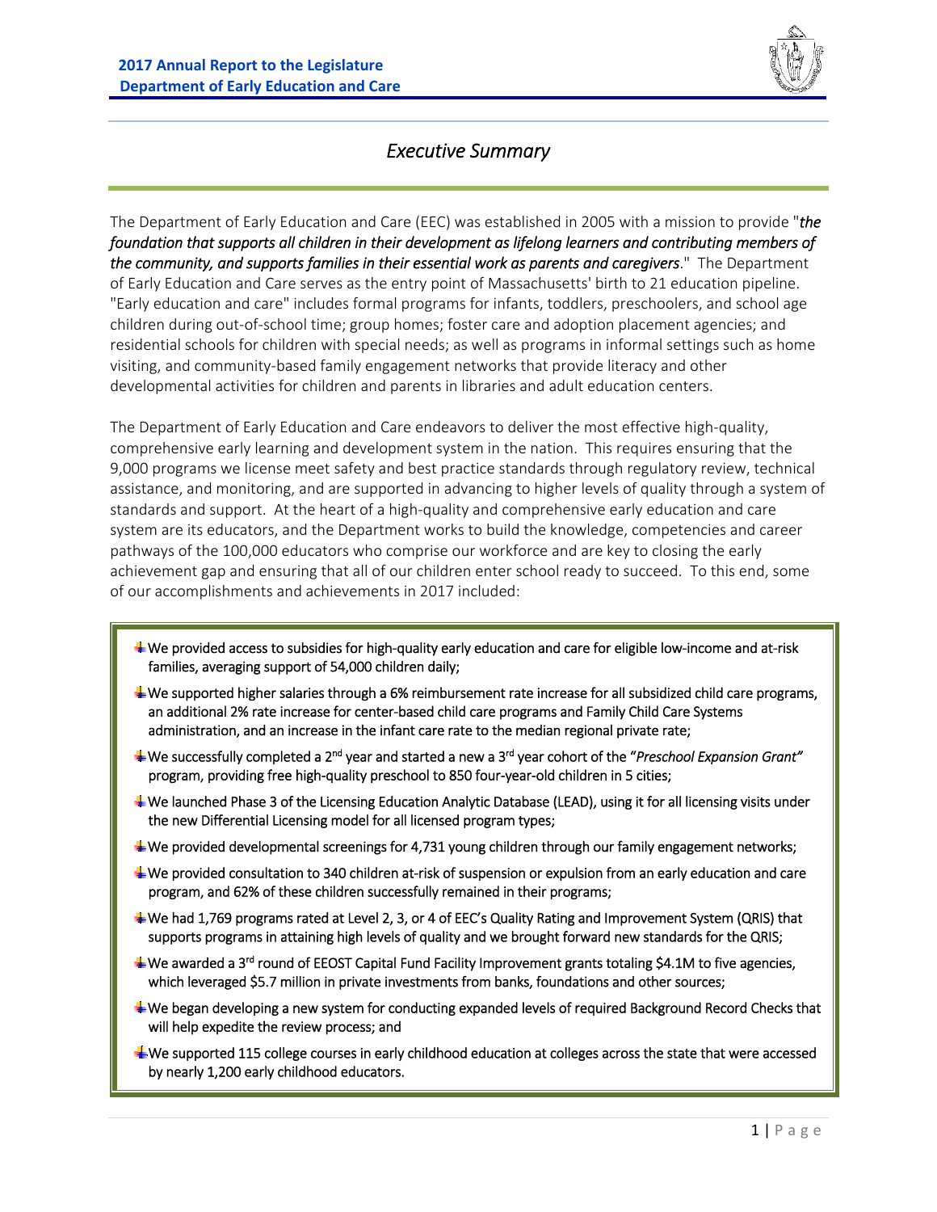# Executive Summary

The Department of Early Education and Care (EEC) was established in 2005 with a mission to provide "*the foundation that supports all children in their development as lifelong learners and contributing members of the community, and supports families in their essential work as parents and caregivers*." The Department of Early Education and Care serves as the entry point of Massachusetts' birth to 21 education pipeline. "Early education and care" includes formal programs for infants, toddlers, preschoolers, and school age children during out-of-school time; group homes; foster care and adoption placement agencies; and residential schools for children with special needs; as well as programs in informal settings such as home visiting, and community-based family engagement networks that provide literacy and other developmental activities for children and parents in libraries and adult education centers.

The Department of Early Education and Care endeavors to deliver the most effective high-quality, comprehensive early learning and development system in the nation. This requires ensuring that the 9,000 programs we license meet safety and best practice standards through regulatory review, technical assistance, and monitoring, and are supported in advancing to higher levels of quality through a system of standards and support. At the heart of a high-quality and comprehensive early education and care system are its educators, and the Department works to build the knowledge, competencies and career pathways of the 100,000 educators who comprise our workforce and are key to closing the early achievement gap and ensuring that all of our children enter school ready to succeed. To this end, some of our accomplishments and achievements in 2017 included:

- We provided access to subsidies for high-quality early education and care for eligible low-income and at-risk families, averaging support of 54,000 children daily;
- We supported higher salaries through a 6% reimbursement rate increase for all subsidized child care programs, an additional 2% rate increase for center-based child care programs and Family Child Care Systems administration, and an increase in the infant care rate to the median regional private rate;
- We successfully completed a 2nd year and started a new a 3rd year cohort of the "*Preschool Expansion Grant*" program, providing free high-quality preschool to 850 four-year-old children in 5 cities;
- We launched Phase 3 of the Licensing Education Analytic Database (LEAD), using it for all licensing visits under the new Differential Licensing model for all licensed program types;
- We provided developmental screenings for 4,731 young children through our family engagement networks;
- We provided consultation to 340 children at-risk of suspension or expulsion from an early education and care program, and 62% of these children successfully remained in their programs;
- We had 1,769 programs rated at Level 2, 3, or 4 of EEC's Quality Rating and Improvement System (QRIS) that supports programs in attaining high levels of quality and we brought forward new standards for the QRIS;
- We awarded a 3rd round of EEOST Capital Fund Facility Improvement grants totaling $4.1M to five agencies, which leveraged $5.7 million in private investments from banks, foundations and other sources;
- We began developing a new system for conducting expanded levels of required Background Record Checks that will help expedite the review process; and
- We supported 115 college courses in early childhood education at colleges across the state that were accessed by nearly 1,200 early childhood educators.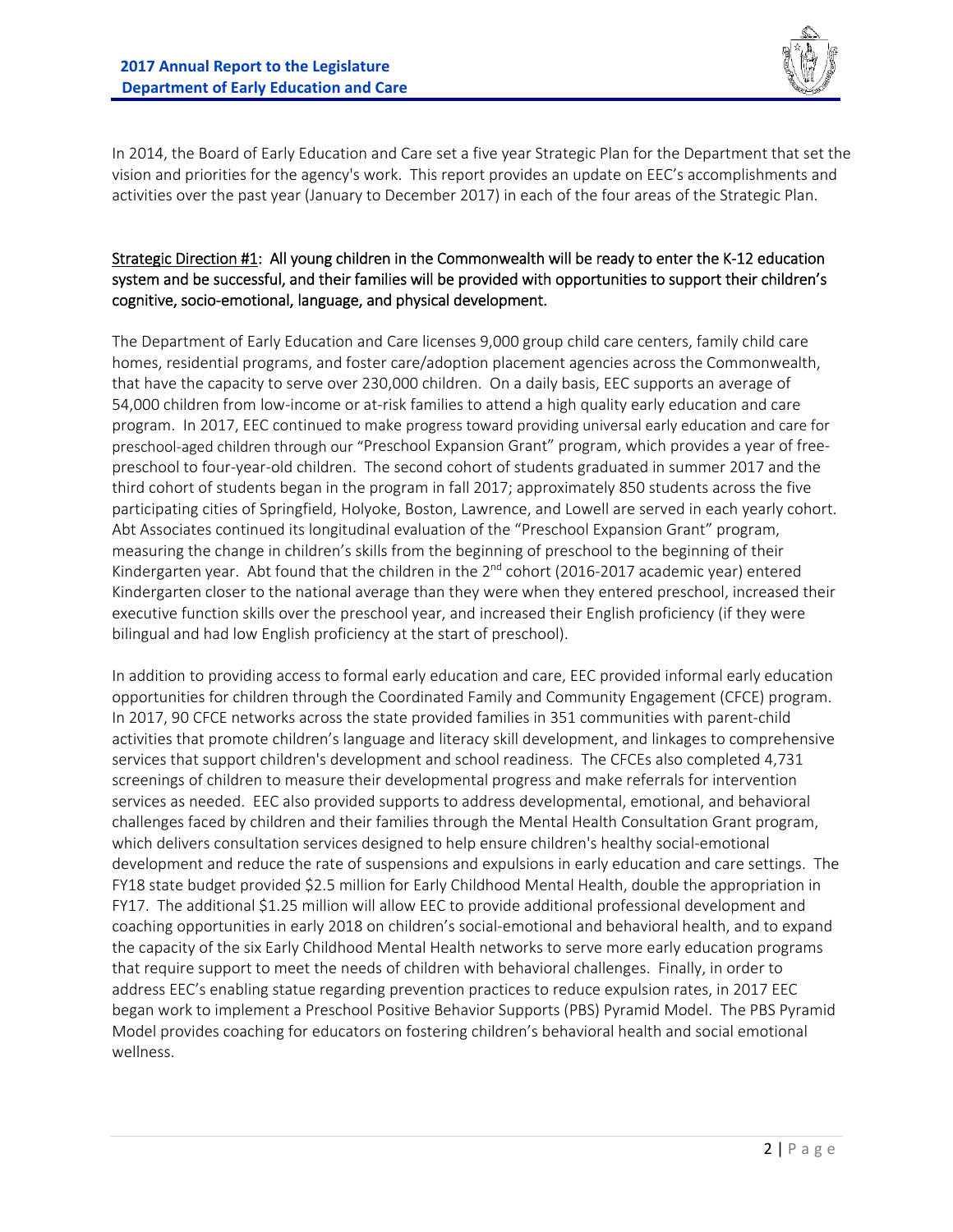In 2014, the Board of Early Education and Care set a five year Strategic Plan for the Department that set the vision and priorities for the agency's work. This report provides an update on EEC's accomplishments and activities over the past year (January to December 2017) in each of the four areas of the Strategic Plan.

Strategic Direction #1: All young children in the Commonwealth will be ready to enter the K-12 education system and be successful, and their families will be provided with opportunities to support their children's cognitive, socio-emotional, language, and physical development.

The Department of Early Education and Care licenses 9,000 group child care centers, family child care homes, residential programs, and foster care/adoption placement agencies across the Commonwealth, that have the capacity to serve over 230,000 children. On a daily basis, EEC supports an average of 54,000 children from low-income or at-risk families to attend a high quality early education and care program. In 2017, EEC continued to make progress toward providing universal early education and care for preschool-aged children through our "Preschool Expansion Grant" program, which provides a year of free-preschool to four-year-old children. The second cohort of students graduated in summer 2017 and the third cohort of students began in the program in fall 2017; approximately 850 students across the five participating cities of Springfield, Holyoke, Boston, Lawrence, and Lowell are served in each yearly cohort. Abt Associates continued its longitudinal evaluation of the "Preschool Expansion Grant" program, measuring the change in children's skills from the beginning of preschool to the beginning of their Kindergarten year. Abt found that the children in the 2nd cohort (2016-2017 academic year) entered Kindergarten closer to the national average than they were when they entered preschool, increased their executive function skills over the preschool year, and increased their English proficiency (if they were bilingual and had low English proficiency at the start of preschool).

In addition to providing access to formal early education and care, EEC provided informal early education opportunities for children through the Coordinated Family and Community Engagement (CFCE) program. In 2017, 90 CFCE networks across the state provided families in 351 communities with parent-child activities that promote children's language and literacy skill development, and linkages to comprehensive services that support children's development and school readiness. The CFCEs also completed 4,731 screenings of children to measure their developmental progress and make referrals for intervention services as needed. EEC also provided supports to address developmental, emotional, and behavioral challenges faced by children and their families through the Mental Health Consultation Grant program, which delivers consultation services designed to help ensure children's healthy social-emotional development and reduce the rate of suspensions and expulsions in early education and care settings. The FY18 state budget provided $2.5 million for Early Childhood Mental Health, double the appropriation in FY17. The additional $1.25 million will allow EEC to provide additional professional development and coaching opportunities in early 2018 on children's social-emotional and behavioral health, and to expand the capacity of the six Early Childhood Mental Health networks to serve more early education programs that require support to meet the needs of children with behavioral challenges. Finally, in order to address EEC's enabling statue regarding prevention practices to reduce expulsion rates, in 2017 EEC began work to implement a Preschool Positive Behavior Supports (PBS) Pyramid Model. The PBS Pyramid Model provides coaching for educators on fostering children's behavioral health and social emotional wellness.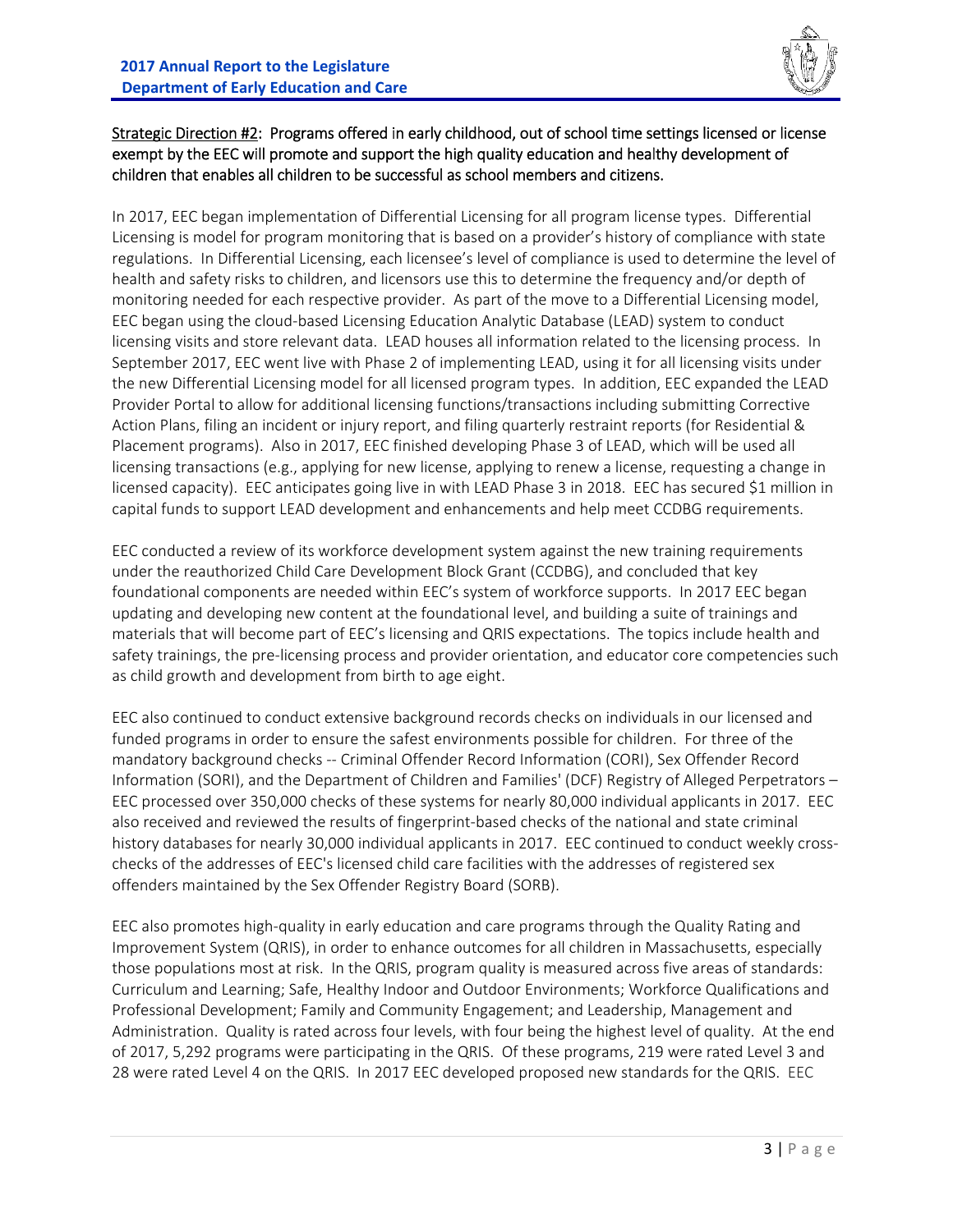Strategic Direction #2: Programs offered in early childhood, out of school time settings licensed or license exempt by the EEC will promote and support the high quality education and healthy development of children that enables all children to be successful as school members and citizens.

In 2017, EEC began implementation of Differential Licensing for all program license types. Differential Licensing is model for program monitoring that is based on a provider's history of compliance with state regulations. In Differential Licensing, each licensee's level of compliance is used to determine the level of health and safety risks to children, and licensors use this to determine the frequency and/or depth of monitoring needed for each respective provider. As part of the move to a Differential Licensing model, EEC began using the cloud-based Licensing Education Analytic Database (LEAD) system to conduct licensing visits and store relevant data. LEAD houses all information related to the licensing process. In September 2017, EEC went live with Phase 2 of implementing LEAD, using it for all licensing visits under the new Differential Licensing model for all licensed program types. In addition, EEC expanded the LEAD Provider Portal to allow for additional licensing functions/transactions including submitting Corrective Action Plans, filing an incident or injury report, and filing quarterly restraint reports (for Residential & Placement programs). Also in 2017, EEC finished developing Phase 3 of LEAD, which will be used all licensing transactions (e.g., applying for new license, applying to renew a license, requesting a change in licensed capacity). EEC anticipates going live in with LEAD Phase 3 in 2018. EEC has secured $1 million in capital funds to support LEAD development and enhancements and help meet CCDBG requirements.

EEC conducted a review of its workforce development system against the new training requirements under the reauthorized Child Care Development Block Grant (CCDBG), and concluded that key foundational components are needed within EEC's system of workforce supports. In 2017 EEC began updating and developing new content at the foundational level, and building a suite of trainings and materials that will become part of EEC's licensing and QRIS expectations. The topics include health and safety trainings, the pre-licensing process and provider orientation, and educator core competencies such as child growth and development from birth to age eight.

EEC also continued to conduct extensive background records checks on individuals in our licensed and funded programs in order to ensure the safest environments possible for children. For three of the mandatory background checks -- Criminal Offender Record Information (CORI), Sex Offender Record Information (SORI), and the Department of Children and Families' (DCF) Registry of Alleged Perpetrators – EEC processed over 350,000 checks of these systems for nearly 80,000 individual applicants in 2017. EEC also received and reviewed the results of fingerprint-based checks of the national and state criminal history databases for nearly 30,000 individual applicants in 2017. EEC continued to conduct weekly cross-checks of the addresses of EEC's licensed child care facilities with the addresses of registered sex offenders maintained by the Sex Offender Registry Board (SORB).

EEC also promotes high-quality in early education and care programs through the Quality Rating and Improvement System (QRIS), in order to enhance outcomes for all children in Massachusetts, especially those populations most at risk. In the QRIS, program quality is measured across five areas of standards: Curriculum and Learning; Safe, Healthy Indoor and Outdoor Environments; Workforce Qualifications and Professional Development; Family and Community Engagement; and Leadership, Management and Administration. Quality is rated across four levels, with four being the highest level of quality. At the end of 2017, 5,292 programs were participating in the QRIS. Of these programs, 219 were rated Level 3 and 28 were rated Level 4 on the QRIS. In 2017 EEC developed proposed new standards for the QRIS. EEC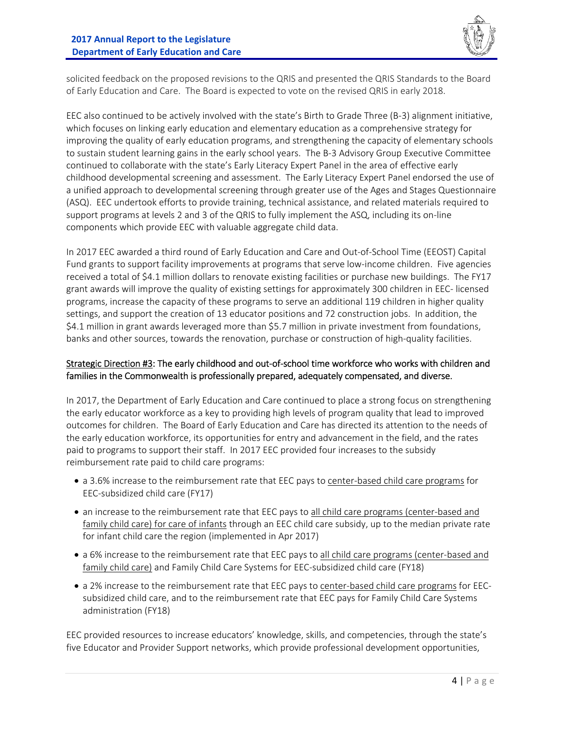solicited feedback on the proposed revisions to the QRIS and presented the QRIS Standards to the Board of Early Education and Care. The Board is expected to vote on the revised QRIS in early 2018.

EEC also continued to be actively involved with the state's Birth to Grade Three (B-3) alignment initiative, which focuses on linking early education and elementary education as a comprehensive strategy for improving the quality of early education programs, and strengthening the capacity of elementary schools to sustain student learning gains in the early school years. The B-3 Advisory Group Executive Committee continued to collaborate with the state's Early Literacy Expert Panel in the area of effective early childhood developmental screening and assessment. The Early Literacy Expert Panel endorsed the use of a unified approach to developmental screening through greater use of the Ages and Stages Questionnaire (ASQ). EEC undertook efforts to provide training, technical assistance, and related materials required to support programs at levels 2 and 3 of the QRIS to fully implement the ASQ, including its on-line components which provide EEC with valuable aggregate child data.

In 2017 EEC awarded a third round of Early Education and Care and Out-of-School Time (EEOST) Capital Fund grants to support facility improvements at programs that serve low-income children. Five agencies received a total of $4.1 million dollars to renovate existing facilities or purchase new buildings. The FY17 grant awards will improve the quality of existing settings for approximately 300 children in EEC- licensed programs, increase the capacity of these programs to serve an additional 119 children in higher quality settings, and support the creation of 13 educator positions and 72 construction jobs. In addition, the $4.1 million in grant awards leveraged more than $5.7 million in private investment from foundations, banks and other sources, towards the renovation, purchase or construction of high-quality facilities.

Strategic Direction #3: The early childhood and out-of-school time workforce who works with children and families in the Commonwealth is professionally prepared, adequately compensated, and diverse.

In 2017, the Department of Early Education and Care continued to place a strong focus on strengthening the early educator workforce as a key to providing high levels of program quality that lead to improved outcomes for children. The Board of Early Education and Care has directed its attention to the needs of the early education workforce, its opportunities for entry and advancement in the field, and the rates paid to programs to support their staff. In 2017 EEC provided four increases to the subsidy reimbursement rate paid to child care programs:

- a 3.6% increase to the reimbursement rate that EEC pays to center-based child care programs for EEC-subsidized child care (FY17)
- an increase to the reimbursement rate that EEC pays to all child care programs (center-based and family child care) for care of infants through an EEC child care subsidy, up to the median private rate for infant child care the region (implemented in Apr 2017)
- a 6% increase to the reimbursement rate that EEC pays to all child care programs (center-based and family child care) and Family Child Care Systems for EEC-subsidized child care (FY18)
- a 2% increase to the reimbursement rate that EEC pays to center-based child care programs for EEC-subsidized child care, and to the reimbursement rate that EEC pays for Family Child Care Systems administration (FY18)

EEC provided resources to increase educators' knowledge, skills, and competencies, through the state's five Educator and Provider Support networks, which provide professional development opportunities,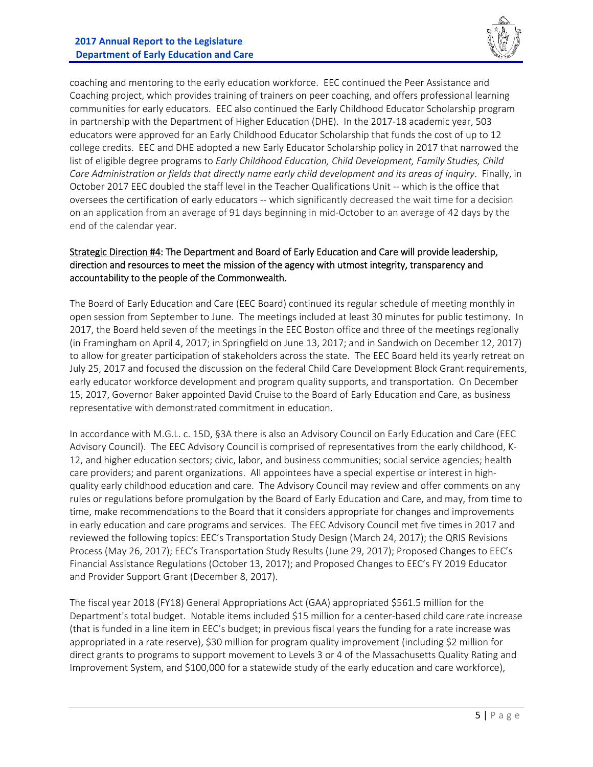coaching and mentoring to the early education workforce. EEC continued the Peer Assistance and Coaching project, which provides training of trainers on peer coaching, and offers professional learning communities for early educators. EEC also continued the Early Childhood Educator Scholarship program in partnership with the Department of Higher Education (DHE). In the 2017-18 academic year, 503 educators were approved for an Early Childhood Educator Scholarship that funds the cost of up to 12 college credits. EEC and DHE adopted a new Early Educator Scholarship policy in 2017 that narrowed the list of eligible degree programs to *Early Childhood Education, Child Development, Family Studies, Child Care Administration or fields that directly name early child development and its areas of inquiry*. Finally, in October 2017 EEC doubled the staff level in the Teacher Qualifications Unit -- which is the office that oversees the certification of early educators -- which significantly decreased the wait time for a decision on an application from an average of 91 days beginning in mid-October to an average of 42 days by the end of the calendar year.

<u>Strategic Direction #4</u>: The Department and Board of Early Education and Care will provide leadership, direction and resources to meet the mission of the agency with utmost integrity, transparency and accountability to the people of the Commonwealth.

The Board of Early Education and Care (EEC Board) continued its regular schedule of meeting monthly in open session from September to June. The meetings included at least 30 minutes for public testimony. In 2017, the Board held seven of the meetings in the EEC Boston office and three of the meetings regionally (in Framingham on April 4, 2017; in Springfield on June 13, 2017; and in Sandwich on December 12, 2017) to allow for greater participation of stakeholders across the state. The EEC Board held its yearly retreat on July 25, 2017 and focused the discussion on the federal Child Care Development Block Grant requirements, early educator workforce development and program quality supports, and transportation. On December 15, 2017, Governor Baker appointed David Cruise to the Board of Early Education and Care, as business representative with demonstrated commitment in education.

In accordance with M.G.L. c. 15D, §3A there is also an Advisory Council on Early Education and Care (EEC Advisory Council). The EEC Advisory Council is comprised of representatives from the early childhood, K-12, and higher education sectors; civic, labor, and business communities; social service agencies; health care providers; and parent organizations. All appointees have a special expertise or interest in high-quality early childhood education and care. The Advisory Council may review and offer comments on any rules or regulations before promulgation by the Board of Early Education and Care, and may, from time to time, make recommendations to the Board that it considers appropriate for changes and improvements in early education and care programs and services. The EEC Advisory Council met five times in 2017 and reviewed the following topics: EEC's Transportation Study Design (March 24, 2017); the QRIS Revisions Process (May 26, 2017); EEC's Transportation Study Results (June 29, 2017); Proposed Changes to EEC's Financial Assistance Regulations (October 13, 2017); and Proposed Changes to EEC's FY 2019 Educator and Provider Support Grant (December 8, 2017).

The fiscal year 2018 (FY18) General Appropriations Act (GAA) appropriated $561.5 million for the Department's total budget. Notable items included $15 million for a center-based child care rate increase (that is funded in a line item in EEC's budget; in previous fiscal years the funding for a rate increase was appropriated in a rate reserve), $30 million for program quality improvement (including $2 million for direct grants to programs to support movement to Levels 3 or 4 of the Massachusetts Quality Rating and Improvement System, and $100,000 for a statewide study of the early education and care workforce),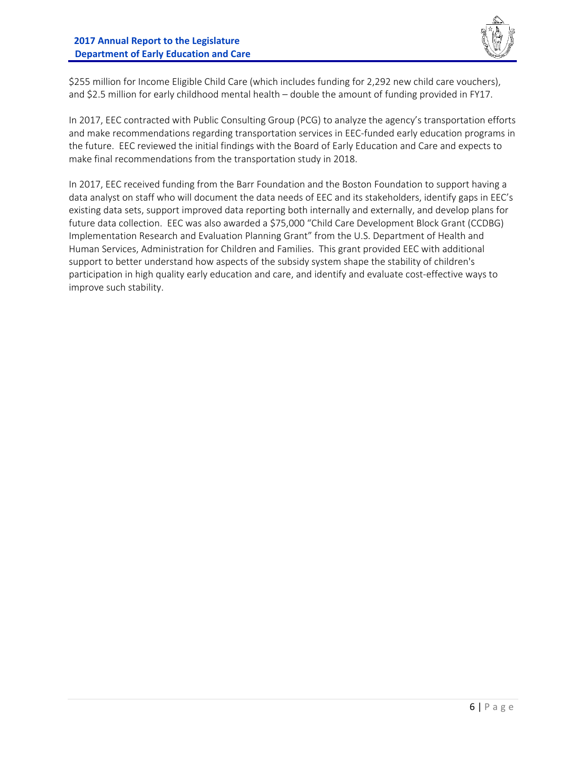$255 million for Income Eligible Child Care (which includes funding for 2,292 new child care vouchers), and $2.5 million for early childhood mental health – double the amount of funding provided in FY17.

In 2017, EEC contracted with Public Consulting Group (PCG) to analyze the agency's transportation efforts and make recommendations regarding transportation services in EEC-funded early education programs in the future. EEC reviewed the initial findings with the Board of Early Education and Care and expects to make final recommendations from the transportation study in 2018.

In 2017, EEC received funding from the Barr Foundation and the Boston Foundation to support having a data analyst on staff who will document the data needs of EEC and its stakeholders, identify gaps in EEC's existing data sets, support improved data reporting both internally and externally, and develop plans for future data collection. EEC was also awarded a $75,000 "Child Care Development Block Grant (CCDBG) Implementation Research and Evaluation Planning Grant" from the U.S. Department of Health and Human Services, Administration for Children and Families. This grant provided EEC with additional support to better understand how aspects of the subsidy system shape the stability of children's participation in high quality early education and care, and identify and evaluate cost-effective ways to improve such stability.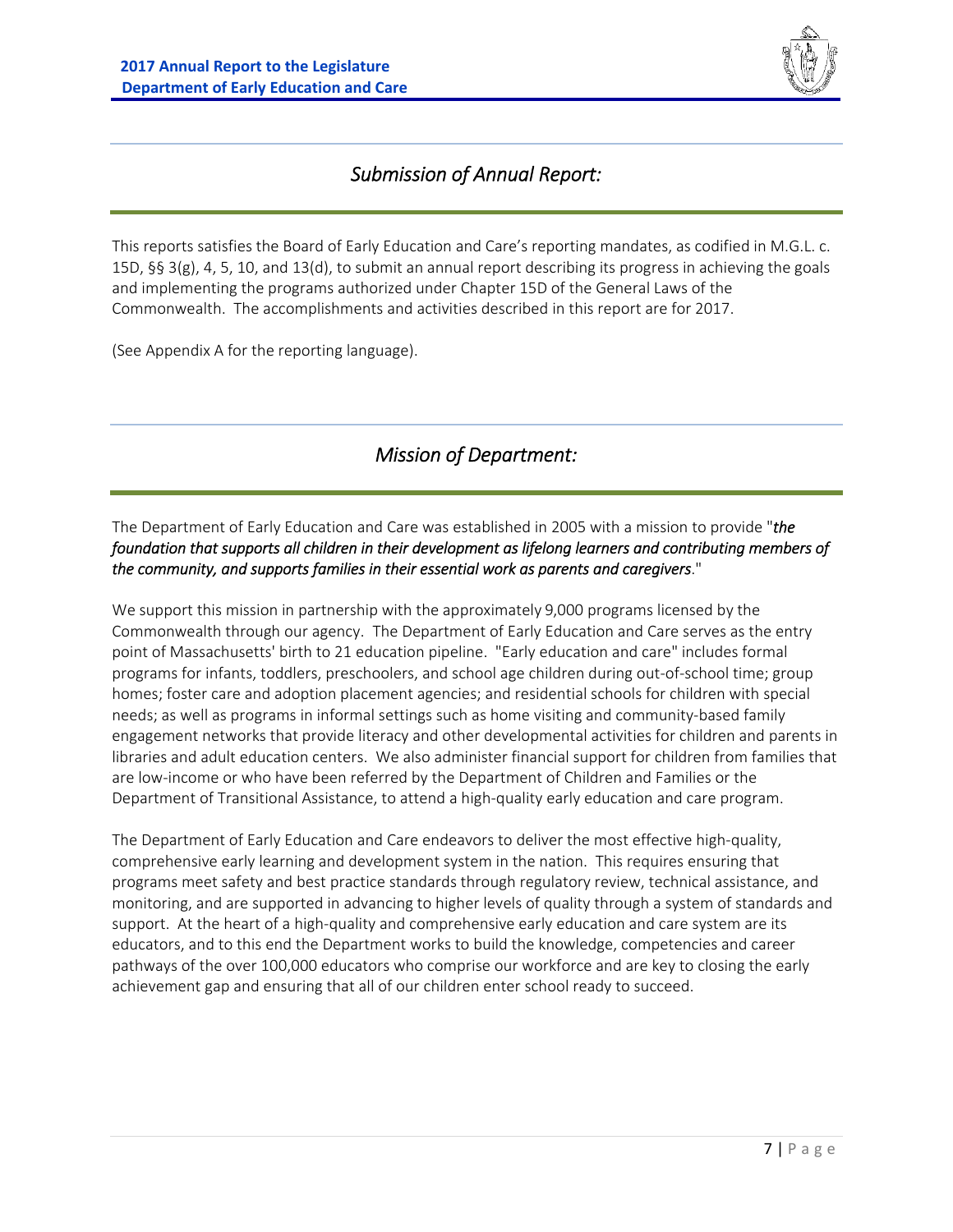## *Submission of Annual Report:*

This reports satisfies the Board of Early Education and Care's reporting mandates, as codified in M.G.L. c. 15D, §§ 3(g), 4, 5, 10, and 13(d), to submit an annual report describing its progress in achieving the goals and implementing the programs authorized under Chapter 15D of the General Laws of the Commonwealth. The accomplishments and activities described in this report are for 2017.

(See Appendix A for the reporting language).

## *Mission of Department:*

The Department of Early Education and Care was established in 2005 with a mission to provide "***the** foundation that supports all children in their development as lifelong learners and contributing members of the community, and supports families in their essential work as parents and caregivers*."

We support this mission in partnership with the approximately 9,000 programs licensed by the Commonwealth through our agency. The Department of Early Education and Care serves as the entry point of Massachusetts' birth to 21 education pipeline. "Early education and care" includes formal programs for infants, toddlers, preschoolers, and school age children during out-of-school time; group homes; foster care and adoption placement agencies; and residential schools for children with special needs; as well as programs in informal settings such as home visiting and community-based family engagement networks that provide literacy and other developmental activities for children and parents in libraries and adult education centers. We also administer financial support for children from families that are low-income or who have been referred by the Department of Children and Families or the Department of Transitional Assistance, to attend a high-quality early education and care program.

The Department of Early Education and Care endeavors to deliver the most effective high-quality, comprehensive early learning and development system in the nation. This requires ensuring that programs meet safety and best practice standards through regulatory review, technical assistance, and monitoring, and are supported in advancing to higher levels of quality through a system of standards and support. At the heart of a high-quality and comprehensive early education and care system are its educators, and to this end the Department works to build the knowledge, competencies and career pathways of the over 100,000 educators who comprise our workforce and are key to closing the early achievement gap and ensuring that all of our children enter school ready to succeed.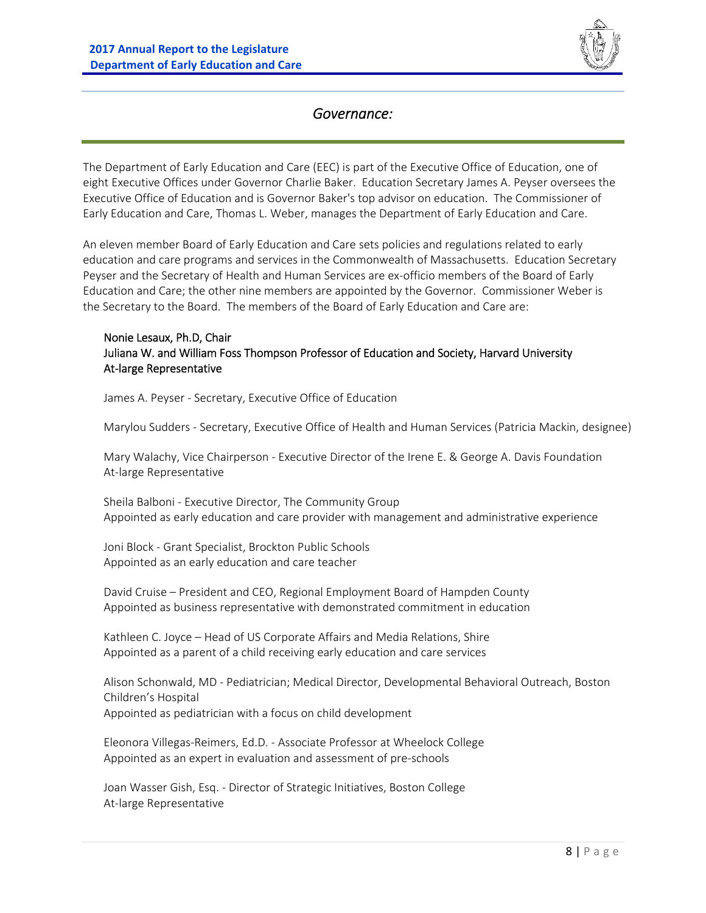## *Governance:*

The Department of Early Education and Care (EEC) is part of the Executive Office of Education, one of eight Executive Offices under Governor Charlie Baker. Education Secretary James A. Peyser oversees the Executive Office of Education and is Governor Baker's top advisor on education. The Commissioner of Early Education and Care, Thomas L. Weber, manages the Department of Early Education and Care.

An eleven member Board of Early Education and Care sets policies and regulations related to early education and care programs and services in the Commonwealth of Massachusetts. Education Secretary Peyser and the Secretary of Health and Human Services are ex-officio members of the Board of Early Education and Care; the other nine members are appointed by the Governor. Commissioner Weber is the Secretary to the Board. The members of the Board of Early Education and Care are:

Nonie Lesaux, Ph.D, Chair
Juliana W. and William Foss Thompson Professor of Education and Society, Harvard University
At-large Representative

James A. Peyser - Secretary, Executive Office of Education

Marylou Sudders - Secretary, Executive Office of Health and Human Services (Patricia Mackin, designee)

Mary Walachy, Vice Chairperson - Executive Director of the Irene E. & George A. Davis Foundation
At-large Representative

Sheila Balboni - Executive Director, The Community Group
Appointed as early education and care provider with management and administrative experience

Joni Block - Grant Specialist, Brockton Public Schools
Appointed as an early education and care teacher

David Cruise – President and CEO, Regional Employment Board of Hampden County
Appointed as business representative with demonstrated commitment in education

Kathleen C. Joyce – Head of US Corporate Affairs and Media Relations, Shire
Appointed as a parent of a child receiving early education and care services

Alison Schonwald, MD - Pediatrician; Medical Director, Developmental Behavioral Outreach, Boston Children's Hospital
Appointed as pediatrician with a focus on child development

Eleonora Villegas-Reimers, Ed.D. - Associate Professor at Wheelock College
Appointed as an expert in evaluation and assessment of pre-schools

Joan Wasser Gish, Esq. - Director of Strategic Initiatives, Boston College
At-large Representative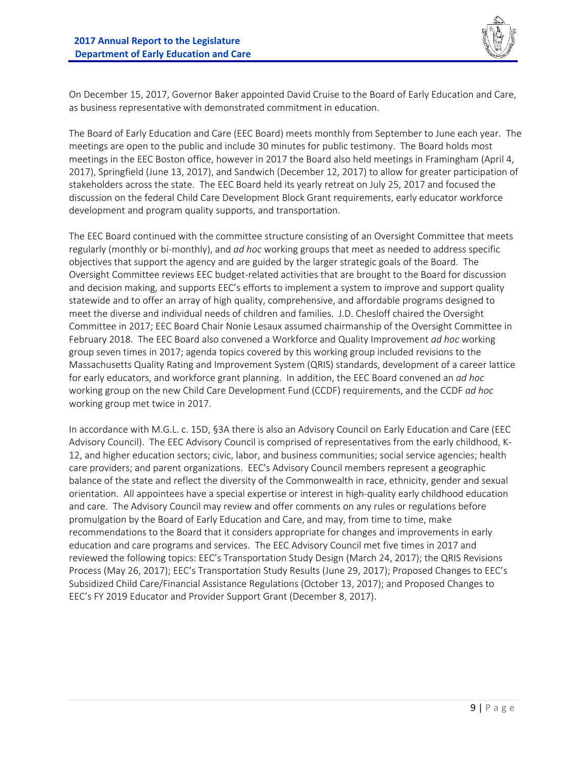On December 15, 2017, Governor Baker appointed David Cruise to the Board of Early Education and Care, as business representative with demonstrated commitment in education.

The Board of Early Education and Care (EEC Board) meets monthly from September to June each year. The meetings are open to the public and include 30 minutes for public testimony. The Board holds most meetings in the EEC Boston office, however in 2017 the Board also held meetings in Framingham (April 4, 2017), Springfield (June 13, 2017), and Sandwich (December 12, 2017) to allow for greater participation of stakeholders across the state. The EEC Board held its yearly retreat on July 25, 2017 and focused the discussion on the federal Child Care Development Block Grant requirements, early educator workforce development and program quality supports, and transportation.

The EEC Board continued with the committee structure consisting of an Oversight Committee that meets regularly (monthly or bi-monthly), and *ad hoc* working groups that meet as needed to address specific objectives that support the agency and are guided by the larger strategic goals of the Board. The Oversight Committee reviews EEC budget-related activities that are brought to the Board for discussion and decision making, and supports EEC's efforts to implement a system to improve and support quality statewide and to offer an array of high quality, comprehensive, and affordable programs designed to meet the diverse and individual needs of children and families. J.D. Chesloff chaired the Oversight Committee in 2017; EEC Board Chair Nonie Lesaux assumed chairmanship of the Oversight Committee in February 2018. The EEC Board also convened a Workforce and Quality Improvement *ad hoc* working group seven times in 2017; agenda topics covered by this working group included revisions to the Massachusetts Quality Rating and Improvement System (QRIS) standards, development of a career lattice for early educators, and workforce grant planning. In addition, the EEC Board convened an *ad hoc* working group on the new Child Care Development Fund (CCDF) requirements, and the CCDF *ad hoc* working group met twice in 2017.

In accordance with M.G.L. c. 15D, §3A there is also an Advisory Council on Early Education and Care (EEC Advisory Council). The EEC Advisory Council is comprised of representatives from the early childhood, K-12, and higher education sectors; civic, labor, and business communities; social service agencies; health care providers; and parent organizations. EEC's Advisory Council members represent a geographic balance of the state and reflect the diversity of the Commonwealth in race, ethnicity, gender and sexual orientation. All appointees have a special expertise or interest in high-quality early childhood education and care. The Advisory Council may review and offer comments on any rules or regulations before promulgation by the Board of Early Education and Care, and may, from time to time, make recommendations to the Board that it considers appropriate for changes and improvements in early education and care programs and services. The EEC Advisory Council met five times in 2017 and reviewed the following topics: EEC's Transportation Study Design (March 24, 2017); the QRIS Revisions Process (May 26, 2017); EEC's Transportation Study Results (June 29, 2017); Proposed Changes to EEC's Subsidized Child Care/Financial Assistance Regulations (October 13, 2017); and Proposed Changes to EEC's FY 2019 Educator and Provider Support Grant (December 8, 2017).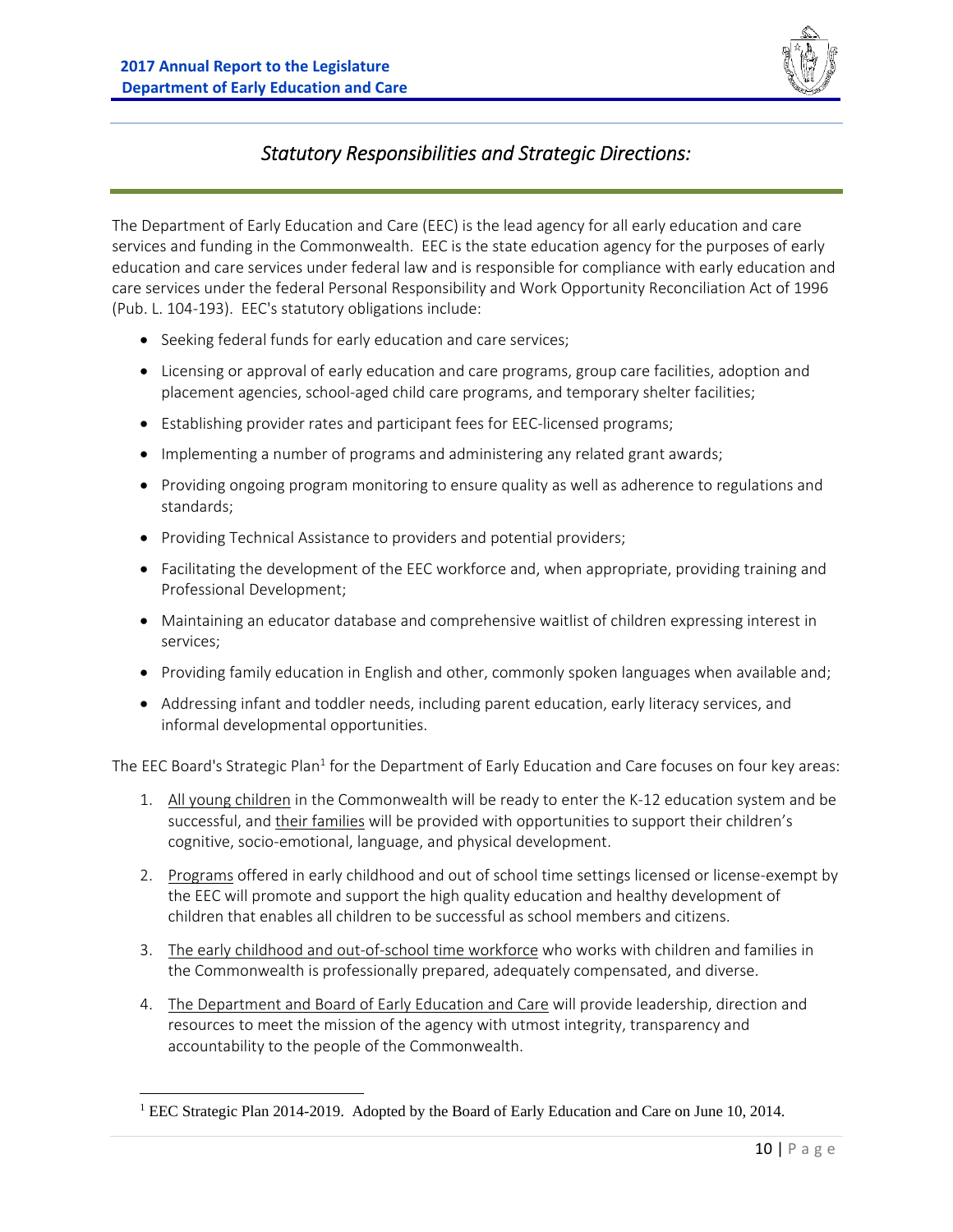## *Statutory Responsibilities and Strategic Directions:*

The Department of Early Education and Care (EEC) is the lead agency for all early education and care services and funding in the Commonwealth. EEC is the state education agency for the purposes of early education and care services under federal law and is responsible for compliance with early education and care services under the federal Personal Responsibility and Work Opportunity Reconciliation Act of 1996 (Pub. L. 104-193). EEC's statutory obligations include:

- Seeking federal funds for early education and care services;
- Licensing or approval of early education and care programs, group care facilities, adoption and placement agencies, school-aged child care programs, and temporary shelter facilities;
- Establishing provider rates and participant fees for EEC-licensed programs;
- Implementing a number of programs and administering any related grant awards;
- Providing ongoing program monitoring to ensure quality as well as adherence to regulations and standards;
- Providing Technical Assistance to providers and potential providers;
- Facilitating the development of the EEC workforce and, when appropriate, providing training and Professional Development;
- Maintaining an educator database and comprehensive waitlist of children expressing interest in services;
- Providing family education in English and other, commonly spoken languages when available and;
- Addressing infant and toddler needs, including parent education, early literacy services, and informal developmental opportunities.

The EEC Board's Strategic Plan[1] for the Department of Early Education and Care focuses on four key areas:

1. All young children in the Commonwealth will be ready to enter the K-12 education system and be successful, and their families will be provided with opportunities to support their children's cognitive, socio-emotional, language, and physical development.
2. Programs offered in early childhood and out of school time settings licensed or license-exempt by the EEC will promote and support the high quality education and healthy development of children that enables all children to be successful as school members and citizens.
3. The early childhood and out-of-school time workforce who works with children and families in the Commonwealth is professionally prepared, adequately compensated, and diverse.
4. The Department and Board of Early Education and Care will provide leadership, direction and resources to meet the mission of the agency with utmost integrity, transparency and accountability to the people of the Commonwealth.

[1] EEC Strategic Plan 2014-2019. Adopted by the Board of Early Education and Care on June 10, 2014.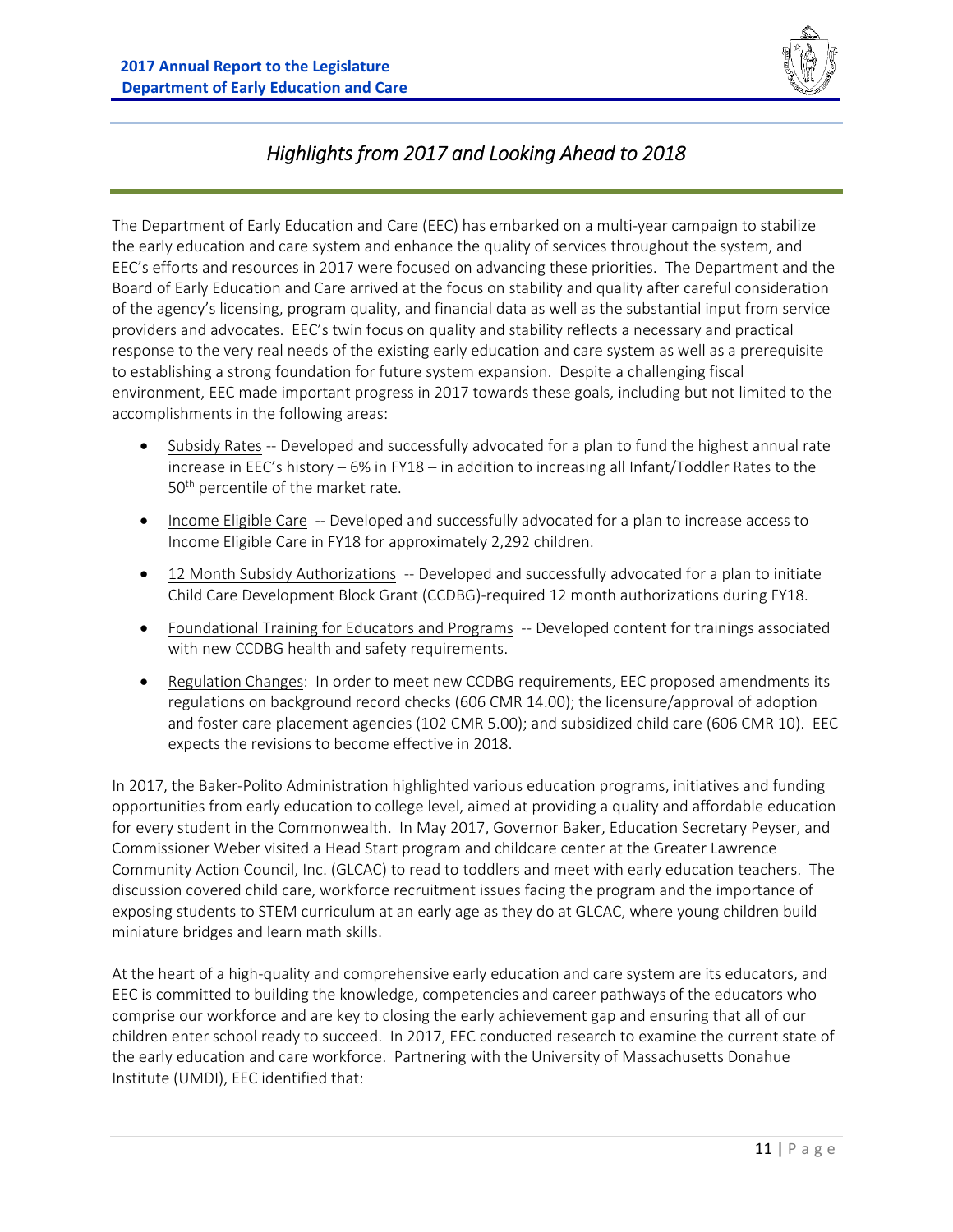## *Highlights from 2017 and Looking Ahead to 2018*

The Department of Early Education and Care (EEC) has embarked on a multi-year campaign to stabilize the early education and care system and enhance the quality of services throughout the system, and EEC's efforts and resources in 2017 were focused on advancing these priorities. The Department and the Board of Early Education and Care arrived at the focus on stability and quality after careful consideration of the agency's licensing, program quality, and financial data as well as the substantial input from service providers and advocates. EEC's twin focus on quality and stability reflects a necessary and practical response to the very real needs of the existing early education and care system as well as a prerequisite to establishing a strong foundation for future system expansion. Despite a challenging fiscal environment, EEC made important progress in 2017 towards these goals, including but not limited to the accomplishments in the following areas:

- Subsidy Rates -- Developed and successfully advocated for a plan to fund the highest annual rate increase in EEC's history – 6% in FY18 – in addition to increasing all Infant/Toddler Rates to the 50th percentile of the market rate.
- Income Eligible Care -- Developed and successfully advocated for a plan to increase access to Income Eligible Care in FY18 for approximately 2,292 children.
- 12 Month Subsidy Authorizations -- Developed and successfully advocated for a plan to initiate Child Care Development Block Grant (CCDBG)-required 12 month authorizations during FY18.
- Foundational Training for Educators and Programs -- Developed content for trainings associated with new CCDBG health and safety requirements.
- Regulation Changes: In order to meet new CCDBG requirements, EEC proposed amendments its regulations on background record checks (606 CMR 14.00); the licensure/approval of adoption and foster care placement agencies (102 CMR 5.00); and subsidized child care (606 CMR 10). EEC expects the revisions to become effective in 2018.

In 2017, the Baker-Polito Administration highlighted various education programs, initiatives and funding opportunities from early education to college level, aimed at providing a quality and affordable education for every student in the Commonwealth. In May 2017, Governor Baker, Education Secretary Peyser, and Commissioner Weber visited a Head Start program and childcare center at the Greater Lawrence Community Action Council, Inc. (GLCAC) to read to toddlers and meet with early education teachers. The discussion covered child care, workforce recruitment issues facing the program and the importance of exposing students to STEM curriculum at an early age as they do at GLCAC, where young children build miniature bridges and learn math skills.

At the heart of a high-quality and comprehensive early education and care system are its educators, and EEC is committed to building the knowledge, competencies and career pathways of the educators who comprise our workforce and are key to closing the early achievement gap and ensuring that all of our children enter school ready to succeed. In 2017, EEC conducted research to examine the current state of the early education and care workforce. Partnering with the University of Massachusetts Donahue Institute (UMDI), EEC identified that: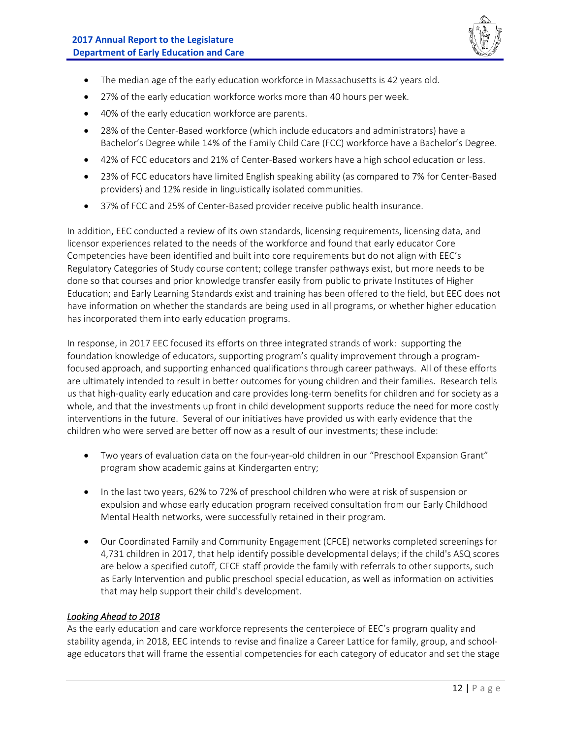- The median age of the early education workforce in Massachusetts is 42 years old.
- 27% of the early education workforce works more than 40 hours per week.
- 40% of the early education workforce are parents.
- 28% of the Center-Based workforce (which include educators and administrators) have a Bachelor's Degree while 14% of the Family Child Care (FCC) workforce have a Bachelor's Degree.
- 42% of FCC educators and 21% of Center-Based workers have a high school education or less.
- 23% of FCC educators have limited English speaking ability (as compared to 7% for Center-Based providers) and 12% reside in linguistically isolated communities.
- 37% of FCC and 25% of Center-Based provider receive public health insurance.

In addition, EEC conducted a review of its own standards, licensing requirements, licensing data, and licensor experiences related to the needs of the workforce and found that early educator Core Competencies have been identified and built into core requirements but do not align with EEC's Regulatory Categories of Study course content; college transfer pathways exist, but more needs to be done so that courses and prior knowledge transfer easily from public to private Institutes of Higher Education; and Early Learning Standards exist and training has been offered to the field, but EEC does not have information on whether the standards are being used in all programs, or whether higher education has incorporated them into early education programs.

In response, in 2017 EEC focused its efforts on three integrated strands of work: supporting the foundation knowledge of educators, supporting program's quality improvement through a program-focused approach, and supporting enhanced qualifications through career pathways. All of these efforts are ultimately intended to result in better outcomes for young children and their families. Research tells us that high-quality early education and care provides long-term benefits for children and for society as a whole, and that the investments up front in child development supports reduce the need for more costly interventions in the future. Several of our initiatives have provided us with early evidence that the children who were served are better off now as a result of our investments; these include:

- Two years of evaluation data on the four-year-old children in our "Preschool Expansion Grant" program show academic gains at Kindergarten entry;

- In the last two years, 62% to 72% of preschool children who were at risk of suspension or expulsion and whose early education program received consultation from our Early Childhood Mental Health networks, were successfully retained in their program.

- Our Coordinated Family and Community Engagement (CFCE) networks completed screenings for 4,731 children in 2017, that help identify possible developmental delays; if the child's ASQ scores are below a specified cutoff, CFCE staff provide the family with referrals to other supports, such as Early Intervention and public preschool special education, as well as information on activities that may help support their child's development.

*Looking Ahead to 2018*

As the early education and care workforce represents the centerpiece of EEC's program quality and stability agenda, in 2018, EEC intends to revise and finalize a Career Lattice for family, group, and school-age educators that will frame the essential competencies for each category of educator and set the stage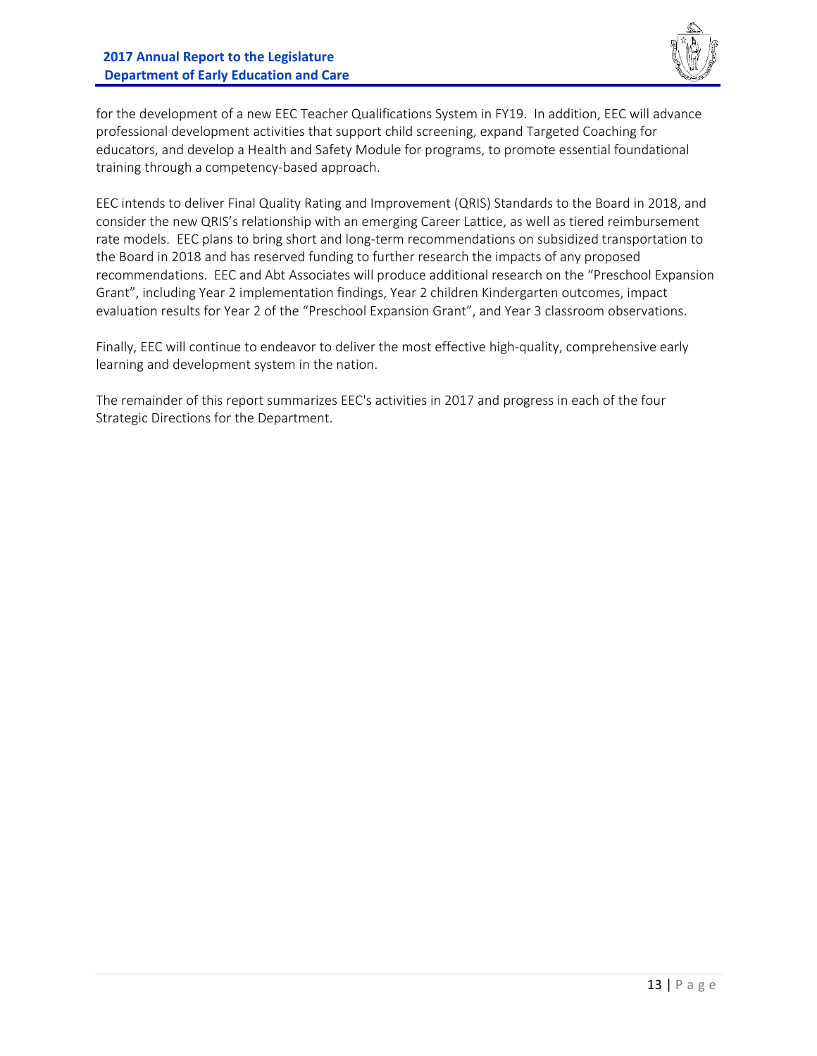for the development of a new EEC Teacher Qualifications System in FY19. In addition, EEC will advance professional development activities that support child screening, expand Targeted Coaching for educators, and develop a Health and Safety Module for programs, to promote essential foundational training through a competency-based approach.

EEC intends to deliver Final Quality Rating and Improvement (QRIS) Standards to the Board in 2018, and consider the new QRIS's relationship with an emerging Career Lattice, as well as tiered reimbursement rate models. EEC plans to bring short and long-term recommendations on subsidized transportation to the Board in 2018 and has reserved funding to further research the impacts of any proposed recommendations. EEC and Abt Associates will produce additional research on the "Preschool Expansion Grant", including Year 2 implementation findings, Year 2 children Kindergarten outcomes, impact evaluation results for Year 2 of the "Preschool Expansion Grant", and Year 3 classroom observations.

Finally, EEC will continue to endeavor to deliver the most effective high-quality, comprehensive early learning and development system in the nation.

The remainder of this report summarizes EEC's activities in 2017 and progress in each of the four Strategic Directions for the Department.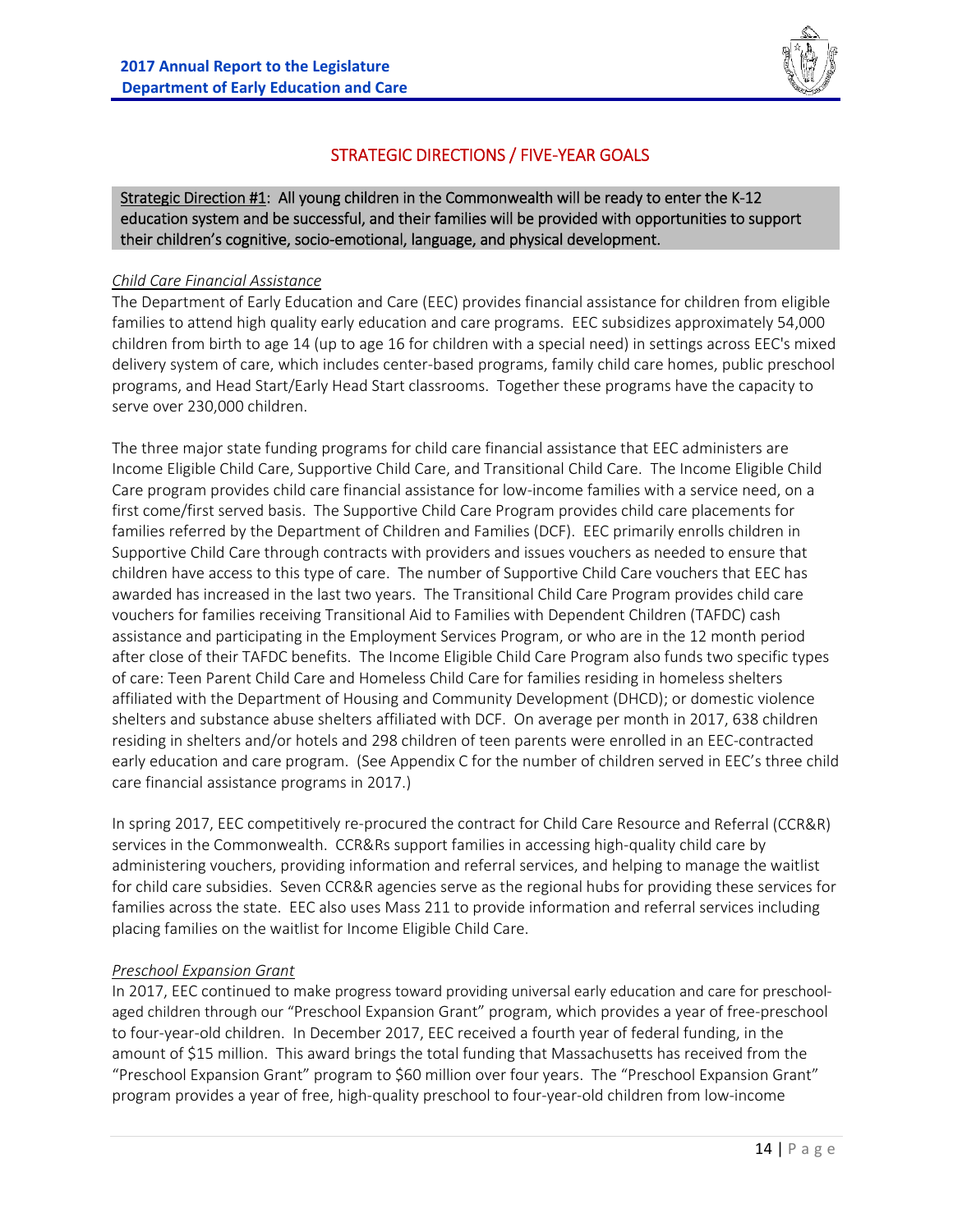## STRATEGIC DIRECTIONS / FIVE-YEAR GOALS

**Strategic Direction #1: All young children in the Commonwealth will be ready to enter the K-12 education system and be successful, and their families will be provided with opportunities to support their children's cognitive, socio-emotional, language, and physical development.**

*Child Care Financial Assistance*

The Department of Early Education and Care (EEC) provides financial assistance for children from eligible families to attend high quality early education and care programs. EEC subsidizes approximately 54,000 children from birth to age 14 (up to age 16 for children with a special need) in settings across EEC's mixed delivery system of care, which includes center-based programs, family child care homes, public preschool programs, and Head Start/Early Head Start classrooms. Together these programs have the capacity to serve over 230,000 children.

The three major state funding programs for child care financial assistance that EEC administers are Income Eligible Child Care, Supportive Child Care, and Transitional Child Care. The Income Eligible Child Care program provides child care financial assistance for low-income families with a service need, on a first come/first served basis. The Supportive Child Care Program provides child care placements for families referred by the Department of Children and Families (DCF). EEC primarily enrolls children in Supportive Child Care through contracts with providers and issues vouchers as needed to ensure that children have access to this type of care. The number of Supportive Child Care vouchers that EEC has awarded has increased in the last two years. The Transitional Child Care Program provides child care vouchers for families receiving Transitional Aid to Families with Dependent Children (TAFDC) cash assistance and participating in the Employment Services Program, or who are in the 12 month period after close of their TAFDC benefits. The Income Eligible Child Care Program also funds two specific types of care: Teen Parent Child Care and Homeless Child Care for families residing in homeless shelters affiliated with the Department of Housing and Community Development (DHCD); or domestic violence shelters and substance abuse shelters affiliated with DCF. On average per month in 2017, 638 children residing in shelters and/or hotels and 298 children of teen parents were enrolled in an EEC-contracted early education and care program. (See Appendix C for the number of children served in EEC's three child care financial assistance programs in 2017.)

In spring 2017, EEC competitively re-procured the contract for Child Care Resource and Referral (CCR&R) services in the Commonwealth. CCR&Rs support families in accessing high-quality child care by administering vouchers, providing information and referral services, and helping to manage the waitlist for child care subsidies. Seven CCR&R agencies serve as the regional hubs for providing these services for families across the state. EEC also uses Mass 211 to provide information and referral services including placing families on the waitlist for Income Eligible Child Care.

*Preschool Expansion Grant*

In 2017, EEC continued to make progress toward providing universal early education and care for preschool-aged children through our "Preschool Expansion Grant" program, which provides a year of free-preschool to four-year-old children. In December 2017, EEC received a fourth year of federal funding, in the amount of $15 million. This award brings the total funding that Massachusetts has received from the "Preschool Expansion Grant" program to $60 million over four years. The "Preschool Expansion Grant" program provides a year of free, high-quality preschool to four-year-old children from low-income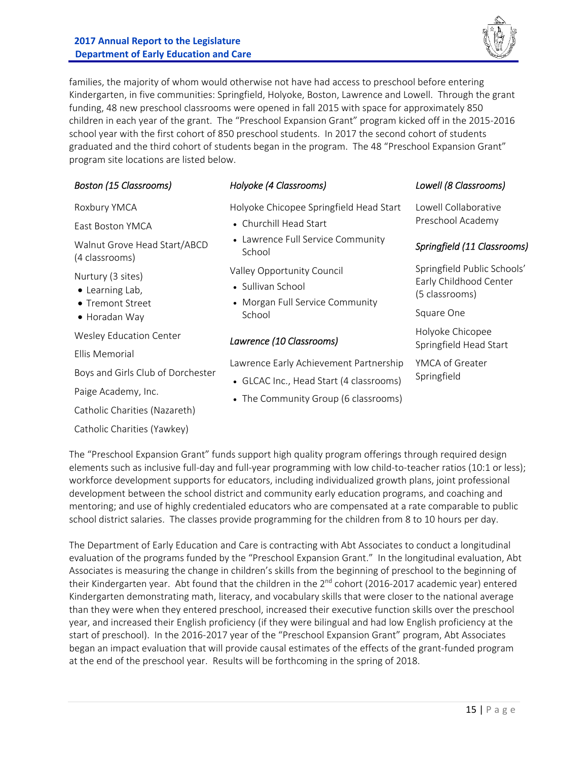families, the majority of whom would otherwise not have had access to preschool before entering Kindergarten, in five communities: Springfield, Holyoke, Boston, Lawrence and Lowell. Through the grant funding, 48 new preschool classrooms were opened in fall 2015 with space for approximately 850 children in each year of the grant. The "Preschool Expansion Grant" program kicked off in the 2015-2016 school year with the first cohort of 850 preschool students. In 2017 the second cohort of students graduated and the third cohort of students began in the program. The 48 "Preschool Expansion Grant" program site locations are listed below.

*Boston (15 Classrooms)*

Roxbury YMCA

East Boston YMCA

Walnut Grove Head Start/ABCD (4 classrooms)

Nurtury (3 sites)
- Learning Lab,
- Tremont Street
- Horadan Way

Wesley Education Center

Ellis Memorial

Boys and Girls Club of Dorchester

Paige Academy, Inc.

Catholic Charities (Nazareth)

Catholic Charities (Yawkey)

*Holyoke (4 Classrooms)*

Holyoke Chicopee Springfield Head Start
- Churchill Head Start
- Lawrence Full Service Community School

Valley Opportunity Council
- Sullivan School
- Morgan Full Service Community School

*Lawrence (10 Classrooms)*

Lawrence Early Achievement Partnership
- GLCAC Inc., Head Start (4 classrooms)
- The Community Group (6 classrooms)

*Lowell (8 Classrooms)*

Lowell Collaborative Preschool Academy

*Springfield (11 Classrooms)*

Springfield Public Schools' Early Childhood Center (5 classrooms)

Square One

Holyoke Chicopee Springfield Head Start

YMCA of Greater Springfield

The "Preschool Expansion Grant" funds support high quality program offerings through required design elements such as inclusive full-day and full-year programming with low child-to-teacher ratios (10:1 or less); workforce development supports for educators, including individualized growth plans, joint professional development between the school district and community early education programs, and coaching and mentoring; and use of highly credentialed educators who are compensated at a rate comparable to public school district salaries. The classes provide programming for the children from 8 to 10 hours per day.

The Department of Early Education and Care is contracting with Abt Associates to conduct a longitudinal evaluation of the programs funded by the "Preschool Expansion Grant." In the longitudinal evaluation, Abt Associates is measuring the change in children's skills from the beginning of preschool to the beginning of their Kindergarten year. Abt found that the children in the 2nd cohort (2016-2017 academic year) entered Kindergarten demonstrating math, literacy, and vocabulary skills that were closer to the national average than they were when they entered preschool, increased their executive function skills over the preschool year, and increased their English proficiency (if they were bilingual and had low English proficiency at the start of preschool). In the 2016-2017 year of the "Preschool Expansion Grant" program, Abt Associates began an impact evaluation that will provide causal estimates of the effects of the grant-funded program at the end of the preschool year. Results will be forthcoming in the spring of 2018.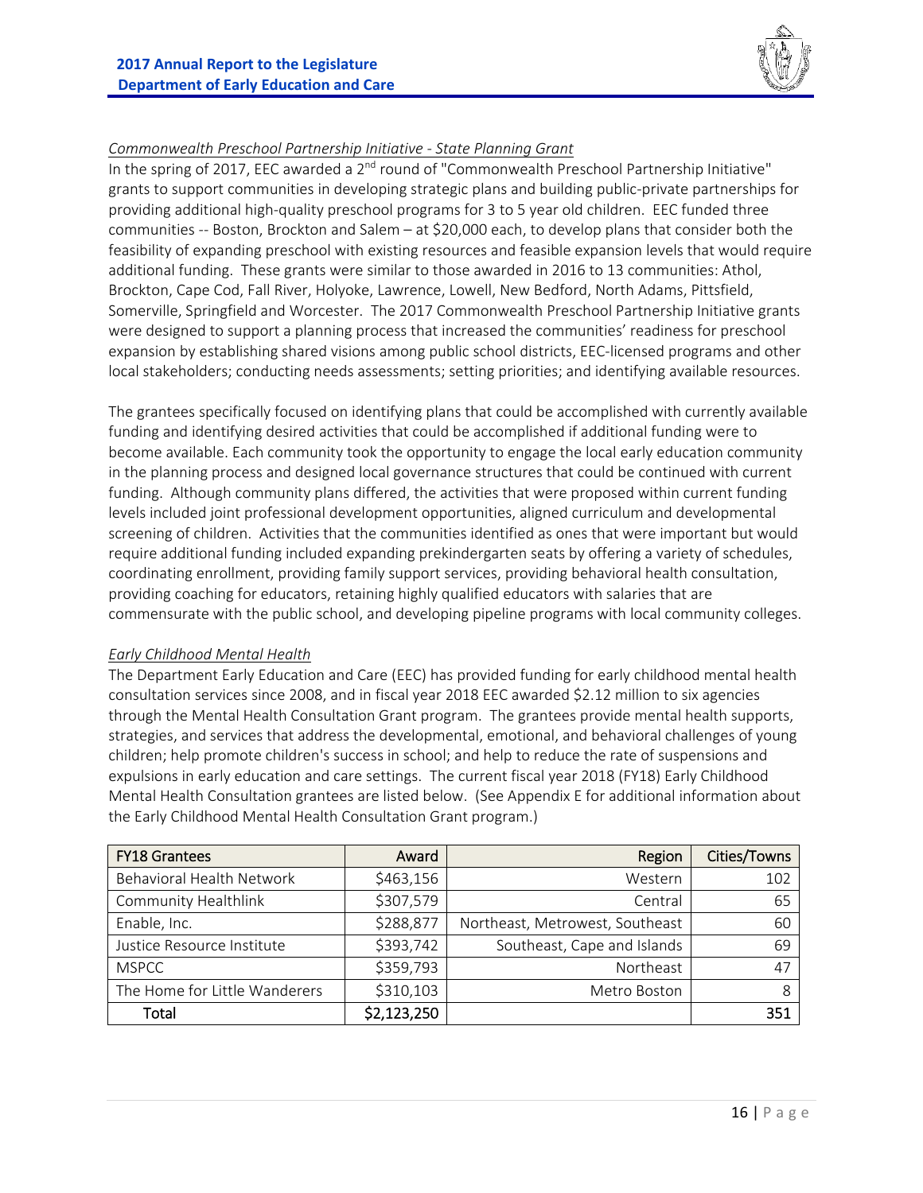*Commonwealth Preschool Partnership Initiative - State Planning Grant*

In the spring of 2017, EEC awarded a 2nd round of "Commonwealth Preschool Partnership Initiative" grants to support communities in developing strategic plans and building public-private partnerships for providing additional high-quality preschool programs for 3 to 5 year old children. EEC funded three communities -- Boston, Brockton and Salem – at $20,000 each, to develop plans that consider both the feasibility of expanding preschool with existing resources and feasible expansion levels that would require additional funding. These grants were similar to those awarded in 2016 to 13 communities: Athol, Brockton, Cape Cod, Fall River, Holyoke, Lawrence, Lowell, New Bedford, North Adams, Pittsfield, Somerville, Springfield and Worcester. The 2017 Commonwealth Preschool Partnership Initiative grants were designed to support a planning process that increased the communities' readiness for preschool expansion by establishing shared visions among public school districts, EEC-licensed programs and other local stakeholders; conducting needs assessments; setting priorities; and identifying available resources.

The grantees specifically focused on identifying plans that could be accomplished with currently available funding and identifying desired activities that could be accomplished if additional funding were to become available. Each community took the opportunity to engage the local early education community in the planning process and designed local governance structures that could be continued with current funding. Although community plans differed, the activities that were proposed within current funding levels included joint professional development opportunities, aligned curriculum and developmental screening of children. Activities that the communities identified as ones that were important but would require additional funding included expanding prekindergarten seats by offering a variety of schedules, coordinating enrollment, providing family support services, providing behavioral health consultation, providing coaching for educators, retaining highly qualified educators with salaries that are commensurate with the public school, and developing pipeline programs with local community colleges.

*Early Childhood Mental Health*

The Department Early Education and Care (EEC) has provided funding for early childhood mental health consultation services since 2008, and in fiscal year 2018 EEC awarded $2.12 million to six agencies through the Mental Health Consultation Grant program. The grantees provide mental health supports, strategies, and services that address the developmental, emotional, and behavioral challenges of young children; help promote children's success in school; and help to reduce the rate of suspensions and expulsions in early education and care settings. The current fiscal year 2018 (FY18) Early Childhood Mental Health Consultation grantees are listed below. (See Appendix E for additional information about the Early Childhood Mental Health Consultation Grant program.)

| FY18 Grantees | Award | Region | Cities/Towns |
|---|---:|---:|---:|
| Behavioral Health Network | $463,156 | Western | 102 |
| Community Healthlink | $307,579 | Central | 65 |
| Enable, Inc. | $288,877 | Northeast, Metrowest, Southeast | 60 |
| Justice Resource Institute | $393,742 | Southeast, Cape and Islands | 69 |
| MSPCC | $359,793 | Northeast | 47 |
| The Home for Little Wanderers | $310,103 | Metro Boston | 8 |
| **Total** | **$2,123,250** | | **351** |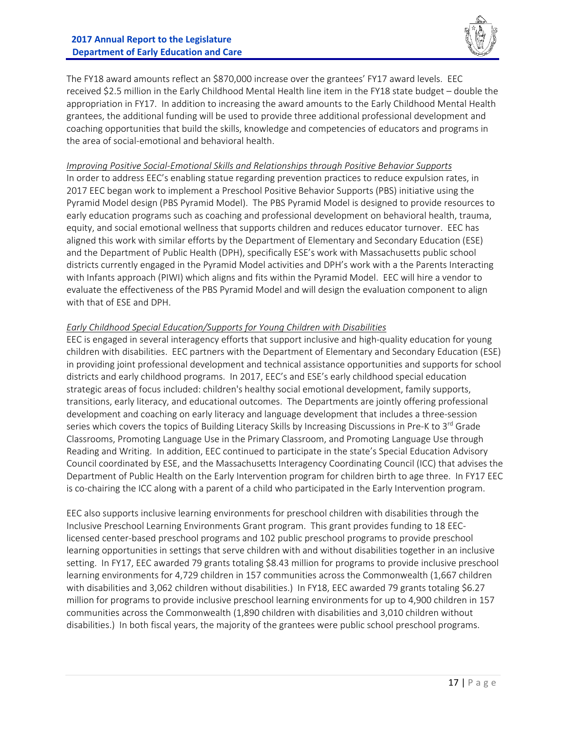The FY18 award amounts reflect an $870,000 increase over the grantees' FY17 award levels. EEC received $2.5 million in the Early Childhood Mental Health line item in the FY18 state budget – double the appropriation in FY17. In addition to increasing the award amounts to the Early Childhood Mental Health grantees, the additional funding will be used to provide three additional professional development and coaching opportunities that build the skills, knowledge and competencies of educators and programs in the area of social-emotional and behavioral health.

*Improving Positive Social-Emotional Skills and Relationships through Positive Behavior Supports*

In order to address EEC's enabling statue regarding prevention practices to reduce expulsion rates, in 2017 EEC began work to implement a Preschool Positive Behavior Supports (PBS) initiative using the Pyramid Model design (PBS Pyramid Model). The PBS Pyramid Model is designed to provide resources to early education programs such as coaching and professional development on behavioral health, trauma, equity, and social emotional wellness that supports children and reduces educator turnover. EEC has aligned this work with similar efforts by the Department of Elementary and Secondary Education (ESE) and the Department of Public Health (DPH), specifically ESE's work with Massachusetts public school districts currently engaged in the Pyramid Model activities and DPH's work with a the Parents Interacting with Infants approach (PIWI) which aligns and fits within the Pyramid Model. EEC will hire a vendor to evaluate the effectiveness of the PBS Pyramid Model and will design the evaluation component to align with that of ESE and DPH.

*Early Childhood Special Education/Supports for Young Children with Disabilities*

EEC is engaged in several interagency efforts that support inclusive and high-quality education for young children with disabilities. EEC partners with the Department of Elementary and Secondary Education (ESE) in providing joint professional development and technical assistance opportunities and supports for school districts and early childhood programs. In 2017, EEC's and ESE's early childhood special education strategic areas of focus included: children's healthy social emotional development, family supports, transitions, early literacy, and educational outcomes. The Departments are jointly offering professional development and coaching on early literacy and language development that includes a three-session series which covers the topics of Building Literacy Skills by Increasing Discussions in Pre-K to 3rd Grade Classrooms, Promoting Language Use in the Primary Classroom, and Promoting Language Use through Reading and Writing. In addition, EEC continued to participate in the state's Special Education Advisory Council coordinated by ESE, and the Massachusetts Interagency Coordinating Council (ICC) that advises the Department of Public Health on the Early Intervention program for children birth to age three. In FY17 EEC is co-chairing the ICC along with a parent of a child who participated in the Early Intervention program.

EEC also supports inclusive learning environments for preschool children with disabilities through the Inclusive Preschool Learning Environments Grant program. This grant provides funding to 18 EEC-licensed center-based preschool programs and 102 public preschool programs to provide preschool learning opportunities in settings that serve children with and without disabilities together in an inclusive setting. In FY17, EEC awarded 79 grants totaling $8.43 million for programs to provide inclusive preschool learning environments for 4,729 children in 157 communities across the Commonwealth (1,667 children with disabilities and 3,062 children without disabilities.) In FY18, EEC awarded 79 grants totaling $6.27 million for programs to provide inclusive preschool learning environments for up to 4,900 children in 157 communities across the Commonwealth (1,890 children with disabilities and 3,010 children without disabilities.) In both fiscal years, the majority of the grantees were public school preschool programs.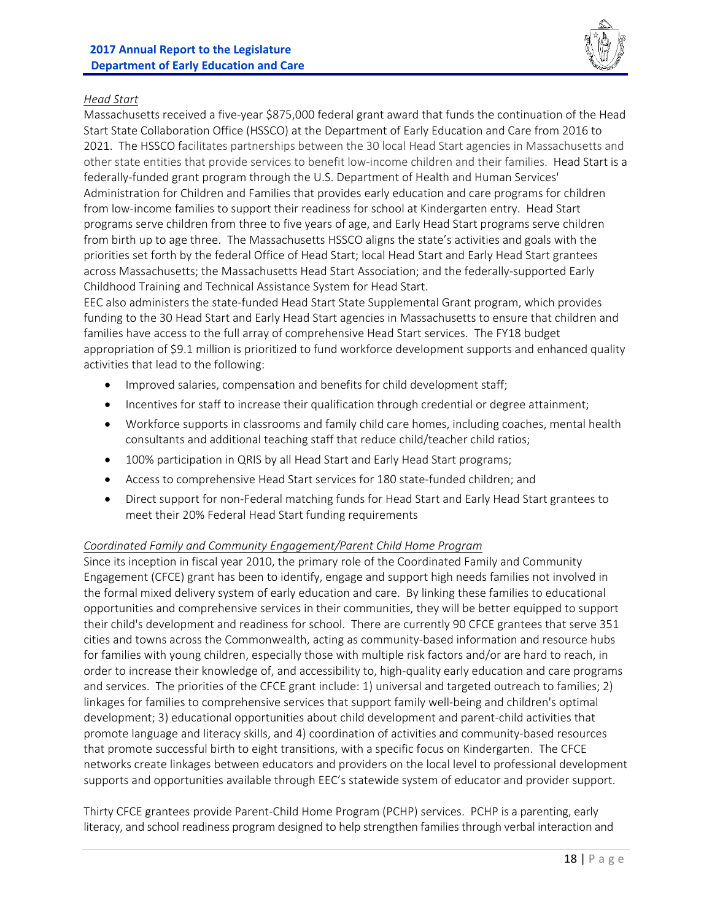*Head Start*

Massachusetts received a five-year $875,000 federal grant award that funds the continuation of the Head Start State Collaboration Office (HSSCO) at the Department of Early Education and Care from 2016 to 2021. The HSSCO facilitates partnerships between the 30 local Head Start agencies in Massachusetts and other state entities that provide services to benefit low-income children and their families. Head Start is a federally-funded grant program through the U.S. Department of Health and Human Services' Administration for Children and Families that provides early education and care programs for children from low-income families to support their readiness for school at Kindergarten entry. Head Start programs serve children from three to five years of age, and Early Head Start programs serve children from birth up to age three. The Massachusetts HSSCO aligns the state's activities and goals with the priorities set forth by the federal Office of Head Start; local Head Start and Early Head Start grantees across Massachusetts; the Massachusetts Head Start Association; and the federally-supported Early Childhood Training and Technical Assistance System for Head Start.

EEC also administers the state-funded Head Start State Supplemental Grant program, which provides funding to the 30 Head Start and Early Head Start agencies in Massachusetts to ensure that children and families have access to the full array of comprehensive Head Start services. The FY18 budget appropriation of $9.1 million is prioritized to fund workforce development supports and enhanced quality activities that lead to the following:

- Improved salaries, compensation and benefits for child development staff;
- Incentives for staff to increase their qualification through credential or degree attainment;
- Workforce supports in classrooms and family child care homes, including coaches, mental health consultants and additional teaching staff that reduce child/teacher child ratios;
- 100% participation in QRIS by all Head Start and Early Head Start programs;
- Access to comprehensive Head Start services for 180 state-funded children; and
- Direct support for non-Federal matching funds for Head Start and Early Head Start grantees to meet their 20% Federal Head Start funding requirements

*Coordinated Family and Community Engagement/Parent Child Home Program*

Since its inception in fiscal year 2010, the primary role of the Coordinated Family and Community Engagement (CFCE) grant has been to identify, engage and support high needs families not involved in the formal mixed delivery system of early education and care. By linking these families to educational opportunities and comprehensive services in their communities, they will be better equipped to support their child's development and readiness for school. There are currently 90 CFCE grantees that serve 351 cities and towns across the Commonwealth, acting as community-based information and resource hubs for families with young children, especially those with multiple risk factors and/or are hard to reach, in order to increase their knowledge of, and accessibility to, high-quality early education and care programs and services. The priorities of the CFCE grant include: 1) universal and targeted outreach to families; 2) linkages for families to comprehensive services that support family well-being and children's optimal development; 3) educational opportunities about child development and parent-child activities that promote language and literacy skills, and 4) coordination of activities and community-based resources that promote successful birth to eight transitions, with a specific focus on Kindergarten. The CFCE networks create linkages between educators and providers on the local level to professional development supports and opportunities available through EEC's statewide system of educator and provider support.

Thirty CFCE grantees provide Parent-Child Home Program (PCHP) services. PCHP is a parenting, early literacy, and school readiness program designed to help strengthen families through verbal interaction and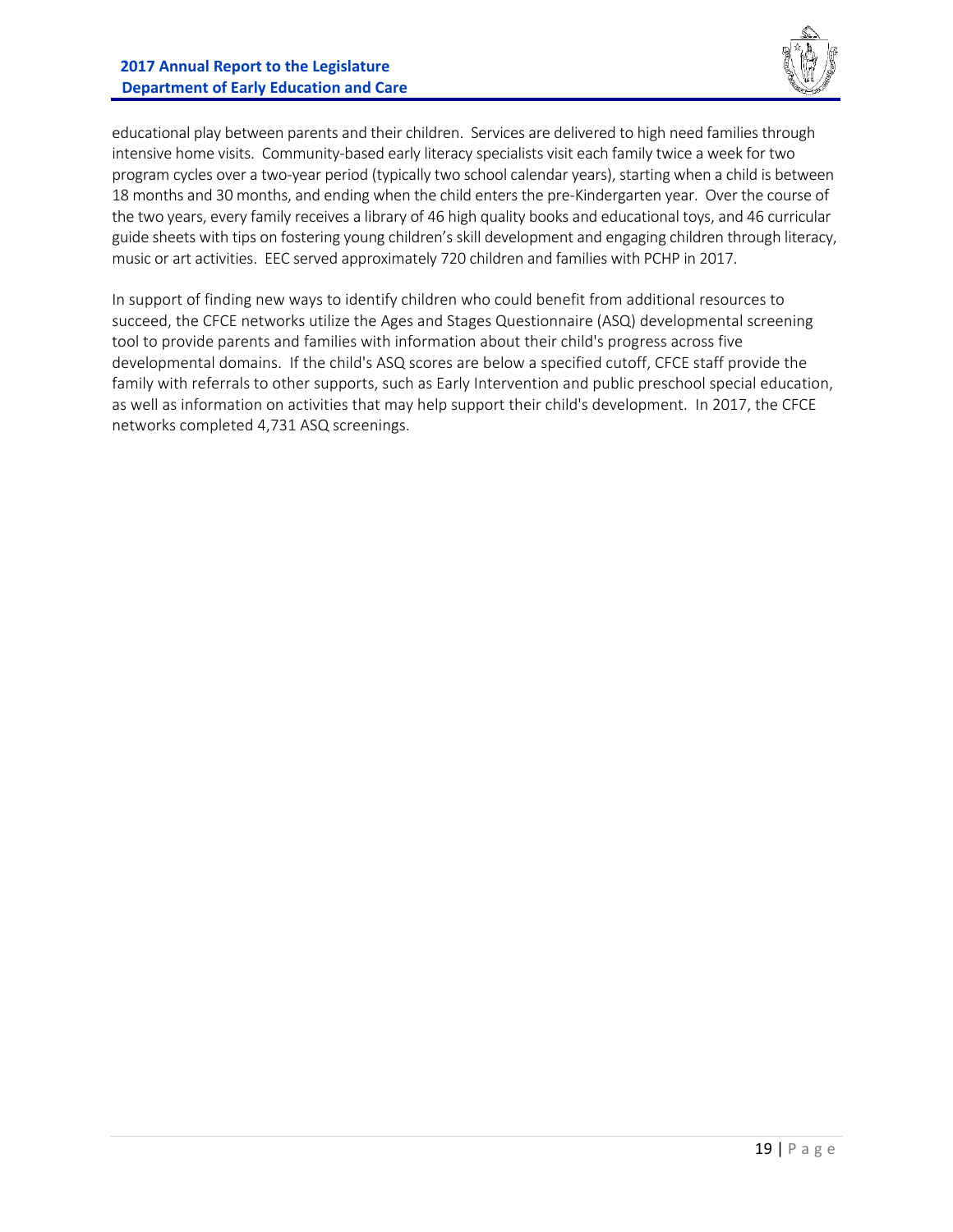educational play between parents and their children. Services are delivered to high need families through intensive home visits. Community-based early literacy specialists visit each family twice a week for two program cycles over a two-year period (typically two school calendar years), starting when a child is between 18 months and 30 months, and ending when the child enters the pre-Kindergarten year. Over the course of the two years, every family receives a library of 46 high quality books and educational toys, and 46 curricular guide sheets with tips on fostering young children's skill development and engaging children through literacy, music or art activities. EEC served approximately 720 children and families with PCHP in 2017.

In support of finding new ways to identify children who could benefit from additional resources to succeed, the CFCE networks utilize the Ages and Stages Questionnaire (ASQ) developmental screening tool to provide parents and families with information about their child's progress across five developmental domains. If the child's ASQ scores are below a specified cutoff, CFCE staff provide the family with referrals to other supports, such as Early Intervention and public preschool special education, as well as information on activities that may help support their child's development. In 2017, the CFCE networks completed 4,731 ASQ screenings.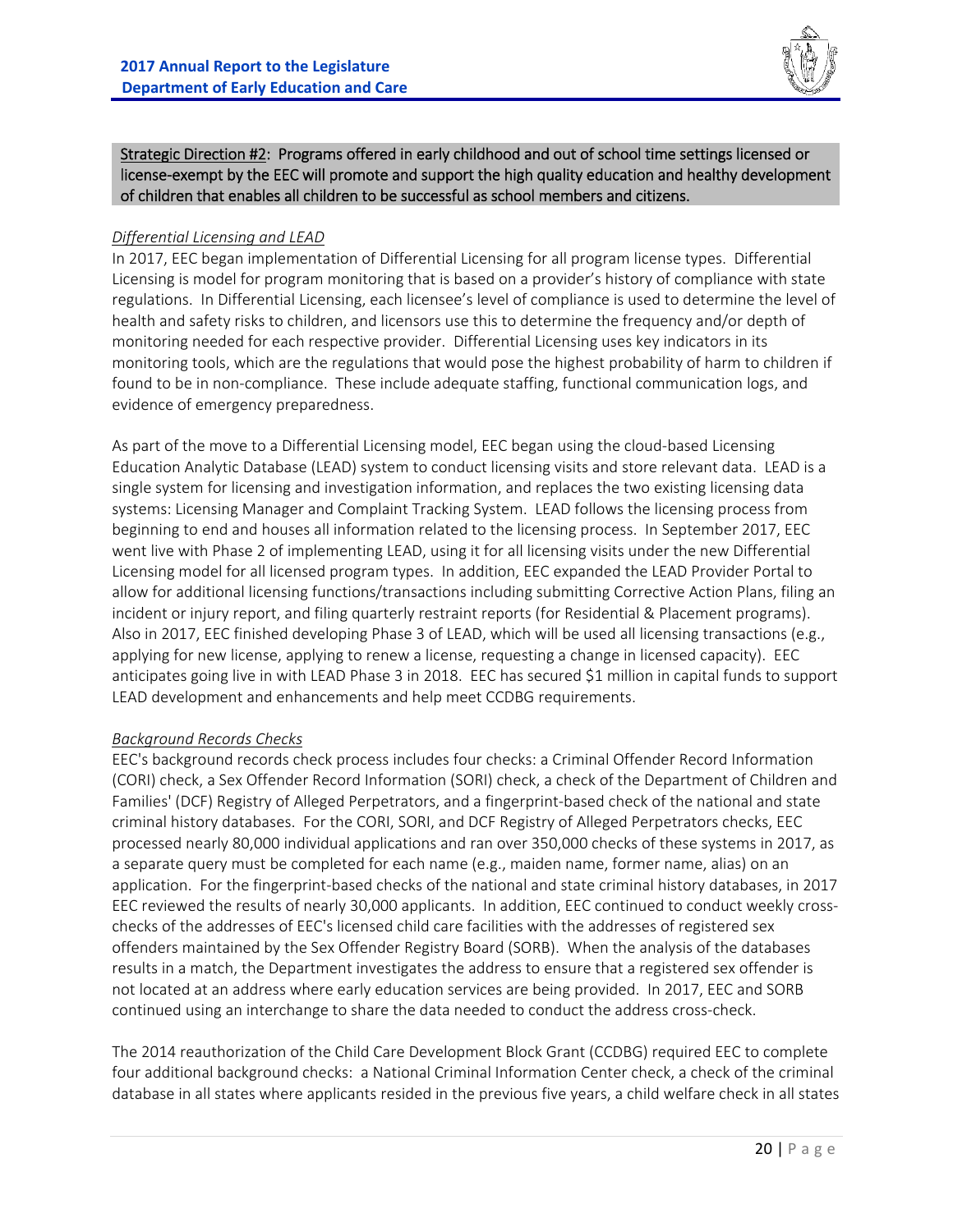Strategic Direction #2: Programs offered in early childhood and out of school time settings licensed or license-exempt by the EEC will promote and support the high quality education and healthy development of children that enables all children to be successful as school members and citizens.

*Differential Licensing and LEAD*

In 2017, EEC began implementation of Differential Licensing for all program license types. Differential Licensing is model for program monitoring that is based on a provider's history of compliance with state regulations. In Differential Licensing, each licensee's level of compliance is used to determine the level of health and safety risks to children, and licensors use this to determine the frequency and/or depth of monitoring needed for each respective provider. Differential Licensing uses key indicators in its monitoring tools, which are the regulations that would pose the highest probability of harm to children if found to be in non-compliance. These include adequate staffing, functional communication logs, and evidence of emergency preparedness.

As part of the move to a Differential Licensing model, EEC began using the cloud-based Licensing Education Analytic Database (LEAD) system to conduct licensing visits and store relevant data. LEAD is a single system for licensing and investigation information, and replaces the two existing licensing data systems: Licensing Manager and Complaint Tracking System. LEAD follows the licensing process from beginning to end and houses all information related to the licensing process. In September 2017, EEC went live with Phase 2 of implementing LEAD, using it for all licensing visits under the new Differential Licensing model for all licensed program types. In addition, EEC expanded the LEAD Provider Portal to allow for additional licensing functions/transactions including submitting Corrective Action Plans, filing an incident or injury report, and filing quarterly restraint reports (for Residential & Placement programs). Also in 2017, EEC finished developing Phase 3 of LEAD, which will be used all licensing transactions (e.g., applying for new license, applying to renew a license, requesting a change in licensed capacity). EEC anticipates going live in with LEAD Phase 3 in 2018. EEC has secured $1 million in capital funds to support LEAD development and enhancements and help meet CCDBG requirements.

*Background Records Checks*

EEC's background records check process includes four checks: a Criminal Offender Record Information (CORI) check, a Sex Offender Record Information (SORI) check, a check of the Department of Children and Families' (DCF) Registry of Alleged Perpetrators, and a fingerprint-based check of the national and state criminal history databases. For the CORI, SORI, and DCF Registry of Alleged Perpetrators checks, EEC processed nearly 80,000 individual applications and ran over 350,000 checks of these systems in 2017, as a separate query must be completed for each name (e.g., maiden name, former name, alias) on an application. For the fingerprint-based checks of the national and state criminal history databases, in 2017 EEC reviewed the results of nearly 30,000 applicants. In addition, EEC continued to conduct weekly cross-checks of the addresses of EEC's licensed child care facilities with the addresses of registered sex offenders maintained by the Sex Offender Registry Board (SORB). When the analysis of the databases results in a match, the Department investigates the address to ensure that a registered sex offender is not located at an address where early education services are being provided. In 2017, EEC and SORB continued using an interchange to share the data needed to conduct the address cross-check.

The 2014 reauthorization of the Child Care Development Block Grant (CCDBG) required EEC to complete four additional background checks: a National Criminal Information Center check, a check of the criminal database in all states where applicants resided in the previous five years, a child welfare check in all states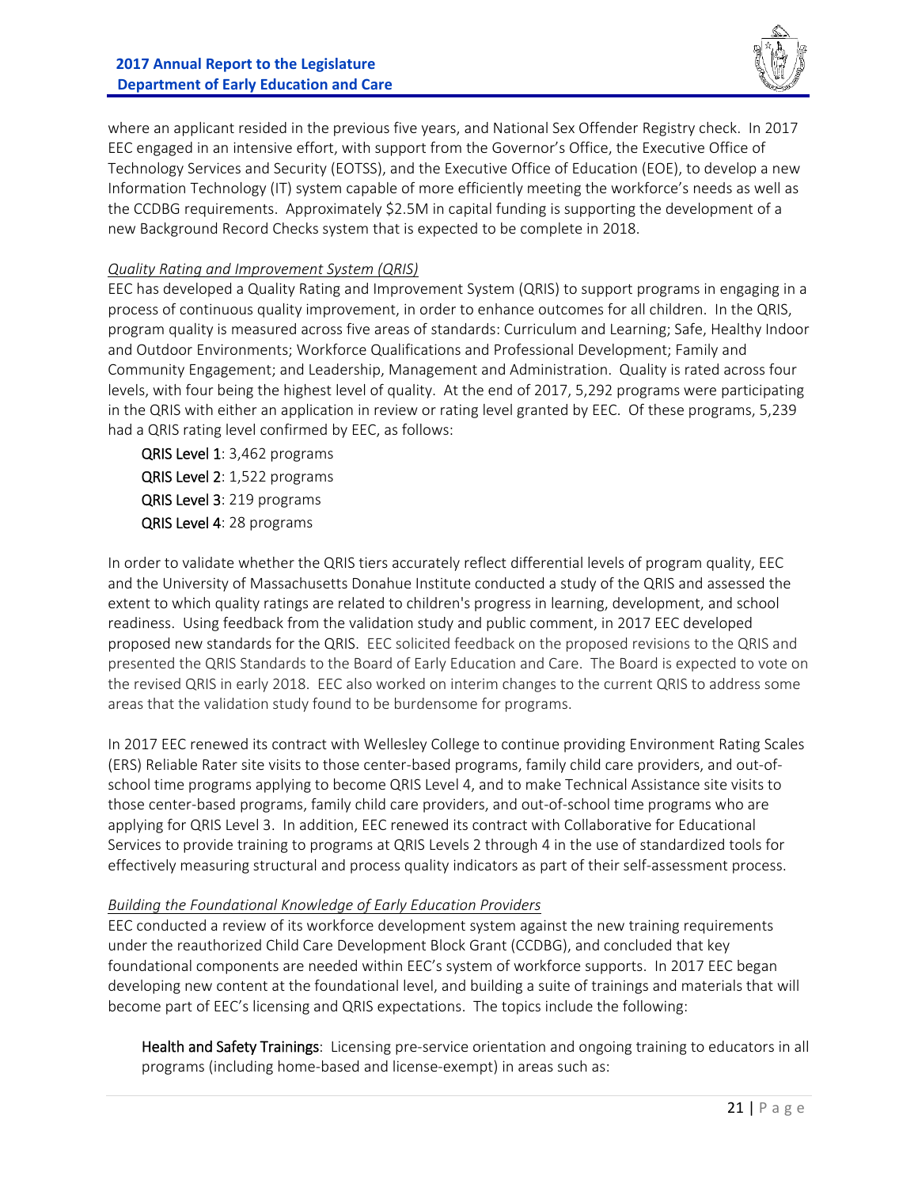where an applicant resided in the previous five years, and National Sex Offender Registry check. In 2017 EEC engaged in an intensive effort, with support from the Governor's Office, the Executive Office of Technology Services and Security (EOTSS), and the Executive Office of Education (EOE), to develop a new Information Technology (IT) system capable of more efficiently meeting the workforce's needs as well as the CCDBG requirements. Approximately $2.5M in capital funding is supporting the development of a new Background Record Checks system that is expected to be complete in 2018.

*Quality Rating and Improvement System (QRIS)*

EEC has developed a Quality Rating and Improvement System (QRIS) to support programs in engaging in a process of continuous quality improvement, in order to enhance outcomes for all children. In the QRIS, program quality is measured across five areas of standards: Curriculum and Learning; Safe, Healthy Indoor and Outdoor Environments; Workforce Qualifications and Professional Development; Family and Community Engagement; and Leadership, Management and Administration. Quality is rated across four levels, with four being the highest level of quality. At the end of 2017, 5,292 programs were participating in the QRIS with either an application in review or rating level granted by EEC. Of these programs, 5,239 had a QRIS rating level confirmed by EEC, as follows:

**QRIS Level 1**: 3,462 programs
**QRIS Level 2**: 1,522 programs
**QRIS Level 3**: 219 programs
**QRIS Level 4**: 28 programs

In order to validate whether the QRIS tiers accurately reflect differential levels of program quality, EEC and the University of Massachusetts Donahue Institute conducted a study of the QRIS and assessed the extent to which quality ratings are related to children's progress in learning, development, and school readiness. Using feedback from the validation study and public comment, in 2017 EEC developed proposed new standards for the QRIS. EEC solicited feedback on the proposed revisions to the QRIS and presented the QRIS Standards to the Board of Early Education and Care. The Board is expected to vote on the revised QRIS in early 2018. EEC also worked on interim changes to the current QRIS to address some areas that the validation study found to be burdensome for programs.

In 2017 EEC renewed its contract with Wellesley College to continue providing Environment Rating Scales (ERS) Reliable Rater site visits to those center-based programs, family child care providers, and out-of-school time programs applying to become QRIS Level 4, and to make Technical Assistance site visits to those center-based programs, family child care providers, and out-of-school time programs who are applying for QRIS Level 3. In addition, EEC renewed its contract with Collaborative for Educational Services to provide training to programs at QRIS Levels 2 through 4 in the use of standardized tools for effectively measuring structural and process quality indicators as part of their self-assessment process.

*Building the Foundational Knowledge of Early Education Providers*

EEC conducted a review of its workforce development system against the new training requirements under the reauthorized Child Care Development Block Grant (CCDBG), and concluded that key foundational components are needed within EEC's system of workforce supports. In 2017 EEC began developing new content at the foundational level, and building a suite of trainings and materials that will become part of EEC's licensing and QRIS expectations. The topics include the following:

**Health and Safety Trainings**: Licensing pre-service orientation and ongoing training to educators in all programs (including home-based and license-exempt) in areas such as: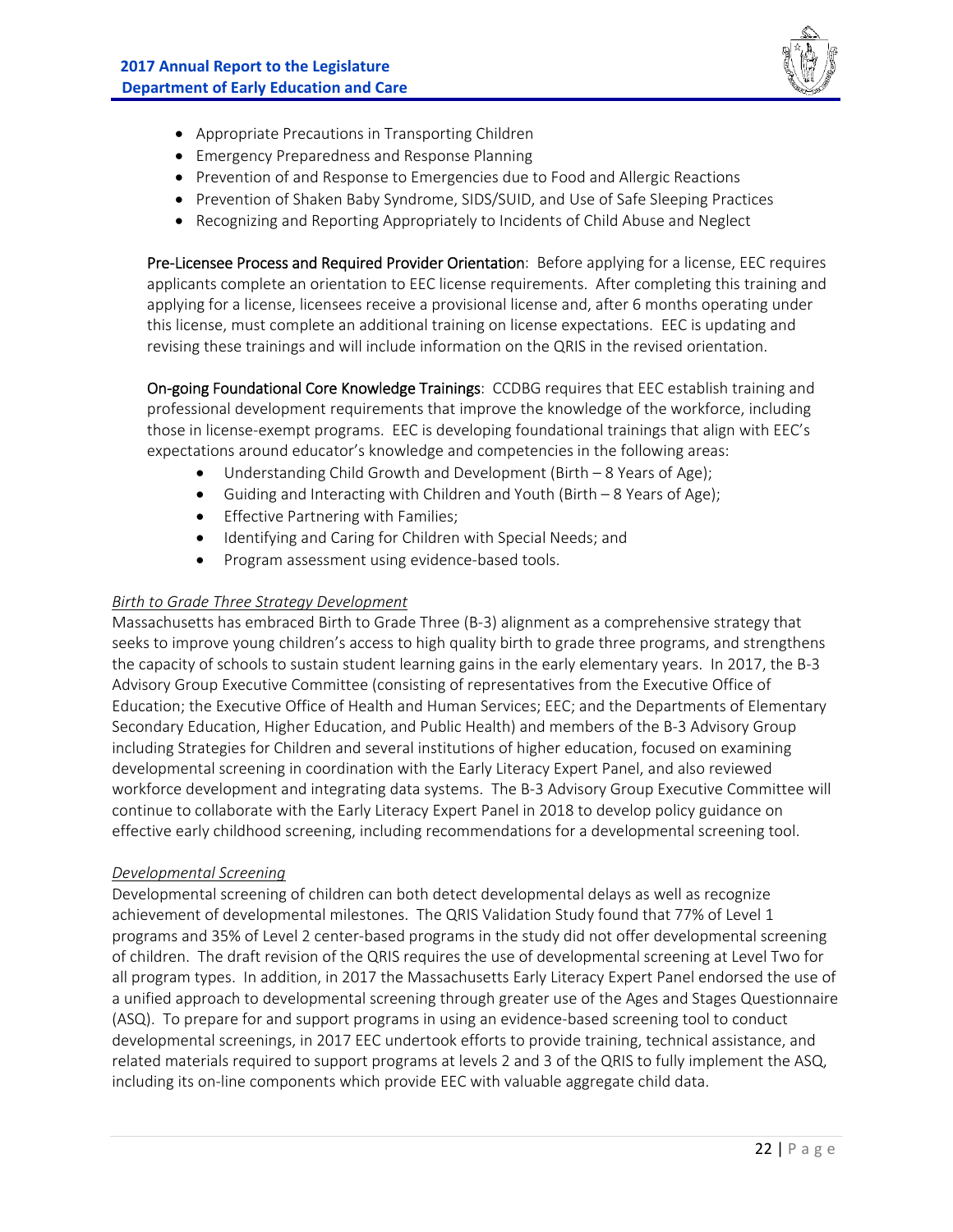- Appropriate Precautions in Transporting Children
- Emergency Preparedness and Response Planning
- Prevention of and Response to Emergencies due to Food and Allergic Reactions
- Prevention of Shaken Baby Syndrome, SIDS/SUID, and Use of Safe Sleeping Practices
- Recognizing and Reporting Appropriately to Incidents of Child Abuse and Neglect

Pre-Licensee Process and Required Provider Orientation: Before applying for a license, EEC requires applicants complete an orientation to EEC license requirements. After completing this training and applying for a license, licensees receive a provisional license and, after 6 months operating under this license, must complete an additional training on license expectations. EEC is updating and revising these trainings and will include information on the QRIS in the revised orientation.

On-going Foundational Core Knowledge Trainings: CCDBG requires that EEC establish training and professional development requirements that improve the knowledge of the workforce, including those in license-exempt programs. EEC is developing foundational trainings that align with EEC's expectations around educator's knowledge and competencies in the following areas:

- Understanding Child Growth and Development (Birth – 8 Years of Age);
- Guiding and Interacting with Children and Youth (Birth – 8 Years of Age);
- Effective Partnering with Families;
- Identifying and Caring for Children with Special Needs; and
- Program assessment using evidence-based tools.

*Birth to Grade Three Strategy Development*

Massachusetts has embraced Birth to Grade Three (B-3) alignment as a comprehensive strategy that seeks to improve young children's access to high quality birth to grade three programs, and strengthens the capacity of schools to sustain student learning gains in the early elementary years. In 2017, the B-3 Advisory Group Executive Committee (consisting of representatives from the Executive Office of Education; the Executive Office of Health and Human Services; EEC; and the Departments of Elementary Secondary Education, Higher Education, and Public Health) and members of the B-3 Advisory Group including Strategies for Children and several institutions of higher education, focused on examining developmental screening in coordination with the Early Literacy Expert Panel, and also reviewed workforce development and integrating data systems. The B-3 Advisory Group Executive Committee will continue to collaborate with the Early Literacy Expert Panel in 2018 to develop policy guidance on effective early childhood screening, including recommendations for a developmental screening tool.

*Developmental Screening*

Developmental screening of children can both detect developmental delays as well as recognize achievement of developmental milestones. The QRIS Validation Study found that 77% of Level 1 programs and 35% of Level 2 center-based programs in the study did not offer developmental screening of children. The draft revision of the QRIS requires the use of developmental screening at Level Two for all program types. In addition, in 2017 the Massachusetts Early Literacy Expert Panel endorsed the use of a unified approach to developmental screening through greater use of the Ages and Stages Questionnaire (ASQ). To prepare for and support programs in using an evidence-based screening tool to conduct developmental screenings, in 2017 EEC undertook efforts to provide training, technical assistance, and related materials required to support programs at levels 2 and 3 of the QRIS to fully implement the ASQ, including its on-line components which provide EEC with valuable aggregate child data.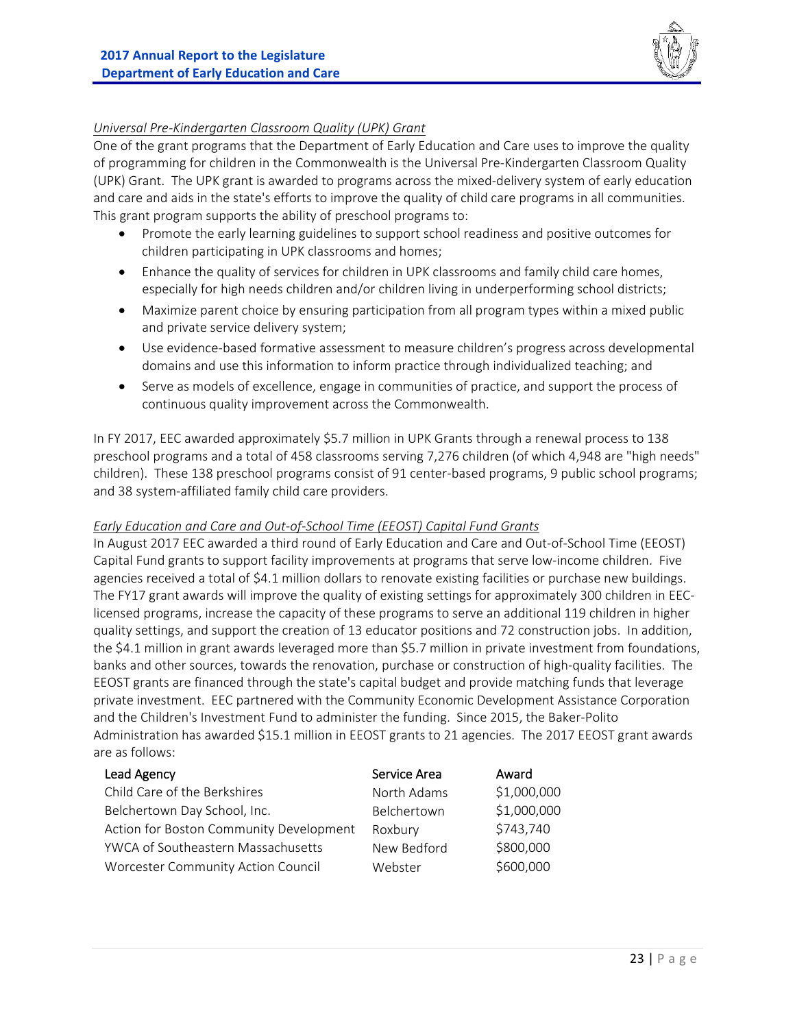*Universal Pre-Kindergarten Classroom Quality (UPK) Grant*

One of the grant programs that the Department of Early Education and Care uses to improve the quality of programming for children in the Commonwealth is the Universal Pre-Kindergarten Classroom Quality (UPK) Grant. The UPK grant is awarded to programs across the mixed-delivery system of early education and care and aids in the state's efforts to improve the quality of child care programs in all communities. This grant program supports the ability of preschool programs to:

- Promote the early learning guidelines to support school readiness and positive outcomes for children participating in UPK classrooms and homes;
- Enhance the quality of services for children in UPK classrooms and family child care homes, especially for high needs children and/or children living in underperforming school districts;
- Maximize parent choice by ensuring participation from all program types within a mixed public and private service delivery system;
- Use evidence-based formative assessment to measure children's progress across developmental domains and use this information to inform practice through individualized teaching; and
- Serve as models of excellence, engage in communities of practice, and support the process of continuous quality improvement across the Commonwealth.

In FY 2017, EEC awarded approximately $5.7 million in UPK Grants through a renewal process to 138 preschool programs and a total of 458 classrooms serving 7,276 children (of which 4,948 are "high needs" children). These 138 preschool programs consist of 91 center-based programs, 9 public school programs; and 38 system-affiliated family child care providers.

*Early Education and Care and Out-of-School Time (EEOST) Capital Fund Grants*

In August 2017 EEC awarded a third round of Early Education and Care and Out-of-School Time (EEOST) Capital Fund grants to support facility improvements at programs that serve low-income children. Five agencies received a total of $4.1 million dollars to renovate existing facilities or purchase new buildings. The FY17 grant awards will improve the quality of existing settings for approximately 300 children in EEC-licensed programs, increase the capacity of these programs to serve an additional 119 children in higher quality settings, and support the creation of 13 educator positions and 72 construction jobs. In addition, the $4.1 million in grant awards leveraged more than $5.7 million in private investment from foundations, banks and other sources, towards the renovation, purchase or construction of high-quality facilities. The EEOST grants are financed through the state's capital budget and provide matching funds that leverage private investment. EEC partnered with the Community Economic Development Assistance Corporation and the Children's Investment Fund to administer the funding. Since 2015, the Baker-Polito Administration has awarded $15.1 million in EEOST grants to 21 agencies. The 2017 EEOST grant awards are as follows:

| Lead Agency | Service Area | Award |
|---|---|---|
| Child Care of the Berkshires | North Adams | $1,000,000 |
| Belchertown Day School, Inc. | Belchertown | $1,000,000 |
| Action for Boston Community Development | Roxbury | $743,740 |
| YWCA of Southeastern Massachusetts | New Bedford | $800,000 |
| Worcester Community Action Council | Webster | $600,000 |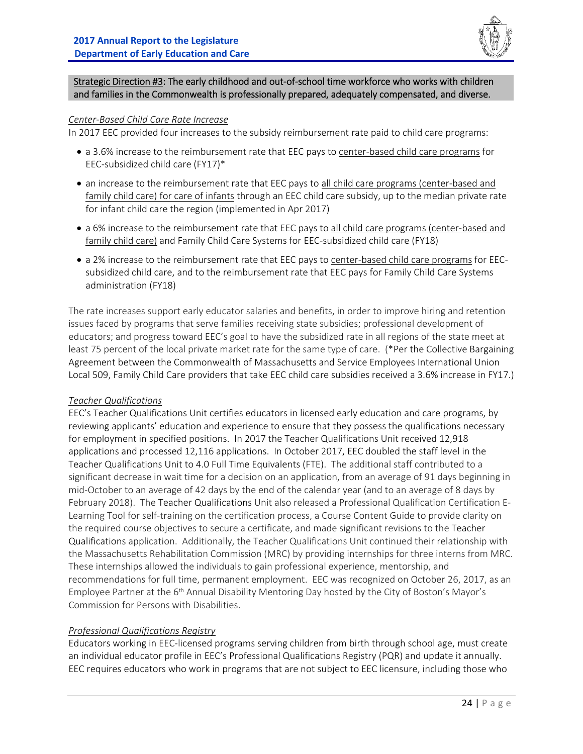**Strategic Direction #3: The early childhood and out-of-school time workforce who works with children and families in the Commonwealth is professionally prepared, adequately compensated, and diverse.**

*Center-Based Child Care Rate Increase*

In 2017 EEC provided four increases to the subsidy reimbursement rate paid to child care programs:

- a 3.6% increase to the reimbursement rate that EEC pays to center-based child care programs for EEC-subsidized child care (FY17)*
- an increase to the reimbursement rate that EEC pays to all child care programs (center-based and family child care) for care of infants through an EEC child care subsidy, up to the median private rate for infant child care the region (implemented in Apr 2017)
- a 6% increase to the reimbursement rate that EEC pays to all child care programs (center-based and family child care) and Family Child Care Systems for EEC-subsidized child care (FY18)
- a 2% increase to the reimbursement rate that EEC pays to center-based child care programs for EEC-subsidized child care, and to the reimbursement rate that EEC pays for Family Child Care Systems administration (FY18)

The rate increases support early educator salaries and benefits, in order to improve hiring and retention issues faced by programs that serve families receiving state subsidies; professional development of educators; and progress toward EEC's goal to have the subsidized rate in all regions of the state meet at least 75 percent of the local private market rate for the same type of care. (*Per the Collective Bargaining Agreement between the Commonwealth of Massachusetts and Service Employees International Union Local 509, Family Child Care providers that take EEC child care subsidies received a 3.6% increase in FY17.)

*Teacher Qualifications*

EEC's Teacher Qualifications Unit certifies educators in licensed early education and care programs, by reviewing applicants' education and experience to ensure that they possess the qualifications necessary for employment in specified positions. In 2017 the Teacher Qualifications Unit received 12,918 applications and processed 12,116 applications. In October 2017, EEC doubled the staff level in the Teacher Qualifications Unit to 4.0 Full Time Equivalents (FTE). The additional staff contributed to a significant decrease in wait time for a decision on an application, from an average of 91 days beginning in mid-October to an average of 42 days by the end of the calendar year (and to an average of 8 days by February 2018). The Teacher Qualifications Unit also released a Professional Qualification Certification E-Learning Tool for self-training on the certification process, a Course Content Guide to provide clarity on the required course objectives to secure a certificate, and made significant revisions to the Teacher Qualifications application. Additionally, the Teacher Qualifications Unit continued their relationship with the Massachusetts Rehabilitation Commission (MRC) by providing internships for three interns from MRC. These internships allowed the individuals to gain professional experience, mentorship, and recommendations for full time, permanent employment. EEC was recognized on October 26, 2017, as an Employee Partner at the 6th Annual Disability Mentoring Day hosted by the City of Boston's Mayor's Commission for Persons with Disabilities.

*Professional Qualifications Registry*

Educators working in EEC-licensed programs serving children from birth through school age, must create an individual educator profile in EEC's Professional Qualifications Registry (PQR) and update it annually. EEC requires educators who work in programs that are not subject to EEC licensure, including those who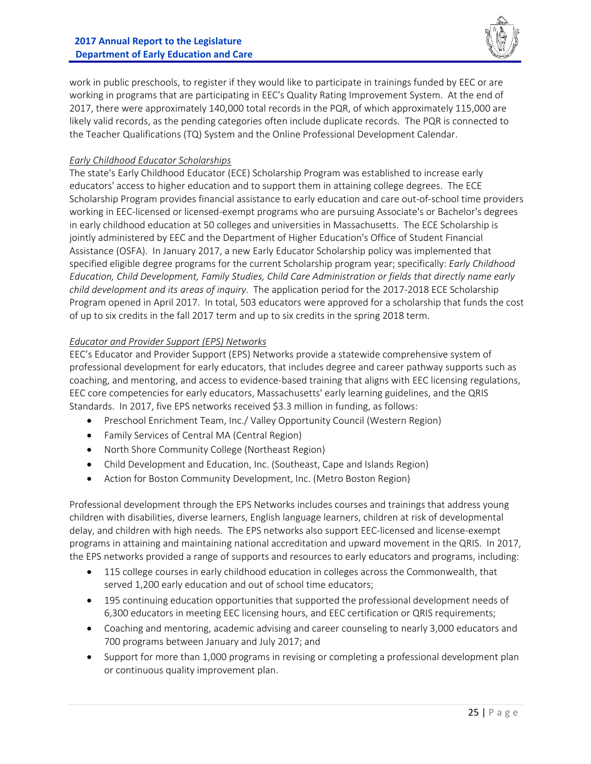work in public preschools, to register if they would like to participate in trainings funded by EEC or are working in programs that are participating in EEC's Quality Rating Improvement System. At the end of 2017, there were approximately 140,000 total records in the PQR, of which approximately 115,000 are likely valid records, as the pending categories often include duplicate records. The PQR is connected to the Teacher Qualifications (TQ) System and the Online Professional Development Calendar.

*Early Childhood Educator Scholarships*

The state's Early Childhood Educator (ECE) Scholarship Program was established to increase early educators' access to higher education and to support them in attaining college degrees. The ECE Scholarship Program provides financial assistance to early education and care out-of-school time providers working in EEC-licensed or licensed-exempt programs who are pursuing Associate's or Bachelor's degrees in early childhood education at 50 colleges and universities in Massachusetts. The ECE Scholarship is jointly administered by EEC and the Department of Higher Education's Office of Student Financial Assistance (OSFA). In January 2017, a new Early Educator Scholarship policy was implemented that specified eligible degree programs for the current Scholarship program year; specifically: *Early Childhood Education, Child Development, Family Studies, Child Care Administration or fields that directly name early child development and its areas of inquiry*. The application period for the 2017-2018 ECE Scholarship Program opened in April 2017. In total, 503 educators were approved for a scholarship that funds the cost of up to six credits in the fall 2017 term and up to six credits in the spring 2018 term.

*Educator and Provider Support (EPS) Networks*

EEC's Educator and Provider Support (EPS) Networks provide a statewide comprehensive system of professional development for early educators, that includes degree and career pathway supports such as coaching, and mentoring, and access to evidence-based training that aligns with EEC licensing regulations, EEC core competencies for early educators, Massachusetts' early learning guidelines, and the QRIS Standards. In 2017, five EPS networks received $3.3 million in funding, as follows:

- Preschool Enrichment Team, Inc./ Valley Opportunity Council (Western Region)
- Family Services of Central MA (Central Region)
- North Shore Community College (Northeast Region)
- Child Development and Education, Inc. (Southeast, Cape and Islands Region)
- Action for Boston Community Development, Inc. (Metro Boston Region)

Professional development through the EPS Networks includes courses and trainings that address young children with disabilities, diverse learners, English language learners, children at risk of developmental delay, and children with high needs. The EPS networks also support EEC-licensed and license-exempt programs in attaining and maintaining national accreditation and upward movement in the QRIS. In 2017, the EPS networks provided a range of supports and resources to early educators and programs, including:

- 115 college courses in early childhood education in colleges across the Commonwealth, that served 1,200 early education and out of school time educators;
- 195 continuing education opportunities that supported the professional development needs of 6,300 educators in meeting EEC licensing hours, and EEC certification or QRIS requirements;
- Coaching and mentoring, academic advising and career counseling to nearly 3,000 educators and 700 programs between January and July 2017; and
- Support for more than 1,000 programs in revising or completing a professional development plan or continuous quality improvement plan.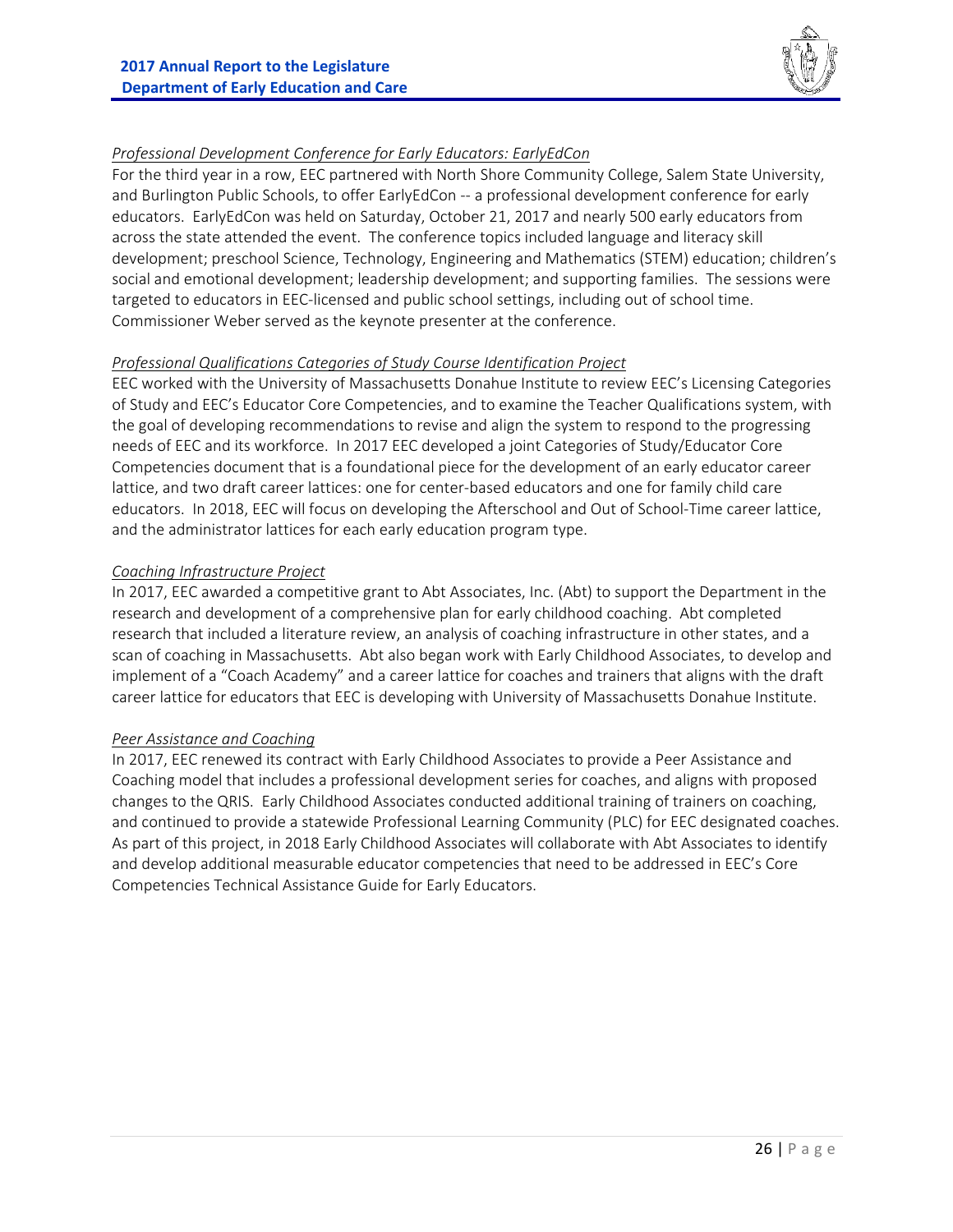*Professional Development Conference for Early Educators: EarlyEdCon*

For the third year in a row, EEC partnered with North Shore Community College, Salem State University, and Burlington Public Schools, to offer EarlyEdCon -- a professional development conference for early educators. EarlyEdCon was held on Saturday, October 21, 2017 and nearly 500 early educators from across the state attended the event. The conference topics included language and literacy skill development; preschool Science, Technology, Engineering and Mathematics (STEM) education; children's social and emotional development; leadership development; and supporting families. The sessions were targeted to educators in EEC-licensed and public school settings, including out of school time. Commissioner Weber served as the keynote presenter at the conference.

*Professional Qualifications Categories of Study Course Identification Project*

EEC worked with the University of Massachusetts Donahue Institute to review EEC's Licensing Categories of Study and EEC's Educator Core Competencies, and to examine the Teacher Qualifications system, with the goal of developing recommendations to revise and align the system to respond to the progressing needs of EEC and its workforce. In 2017 EEC developed a joint Categories of Study/Educator Core Competencies document that is a foundational piece for the development of an early educator career lattice, and two draft career lattices: one for center-based educators and one for family child care educators. In 2018, EEC will focus on developing the Afterschool and Out of School-Time career lattice, and the administrator lattices for each early education program type.

*Coaching Infrastructure Project*

In 2017, EEC awarded a competitive grant to Abt Associates, Inc. (Abt) to support the Department in the research and development of a comprehensive plan for early childhood coaching. Abt completed research that included a literature review, an analysis of coaching infrastructure in other states, and a scan of coaching in Massachusetts. Abt also began work with Early Childhood Associates, to develop and implement of a "Coach Academy" and a career lattice for coaches and trainers that aligns with the draft career lattice for educators that EEC is developing with University of Massachusetts Donahue Institute.

*Peer Assistance and Coaching*

In 2017, EEC renewed its contract with Early Childhood Associates to provide a Peer Assistance and Coaching model that includes a professional development series for coaches, and aligns with proposed changes to the QRIS. Early Childhood Associates conducted additional training of trainers on coaching, and continued to provide a statewide Professional Learning Community (PLC) for EEC designated coaches. As part of this project, in 2018 Early Childhood Associates will collaborate with Abt Associates to identify and develop additional measurable educator competencies that need to be addressed in EEC's Core Competencies Technical Assistance Guide for Early Educators.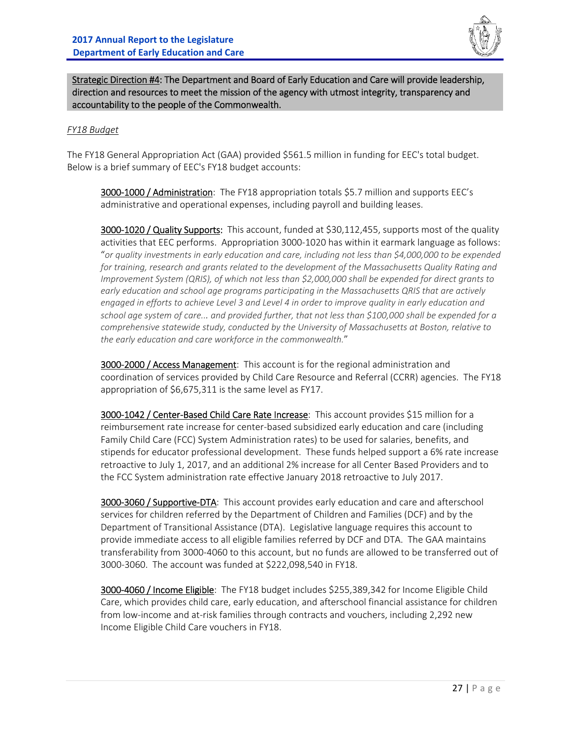Strategic Direction #4: The Department and Board of Early Education and Care will provide leadership, direction and resources to meet the mission of the agency with utmost integrity, transparency and accountability to the people of the Commonwealth.

*FY18 Budget*

The FY18 General Appropriation Act (GAA) provided $561.5 million in funding for EEC's total budget. Below is a brief summary of EEC's FY18 budget accounts:

3000-1000 / Administration: The FY18 appropriation totals $5.7 million and supports EEC's administrative and operational expenses, including payroll and building leases.

3000-1020 / Quality Supports: This account, funded at $30,112,455, supports most of the quality activities that EEC performs. Appropriation 3000-1020 has within it earmark language as follows: "*or quality investments in early education and care, including not less than $4,000,000 to be expended for training, research and grants related to the development of the Massachusetts Quality Rating and Improvement System (QRIS), of which not less than $2,000,000 shall be expended for direct grants to early education and school age programs participating in the Massachusetts QRIS that are actively engaged in efforts to achieve Level 3 and Level 4 in order to improve quality in early education and school age system of care... and provided further, that not less than $100,000 shall be expended for a comprehensive statewide study, conducted by the University of Massachusetts at Boston, relative to the early education and care workforce in the commonwealth.*"

3000-2000 / Access Management: This account is for the regional administration and coordination of services provided by Child Care Resource and Referral (CCRR) agencies. The FY18 appropriation of $6,675,311 is the same level as FY17.

3000-1042 / Center-Based Child Care Rate Increase: This account provides $15 million for a reimbursement rate increase for center-based subsidized early education and care (including Family Child Care (FCC) System Administration rates) to be used for salaries, benefits, and stipends for educator professional development. These funds helped support a 6% rate increase retroactive to July 1, 2017, and an additional 2% increase for all Center Based Providers and to the FCC System administration rate effective January 2018 retroactive to July 2017.

3000-3060 / Supportive-DTA: This account provides early education and care and afterschool services for children referred by the Department of Children and Families (DCF) and by the Department of Transitional Assistance (DTA). Legislative language requires this account to provide immediate access to all eligible families referred by DCF and DTA. The GAA maintains transferability from 3000-4060 to this account, but no funds are allowed to be transferred out of 3000-3060. The account was funded at $222,098,540 in FY18.

3000-4060 / Income Eligible: The FY18 budget includes $255,389,342 for Income Eligible Child Care, which provides child care, early education, and afterschool financial assistance for children from low-income and at-risk families through contracts and vouchers, including 2,292 new Income Eligible Child Care vouchers in FY18.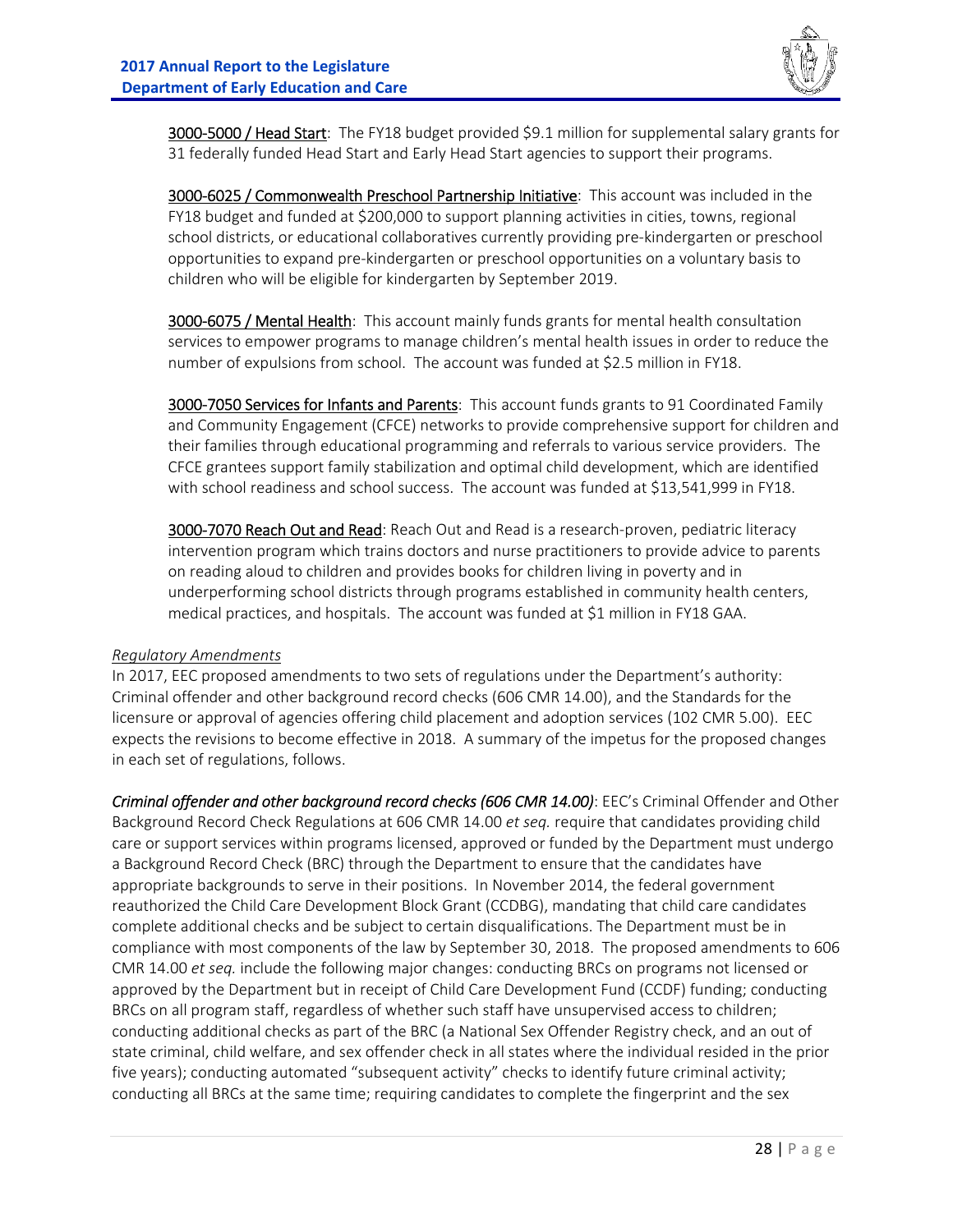<u>3000-5000 / Head Start</u>: The FY18 budget provided $9.1 million for supplemental salary grants for 31 federally funded Head Start and Early Head Start agencies to support their programs.

<u>3000-6025 / Commonwealth Preschool Partnership Initiative</u>: This account was included in the FY18 budget and funded at $200,000 to support planning activities in cities, towns, regional school districts, or educational collaboratives currently providing pre-kindergarten or preschool opportunities to expand pre-kindergarten or preschool opportunities on a voluntary basis to children who will be eligible for kindergarten by September 2019.

<u>3000-6075 / Mental Health</u>: This account mainly funds grants for mental health consultation services to empower programs to manage children's mental health issues in order to reduce the number of expulsions from school. The account was funded at $2.5 million in FY18.

<u>3000-7050 Services for Infants and Parents</u>: This account funds grants to 91 Coordinated Family and Community Engagement (CFCE) networks to provide comprehensive support for children and their families through educational programming and referrals to various service providers. The CFCE grantees support family stabilization and optimal child development, which are identified with school readiness and school success. The account was funded at $13,541,999 in FY18.

<u>3000-7070 Reach Out and Read</u>: Reach Out and Read is a research-proven, pediatric literacy intervention program which trains doctors and nurse practitioners to provide advice to parents on reading aloud to children and provides books for children living in poverty and in underperforming school districts through programs established in community health centers, medical practices, and hospitals. The account was funded at $1 million in FY18 GAA.

*<u>Regulatory Amendments</u>*

In 2017, EEC proposed amendments to two sets of regulations under the Department's authority: Criminal offender and other background record checks (606 CMR 14.00), and the Standards for the licensure or approval of agencies offering child placement and adoption services (102 CMR 5.00). EEC expects the revisions to become effective in 2018. A summary of the impetus for the proposed changes in each set of regulations, follows.

***Criminal offender and other background record checks (606 CMR 14.00)***: EEC's Criminal Offender and Other Background Record Check Regulations at 606 CMR 14.00 *et seq.* require that candidates providing child care or support services within programs licensed, approved or funded by the Department must undergo a Background Record Check (BRC) through the Department to ensure that the candidates have appropriate backgrounds to serve in their positions. In November 2014, the federal government reauthorized the Child Care Development Block Grant (CCDBG), mandating that child care candidates complete additional checks and be subject to certain disqualifications. The Department must be in compliance with most components of the law by September 30, 2018. The proposed amendments to 606 CMR 14.00 *et seq.* include the following major changes: conducting BRCs on programs not licensed or approved by the Department but in receipt of Child Care Development Fund (CCDF) funding; conducting BRCs on all program staff, regardless of whether such staff have unsupervised access to children; conducting additional checks as part of the BRC (a National Sex Offender Registry check, and an out of state criminal, child welfare, and sex offender check in all states where the individual resided in the prior five years); conducting automated "subsequent activity" checks to identify future criminal activity; conducting all BRCs at the same time; requiring candidates to complete the fingerprint and the sex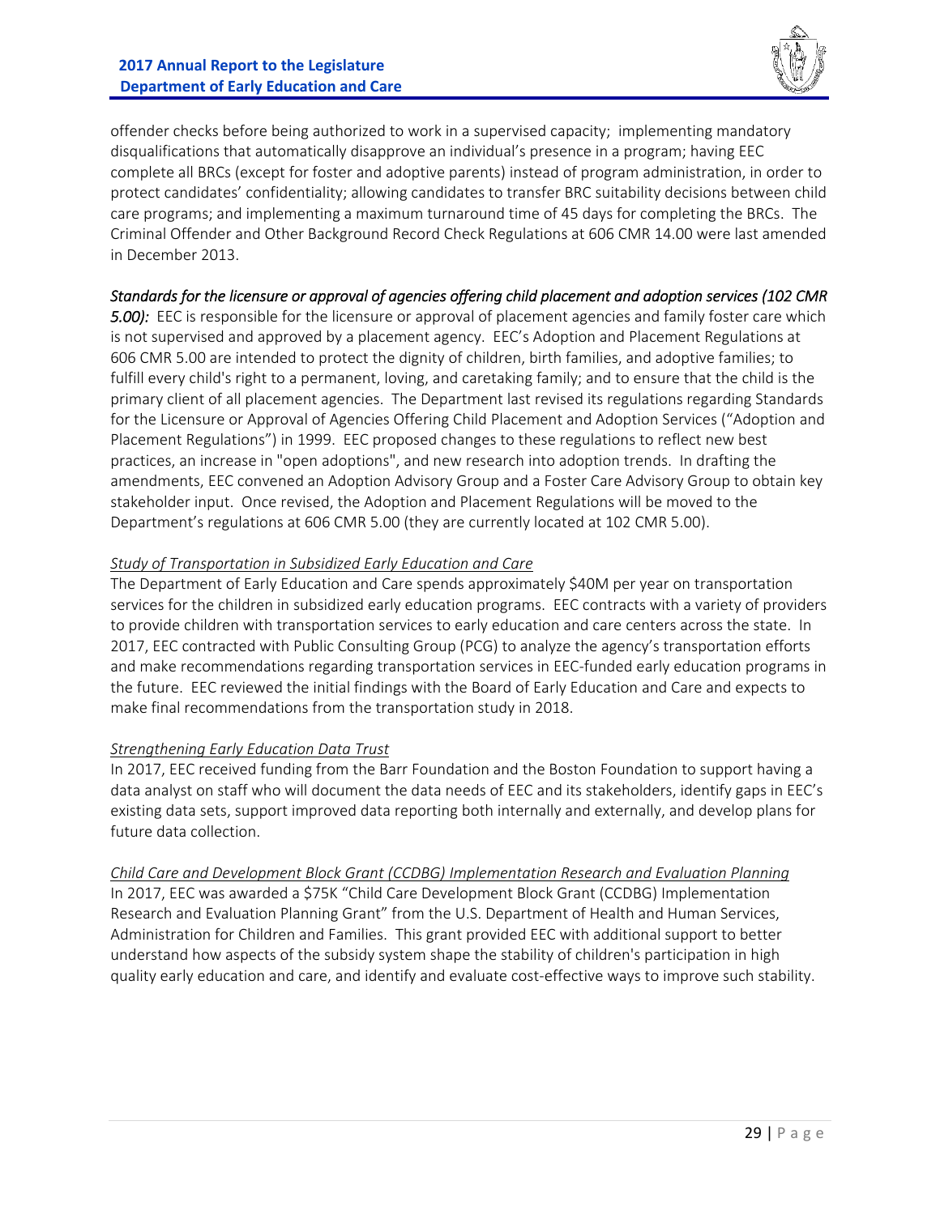offender checks before being authorized to work in a supervised capacity; implementing mandatory disqualifications that automatically disapprove an individual's presence in a program; having EEC complete all BRCs (except for foster and adoptive parents) instead of program administration, in order to protect candidates' confidentiality; allowing candidates to transfer BRC suitability decisions between child care programs; and implementing a maximum turnaround time of 45 days for completing the BRCs. The Criminal Offender and Other Background Record Check Regulations at 606 CMR 14.00 were last amended in December 2013.

*Standards for the licensure or approval of agencies offering child placement and adoption services (102 CMR 5.00):* EEC is responsible for the licensure or approval of placement agencies and family foster care which is not supervised and approved by a placement agency. EEC's Adoption and Placement Regulations at 606 CMR 5.00 are intended to protect the dignity of children, birth families, and adoptive families; to fulfill every child's right to a permanent, loving, and caretaking family; and to ensure that the child is the primary client of all placement agencies. The Department last revised its regulations regarding Standards for the Licensure or Approval of Agencies Offering Child Placement and Adoption Services ("Adoption and Placement Regulations") in 1999. EEC proposed changes to these regulations to reflect new best practices, an increase in "open adoptions", and new research into adoption trends. In drafting the amendments, EEC convened an Adoption Advisory Group and a Foster Care Advisory Group to obtain key stakeholder input. Once revised, the Adoption and Placement Regulations will be moved to the Department's regulations at 606 CMR 5.00 (they are currently located at 102 CMR 5.00).

*Study of Transportation in Subsidized Early Education and Care*

The Department of Early Education and Care spends approximately $40M per year on transportation services for the children in subsidized early education programs. EEC contracts with a variety of providers to provide children with transportation services to early education and care centers across the state. In 2017, EEC contracted with Public Consulting Group (PCG) to analyze the agency's transportation efforts and make recommendations regarding transportation services in EEC-funded early education programs in the future. EEC reviewed the initial findings with the Board of Early Education and Care and expects to make final recommendations from the transportation study in 2018.

*Strengthening Early Education Data Trust*

In 2017, EEC received funding from the Barr Foundation and the Boston Foundation to support having a data analyst on staff who will document the data needs of EEC and its stakeholders, identify gaps in EEC's existing data sets, support improved data reporting both internally and externally, and develop plans for future data collection.

*Child Care and Development Block Grant (CCDBG) Implementation Research and Evaluation Planning*

In 2017, EEC was awarded a $75K "Child Care Development Block Grant (CCDBG) Implementation Research and Evaluation Planning Grant" from the U.S. Department of Health and Human Services, Administration for Children and Families. This grant provided EEC with additional support to better understand how aspects of the subsidy system shape the stability of children's participation in high quality early education and care, and identify and evaluate cost-effective ways to improve such stability.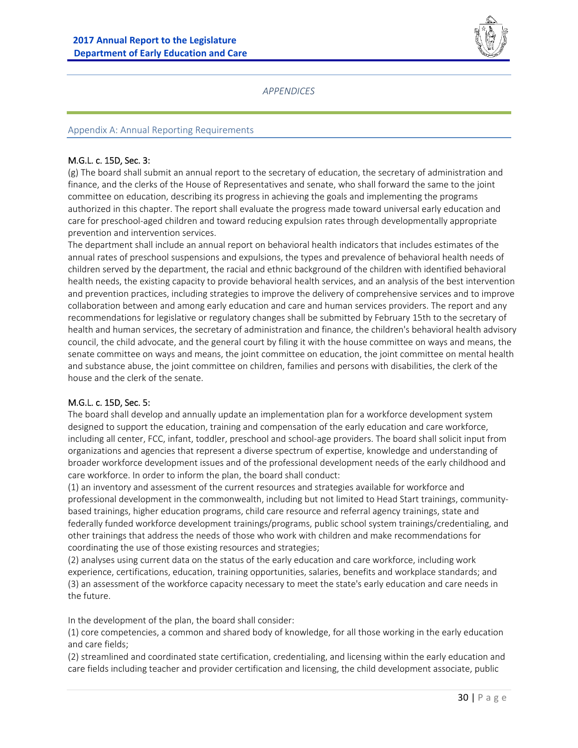*APPENDICES*

## Appendix A: Annual Reporting Requirements

**M.G.L. c. 15D, Sec. 3:**

(g) The board shall submit an annual report to the secretary of education, the secretary of administration and finance, and the clerks of the House of Representatives and senate, who shall forward the same to the joint committee on education, describing its progress in achieving the goals and implementing the programs authorized in this chapter. The report shall evaluate the progress made toward universal early education and care for preschool-aged children and toward reducing expulsion rates through developmentally appropriate prevention and intervention services.

The department shall include an annual report on behavioral health indicators that includes estimates of the annual rates of preschool suspensions and expulsions, the types and prevalence of behavioral health needs of children served by the department, the racial and ethnic background of the children with identified behavioral health needs, the existing capacity to provide behavioral health services, and an analysis of the best intervention and prevention practices, including strategies to improve the delivery of comprehensive services and to improve collaboration between and among early education and care and human services providers. The report and any recommendations for legislative or regulatory changes shall be submitted by February 15th to the secretary of health and human services, the secretary of administration and finance, the children's behavioral health advisory council, the child advocate, and the general court by filing it with the house committee on ways and means, the senate committee on ways and means, the joint committee on education, the joint committee on mental health and substance abuse, the joint committee on children, families and persons with disabilities, the clerk of the house and the clerk of the senate.

**M.G.L. c. 15D, Sec. 5:**

The board shall develop and annually update an implementation plan for a workforce development system designed to support the education, training and compensation of the early education and care workforce, including all center, FCC, infant, toddler, preschool and school-age providers. The board shall solicit input from organizations and agencies that represent a diverse spectrum of expertise, knowledge and understanding of broader workforce development issues and of the professional development needs of the early childhood and care workforce. In order to inform the plan, the board shall conduct:

(1) an inventory and assessment of the current resources and strategies available for workforce and professional development in the commonwealth, including but not limited to Head Start trainings, community-based trainings, higher education programs, child care resource and referral agency trainings, state and federally funded workforce development trainings/programs, public school system trainings/credentialing, and other trainings that address the needs of those who work with children and make recommendations for coordinating the use of those existing resources and strategies;

(2) analyses using current data on the status of the early education and care workforce, including work experience, certifications, education, training opportunities, salaries, benefits and workplace standards; and

(3) an assessment of the workforce capacity necessary to meet the state's early education and care needs in the future.

In the development of the plan, the board shall consider:

(1) core competencies, a common and shared body of knowledge, for all those working in the early education and care fields;

(2) streamlined and coordinated state certification, credentialing, and licensing within the early education and care fields including teacher and provider certification and licensing, the child development associate, public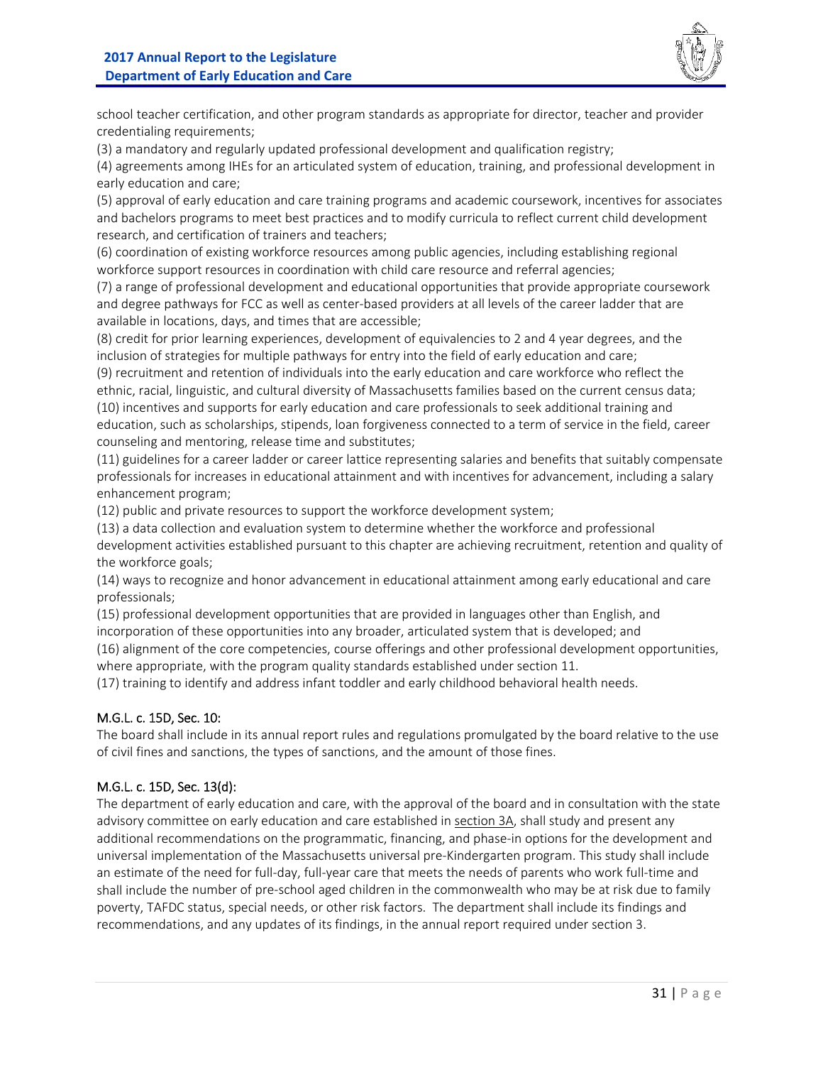school teacher certification, and other program standards as appropriate for director, teacher and provider credentialing requirements;

(3) a mandatory and regularly updated professional development and qualification registry;

(4) agreements among IHEs for an articulated system of education, training, and professional development in early education and care;

(5) approval of early education and care training programs and academic coursework, incentives for associates and bachelors programs to meet best practices and to modify curricula to reflect current child development research, and certification of trainers and teachers;

(6) coordination of existing workforce resources among public agencies, including establishing regional workforce support resources in coordination with child care resource and referral agencies;

(7) a range of professional development and educational opportunities that provide appropriate coursework and degree pathways for FCC as well as center-based providers at all levels of the career ladder that are available in locations, days, and times that are accessible;

(8) credit for prior learning experiences, development of equivalencies to 2 and 4 year degrees, and the inclusion of strategies for multiple pathways for entry into the field of early education and care;

(9) recruitment and retention of individuals into the early education and care workforce who reflect the ethnic, racial, linguistic, and cultural diversity of Massachusetts families based on the current census data;

(10) incentives and supports for early education and care professionals to seek additional training and education, such as scholarships, stipends, loan forgiveness connected to a term of service in the field, career counseling and mentoring, release time and substitutes;

(11) guidelines for a career ladder or career lattice representing salaries and benefits that suitably compensate professionals for increases in educational attainment and with incentives for advancement, including a salary enhancement program;

(12) public and private resources to support the workforce development system;

(13) a data collection and evaluation system to determine whether the workforce and professional development activities established pursuant to this chapter are achieving recruitment, retention and quality of the workforce goals;

(14) ways to recognize and honor advancement in educational attainment among early educational and care professionals;

(15) professional development opportunities that are provided in languages other than English, and incorporation of these opportunities into any broader, articulated system that is developed; and

(16) alignment of the core competencies, course offerings and other professional development opportunities, where appropriate, with the program quality standards established under section 11.

(17) training to identify and address infant toddler and early childhood behavioral health needs.

M.G.L. c. 15D, Sec. 10:

The board shall include in its annual report rules and regulations promulgated by the board relative to the use of civil fines and sanctions, the types of sanctions, and the amount of those fines.

M.G.L. c. 15D, Sec. 13(d):

The department of early education and care, with the approval of the board and in consultation with the state advisory committee on early education and care established in section 3A, shall study and present any additional recommendations on the programmatic, financing, and phase-in options for the development and universal implementation of the Massachusetts universal pre-Kindergarten program. This study shall include an estimate of the need for full-day, full-year care that meets the needs of parents who work full-time and shall include the number of pre-school aged children in the commonwealth who may be at risk due to family poverty, TAFDC status, special needs, or other risk factors. The department shall include its findings and recommendations, and any updates of its findings, in the annual report required under section 3.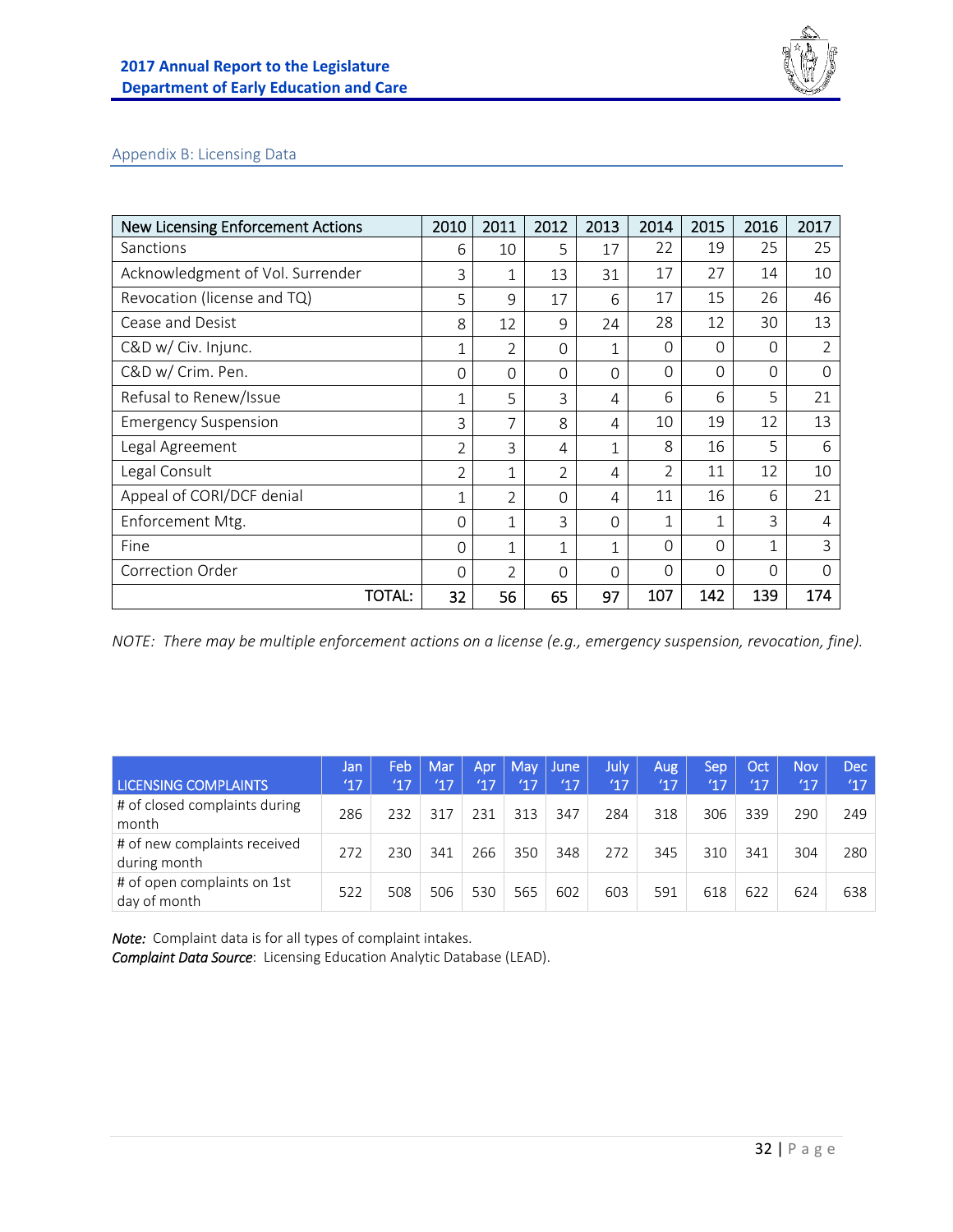## Appendix B: Licensing Data

| New Licensing Enforcement Actions | 2010 | 2011 | 2012 | 2013 | 2014 | 2015 | 2016 | 2017 |
|---|---|---|---|---|---|---|---|---|
| Sanctions | 6 | 10 | 5 | 17 | 22 | 19 | 25 | 25 |
| Acknowledgment of Vol. Surrender | 3 | 1 | 13 | 31 | 17 | 27 | 14 | 10 |
| Revocation (license and TQ) | 5 | 9 | 17 | 6 | 17 | 15 | 26 | 46 |
| Cease and Desist | 8 | 12 | 9 | 24 | 28 | 12 | 30 | 13 |
| C&D w/ Civ. Injunc. | 1 | 2 | 0 | 1 | 0 | 0 | 0 | 2 |
| C&D w/ Crim. Pen. | 0 | 0 | 0 | 0 | 0 | 0 | 0 | 0 |
| Refusal to Renew/Issue | 1 | 5 | 3 | 4 | 6 | 6 | 5 | 21 |
| Emergency Suspension | 3 | 7 | 8 | 4 | 10 | 19 | 12 | 13 |
| Legal Agreement | 2 | 3 | 4 | 1 | 8 | 16 | 5 | 6 |
| Legal Consult | 2 | 1 | 2 | 4 | 2 | 11 | 12 | 10 |
| Appeal of CORI/DCF denial | 1 | 2 | 0 | 4 | 11 | 16 | 6 | 21 |
| Enforcement Mtg. | 0 | 1 | 3 | 0 | 1 | 1 | 3 | 4 |
| Fine | 0 | 1 | 1 | 1 | 0 | 0 | 1 | 3 |
| Correction Order | 0 | 2 | 0 | 0 | 0 | 0 | 0 | 0 |
| TOTAL: | 32 | 56 | 65 | 97 | 107 | 142 | 139 | 174 |

*NOTE: There may be multiple enforcement actions on a license (e.g., emergency suspension, revocation, fine).*

| LICENSING COMPLAINTS | Jan '17 | Feb '17 | Mar '17 | Apr '17 | May '17 | June '17 | July '17 | Aug '17 | Sep '17 | Oct '17 | Nov '17 | Dec '17 |
|---|---|---|---|---|---|---|---|---|---|---|---|---|
| # of closed complaints during month | 286 | 232 | 317 | 231 | 313 | 347 | 284 | 318 | 306 | 339 | 290 | 249 |
| # of new complaints received during month | 272 | 230 | 341 | 266 | 350 | 348 | 272 | 345 | 310 | 341 | 304 | 280 |
| # of open complaints on 1st day of month | 522 | 508 | 506 | 530 | 565 | 602 | 603 | 591 | 618 | 622 | 624 | 638 |

***Note:*** Complaint data is for all types of complaint intakes.
***Complaint Data Source***: Licensing Education Analytic Database (LEAD).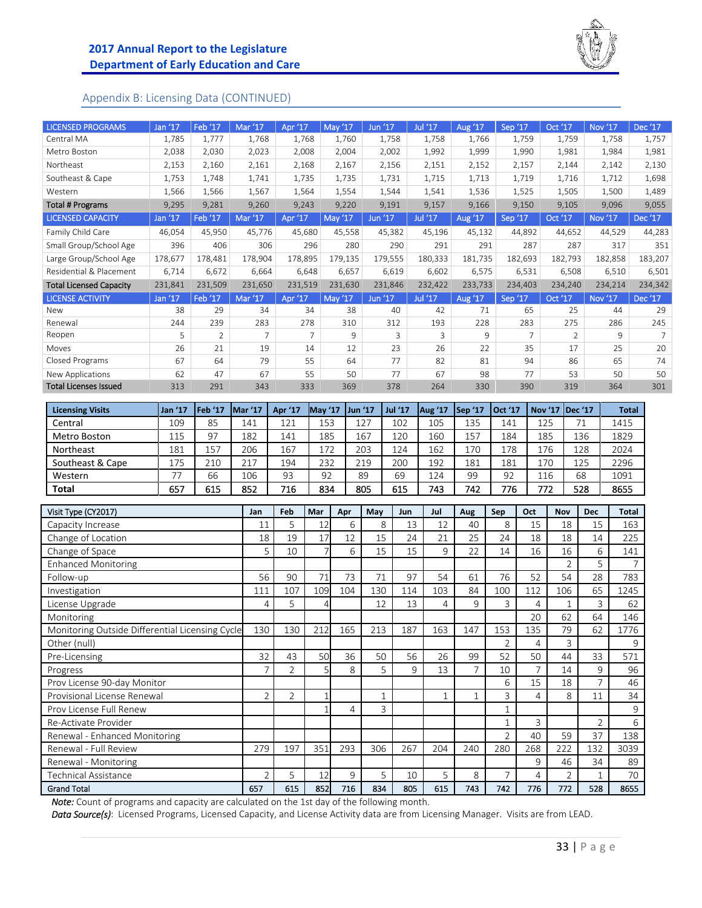## Appendix B: Licensing Data (CONTINUED)

| LICENSED PROGRAMS | Jan '17 | Feb '17 | Mar '17 | Apr '17 | May '17 | Jun '17 | Jul '17 | Aug '17 | Sep '17 | Oct '17 | Nov '17 | Dec '17 |
|---|---|---|---|---|---|---|---|---|---|---|---|---|
| Central MA | 1,785 | 1,777 | 1,768 | 1,768 | 1,760 | 1,758 | 1,758 | 1,766 | 1,759 | 1,759 | 1,758 | 1,757 |
| Metro Boston | 2,038 | 2,030 | 2,023 | 2,008 | 2,004 | 2,002 | 1,992 | 1,999 | 1,990 | 1,981 | 1,984 | 1,981 |
| Northeast | 2,153 | 2,160 | 2,161 | 2,168 | 2,167 | 2,156 | 2,151 | 2,152 | 2,157 | 2,144 | 2,142 | 2,130 |
| Southeast & Cape | 1,753 | 1,748 | 1,741 | 1,735 | 1,735 | 1,731 | 1,715 | 1,713 | 1,719 | 1,716 | 1,712 | 1,698 |
| Western | 1,566 | 1,566 | 1,567 | 1,564 | 1,554 | 1,544 | 1,541 | 1,536 | 1,525 | 1,505 | 1,500 | 1,489 |
| **Total # Programs** | 9,295 | 9,281 | 9,260 | 9,243 | 9,220 | 9,191 | 9,157 | 9,166 | 9,150 | 9,105 | 9,096 | 9,055 |
| **LICENSED CAPACITY** | **Jan '17** | **Feb '17** | **Mar '17** | **Apr '17** | **May '17** | **Jun '17** | **Jul '17** | **Aug '17** | **Sep '17** | **Oct '17** | **Nov '17** | **Dec '17** |
| Family Child Care | 46,054 | 45,950 | 45,776 | 45,680 | 45,558 | 45,382 | 45,196 | 45,132 | 44,892 | 44,652 | 44,529 | 44,283 |
| Small Group/School Age | 396 | 406 | 306 | 296 | 280 | 290 | 291 | 291 | 287 | 287 | 317 | 351 |
| Large Group/School Age | 178,677 | 178,481 | 178,904 | 178,895 | 179,135 | 179,555 | 180,333 | 181,735 | 182,693 | 182,793 | 182,858 | 183,207 |
| Residential & Placement | 6,714 | 6,672 | 6,664 | 6,648 | 6,657 | 6,619 | 6,602 | 6,575 | 6,531 | 6,508 | 6,510 | 6,501 |
| **Total Licensed Capacity** | 231,841 | 231,509 | 231,650 | 231,519 | 231,630 | 231,846 | 232,422 | 233,733 | 234,403 | 234,240 | 234,214 | 234,342 |
| **LICENSE ACTIVITY** | **Jan '17** | **Feb '17** | **Mar '17** | **Apr '17** | **May '17** | **Jun '17** | **Jul '17** | **Aug '17** | **Sep '17** | **Oct '17** | **Nov '17** | **Dec '17** |
| New | 38 | 29 | 34 | 34 | 38 | 40 | 42 | 71 | 65 | 25 | 44 | 29 |
| Renewal | 244 | 239 | 283 | 278 | 310 | 312 | 193 | 228 | 283 | 275 | 286 | 245 |
| Reopen | 5 | 2 | 7 | 7 | 9 | 3 | 3 | 9 | 7 | 2 | 9 | 7 |
| Moves | 26 | 21 | 19 | 14 | 12 | 23 | 26 | 22 | 35 | 17 | 25 | 20 |
| Closed Programs | 67 | 64 | 79 | 55 | 64 | 77 | 82 | 81 | 94 | 86 | 65 | 74 |
| New Applications | 62 | 47 | 67 | 55 | 50 | 77 | 67 | 98 | 77 | 53 | 50 | 50 |
| **Total Licenses Issued** | 313 | 291 | 343 | 333 | 369 | 378 | 264 | 330 | 390 | 319 | 364 | 301 |

| Licensing Visits | Jan '17 | Feb '17 | Mar '17 | Apr '17 | May '17 | Jun '17 | Jul '17 | Aug '17 | Sep '17 | Oct '17 | Nov '17 | Dec '17 | Total |
|---|---|---|---|---|---|---|---|---|---|---|---|---|---|
| Central | 109 | 85 | 141 | 121 | 153 | 127 | 102 | 105 | 135 | 141 | 125 | 71 | 1415 |
| Metro Boston | 115 | 97 | 182 | 141 | 185 | 167 | 120 | 160 | 157 | 184 | 185 | 136 | 1829 |
| Northeast | 181 | 157 | 206 | 167 | 172 | 203 | 124 | 162 | 170 | 178 | 176 | 128 | 2024 |
| Southeast & Cape | 175 | 210 | 217 | 194 | 232 | 219 | 200 | 192 | 181 | 181 | 170 | 125 | 2296 |
| Western | 77 | 66 | 106 | 93 | 92 | 89 | 69 | 124 | 99 | 92 | 116 | 68 | 1091 |
| **Total** | **657** | **615** | **852** | **716** | **834** | **805** | **615** | **743** | **742** | **776** | **772** | **528** | **8655** |

| Visit Type (CY2017) | Jan | Feb | Mar | Apr | May | Jun | Jul | Aug | Sep | Oct | Nov | Dec | Total |
|---|---|---|---|---|---|---|---|---|---|---|---|---|---|
| Capacity Increase | 11 | 5 | 12 | 6 | 8 | 13 | 12 | 40 | 8 | 15 | 18 | 15 | 163 |
| Change of Location | 18 | 19 | 17 | 12 | 15 | 24 | 21 | 25 | 24 | 18 | 18 | 14 | 225 |
| Change of Space | 5 | 10 | 7 | 6 | 15 | 15 | 9 | 22 | 14 | 16 | 16 | 6 | 141 |
| Enhanced Monitoring | | | | | | | | | | | 2 | 5 | 7 |
| Follow-up | 56 | 90 | 71 | 73 | 71 | 97 | 54 | 61 | 76 | 52 | 54 | 28 | 783 |
| Investigation | 111 | 107 | 109 | 104 | 130 | 114 | 103 | 84 | 100 | 112 | 106 | 65 | 1245 |
| License Upgrade | 4 | 5 | 4 | | 12 | 13 | 4 | 9 | 3 | 4 | 1 | 3 | 62 |
| Monitoring | | | | | | | | | | 20 | 62 | 64 | 146 |
| Monitoring Outside Differential Licensing Cycle | 130 | 130 | 212 | 165 | 213 | 187 | 163 | 147 | 153 | 135 | 79 | 62 | 1776 |
| Other (null) | | | | | | | | | 2 | 4 | 3 | | 9 |
| Pre-Licensing | 32 | 43 | 50 | 36 | 50 | 56 | 26 | 99 | 52 | 50 | 44 | 33 | 571 |
| Progress | 7 | 2 | 5 | 8 | 5 | 9 | 13 | 7 | 10 | 7 | 14 | 9 | 96 |
| Prov License 90-day Monitor | | | | | | | | | 6 | 15 | 18 | 7 | 46 |
| Provisional License Renewal | 2 | 2 | 1 | | 1 | | 1 | 1 | 3 | 4 | 8 | 11 | 34 |
| Prov License Full Renew | | | 1 | 4 | 3 | | | | 1 | | | | 9 |
| Re-Activate Provider | | | | | | | | | 1 | 3 | | 2 | 6 |
| Renewal - Enhanced Monitoring | | | | | | | | | 2 | 40 | 59 | 37 | 138 |
| Renewal - Full Review | 279 | 197 | 351 | 293 | 306 | 267 | 204 | 240 | 280 | 268 | 222 | 132 | 3039 |
| Renewal - Monitoring | | | | | | | | | | 9 | 46 | 34 | 89 |
| Technical Assistance | 2 | 5 | 12 | 9 | 5 | 10 | 5 | 8 | 7 | 4 | 2 | 1 | 70 |
| **Grand Total** | **657** | **615** | **852** | **716** | **834** | **805** | **615** | **743** | **742** | **776** | **772** | **528** | **8655** |

*Note:* Count of programs and capacity are calculated on the 1st day of the following month.

*Data Source(s)*: Licensed Programs, Licensed Capacity, and License Activity data are from Licensing Manager. Visits are from LEAD.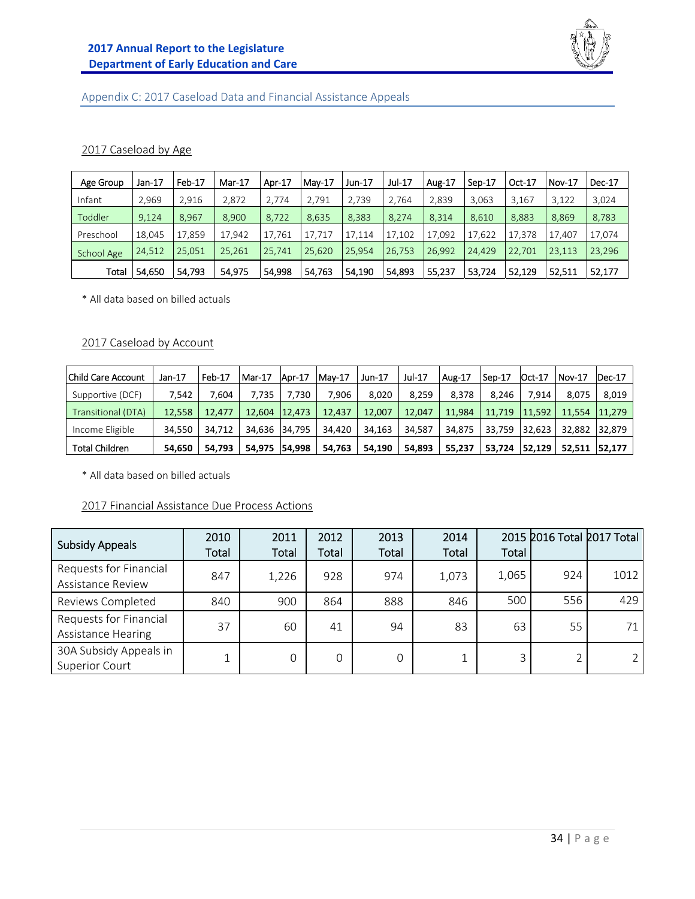## Appendix C: 2017 Caseload Data and Financial Assistance Appeals

### 2017 Caseload by Age

| Age Group | Jan-17 | Feb-17 | Mar-17 | Apr-17 | May-17 | Jun-17 | Jul-17 | Aug-17 | Sep-17 | Oct-17 | Nov-17 | Dec-17 |
|---|---|---|---|---|---|---|---|---|---|---|---|---|
| Infant | 2,969 | 2,916 | 2,872 | 2,774 | 2,791 | 2,739 | 2,764 | 2,839 | 3,063 | 3,167 | 3,122 | 3,024 |
| Toddler | 9,124 | 8,967 | 8,900 | 8,722 | 8,635 | 8,383 | 8,274 | 8,314 | 8,610 | 8,883 | 8,869 | 8,783 |
| Preschool | 18,045 | 17,859 | 17,942 | 17,761 | 17,717 | 17,114 | 17,102 | 17,092 | 17,622 | 17,378 | 17,407 | 17,074 |
| School Age | 24,512 | 25,051 | 25,261 | 25,741 | 25,620 | 25,954 | 26,753 | 26,992 | 24,429 | 22,701 | 23,113 | 23,296 |
| Total | 54,650 | 54,793 | 54,975 | 54,998 | 54,763 | 54,190 | 54,893 | 55,237 | 53,724 | 52,129 | 52,511 | 52,177 |

* All data based on billed actuals

### 2017 Caseload by Account

| Child Care Account | Jan-17 | Feb-17 | Mar-17 | Apr-17 | May-17 | Jun-17 | Jul-17 | Aug-17 | Sep-17 | Oct-17 | Nov-17 | Dec-17 |
|---|---|---|---|---|---|---|---|---|---|---|---|---|
| Supportive (DCF) | 7,542 | 7,604 | 7,735 | 7,730 | 7,906 | 8,020 | 8,259 | 8,378 | 8,246 | 7,914 | 8,075 | 8,019 |
| Transitional (DTA) | 12,558 | 12,477 | 12,604 | 12,473 | 12,437 | 12,007 | 12,047 | 11,984 | 11,719 | 11,592 | 11,554 | 11,279 |
| Income Eligible | 34,550 | 34,712 | 34,636 | 34,795 | 34,420 | 34,163 | 34,587 | 34,875 | 33,759 | 32,623 | 32,882 | 32,879 |
| **Total Children** | **54,650** | **54,793** | **54,975** | **54,998** | **54,763** | **54,190** | **54,893** | **55,237** | **53,724** | **52,129** | **52,511** | **52,177** |

* All data based on billed actuals

### 2017 Financial Assistance Due Process Actions

| Subsidy Appeals | 2010 Total | 2011 Total | 2012 Total | 2013 Total | 2014 Total | 2015 Total | 2016 Total | 2017 Total |
|---|---|---|---|---|---|---|---|---|
| Requests for Financial Assistance Review | 847 | 1,226 | 928 | 974 | 1,073 | 1,065 | 924 | 1012 |
| Reviews Completed | 840 | 900 | 864 | 888 | 846 | 500 | 556 | 429 |
| Requests for Financial Assistance Hearing | 37 | 60 | 41 | 94 | 83 | 63 | 55 | 71 |
| 30A Subsidy Appeals in Superior Court | 1 | 0 | 0 | 0 | 1 | 3 | 2 | 2 |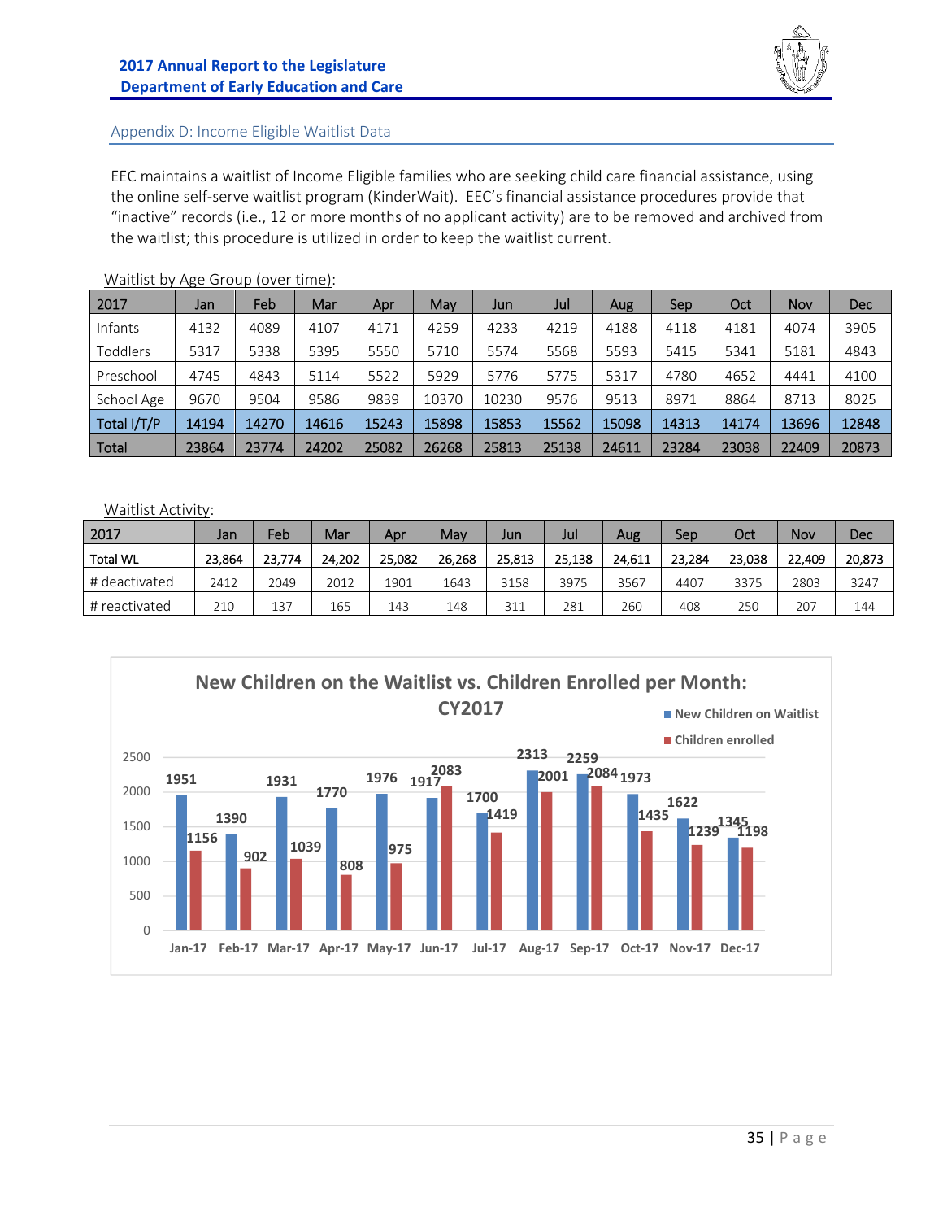## Appendix D: Income Eligible Waitlist Data

EEC maintains a waitlist of Income Eligible families who are seeking child care financial assistance, using the online self-serve waitlist program (KinderWait). EEC's financial assistance procedures provide that "inactive" records (i.e., 12 or more months of no applicant activity) are to be removed and archived from the waitlist; this procedure is utilized in order to keep the waitlist current.

Waitlist by Age Group (over time):

| 2017 | Jan | Feb | Mar | Apr | May | Jun | Jul | Aug | Sep | Oct | Nov | Dec |
|---|---|---|---|---|---|---|---|---|---|---|---|---|
| Infants | 4132 | 4089 | 4107 | 4171 | 4259 | 4233 | 4219 | 4188 | 4118 | 4181 | 4074 | 3905 |
| Toddlers | 5317 | 5338 | 5395 | 5550 | 5710 | 5574 | 5568 | 5593 | 5415 | 5341 | 5181 | 4843 |
| Preschool | 4745 | 4843 | 5114 | 5522 | 5929 | 5776 | 5775 | 5317 | 4780 | 4652 | 4441 | 4100 |
| School Age | 9670 | 9504 | 9586 | 9839 | 10370 | 10230 | 9576 | 9513 | 8971 | 8864 | 8713 | 8025 |
| Total I/T/P | 14194 | 14270 | 14616 | 15243 | 15898 | 15853 | 15562 | 15098 | 14313 | 14174 | 13696 | 12848 |
| Total | 23864 | 23774 | 24202 | 25082 | 26268 | 25813 | 25138 | 24611 | 23284 | 23038 | 22409 | 20873 |

Waitlist Activity:

| 2017 | Jan | Feb | Mar | Apr | May | Jun | Jul | Aug | Sep | Oct | Nov | Dec |
|---|---|---|---|---|---|---|---|---|---|---|---|---|
| Total WL | 23,864 | 23,774 | 24,202 | 25,082 | 26,268 | 25,813 | 25,138 | 24,611 | 23,284 | 23,038 | 22,409 | 20,873 |
| # deactivated | 2412 | 2049 | 2012 | 1901 | 1643 | 3158 | 3975 | 3567 | 4407 | 3375 | 2803 | 3247 |
| # reactivated | 210 | 137 | 165 | 143 | 148 | 311 | 281 | 260 | 408 | 250 | 207 | 144 |

**New Children on the Waitlist vs. Children Enrolled per Month: CY2017**

| Month | New Children on Waitlist | Children enrolled |
|---|---|---|
| Jan-17 | 1951 | 1156 |
| Feb-17 | 1390 | 902 |
| Mar-17 | 1931 | 1039 |
| Apr-17 | 1770 | 808 |
| May-17 | 1976 | 975 |
| Jun-17 | 1917 | 2083 |
| Jul-17 | 1700 | 1419 |
| Aug-17 | 2313 | 2001 |
| Sep-17 | 2259 | 2084 |
| Oct-17 | 1973 | 1435 |
| Nov-17 | 1622 | 1239 |
| Dec-17 | 1345 | 1198 |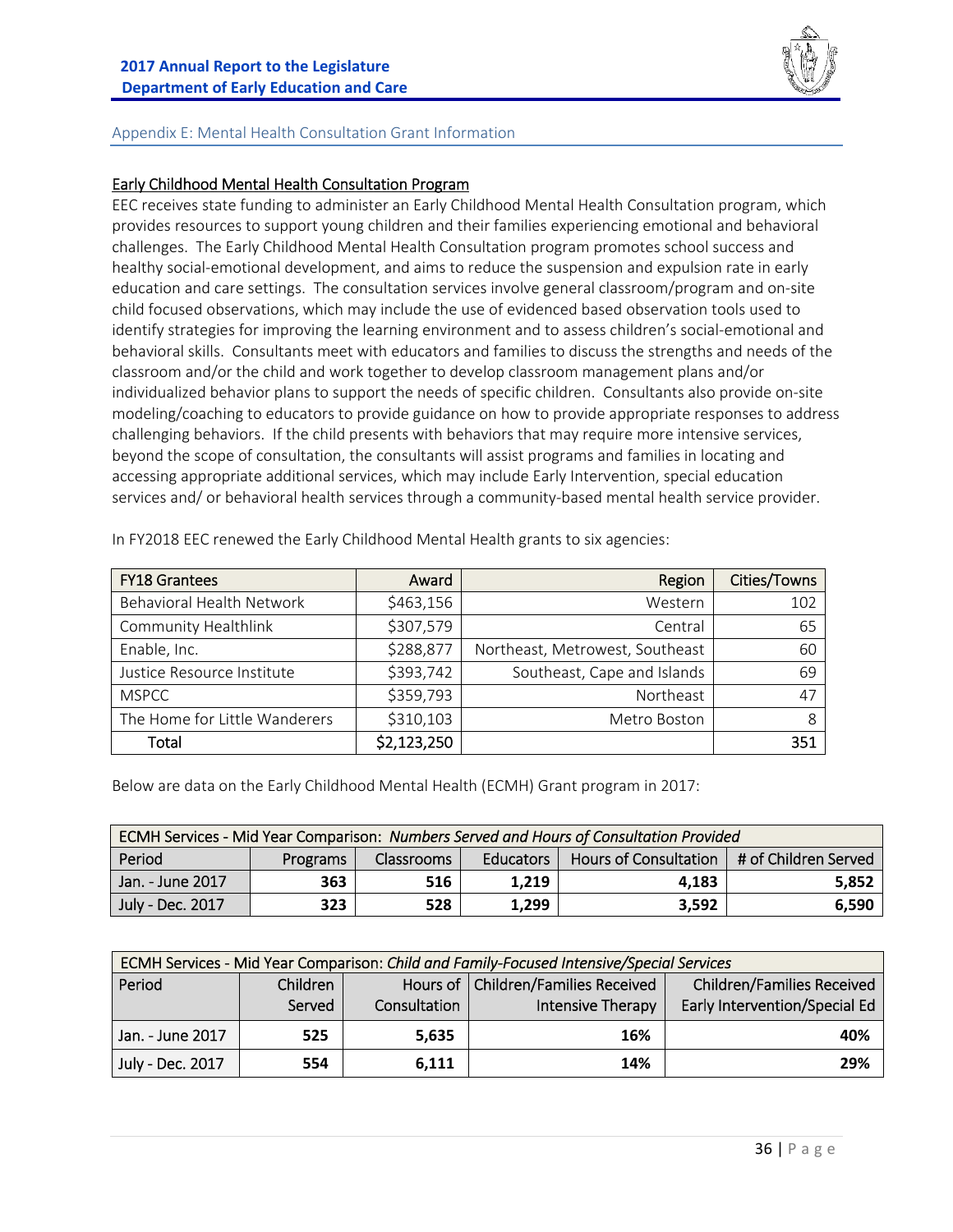## Appendix E: Mental Health Consultation Grant Information

### Early Childhood Mental Health Consultation Program

EEC receives state funding to administer an Early Childhood Mental Health Consultation program, which provides resources to support young children and their families experiencing emotional and behavioral challenges. The Early Childhood Mental Health Consultation program promotes school success and healthy social-emotional development, and aims to reduce the suspension and expulsion rate in early education and care settings. The consultation services involve general classroom/program and on-site child focused observations, which may include the use of evidenced based observation tools used to identify strategies for improving the learning environment and to assess children's social-emotional and behavioral skills. Consultants meet with educators and families to discuss the strengths and needs of the classroom and/or the child and work together to develop classroom management plans and/or individualized behavior plans to support the needs of specific children. Consultants also provide on-site modeling/coaching to educators to provide guidance on how to provide appropriate responses to address challenging behaviors. If the child presents with behaviors that may require more intensive services, beyond the scope of consultation, the consultants will assist programs and families in locating and accessing appropriate additional services, which may include Early Intervention, special education services and/ or behavioral health services through a community-based mental health service provider.

In FY2018 EEC renewed the Early Childhood Mental Health grants to six agencies:

| FY18 Grantees | Award | Region | Cities/Towns |
|---|---:|---:|---:|
| Behavioral Health Network | $463,156 | Western | 102 |
| Community Healthlink | $307,579 | Central | 65 |
| Enable, Inc. | $288,877 | Northeast, Metrowest, Southeast | 60 |
| Justice Resource Institute | $393,742 | Southeast, Cape and Islands | 69 |
| MSPCC | $359,793 | Northeast | 47 |
| The Home for Little Wanderers | $310,103 | Metro Boston | 8 |
| Total | $2,123,250 | | 351 |

Below are data on the Early Childhood Mental Health (ECMH) Grant program in 2017:

| ECMH Services - Mid Year Comparison: *Numbers Served and Hours of Consultation Provided* | | | | | |
|---|---:|---:|---:|---:|---:|
| Period | Programs | Classrooms | Educators | Hours of Consultation | # of Children Served |
| Jan. - June 2017 | **363** | **516** | **1,219** | **4,183** | **5,852** |
| July - Dec. 2017 | **323** | **528** | **1,299** | **3,592** | **6,590** |

| ECMH Services - Mid Year Comparison: *Child and Family-Focused Intensive/Special Services* | | | | |
|---|---:|---:|---:|---:|
| Period | Children Served | Hours of Consultation | Children/Families Received Intensive Therapy | Children/Families Received Early Intervention/Special Ed |
| Jan. - June 2017 | **525** | **5,635** | **16%** | **40%** |
| July - Dec. 2017 | **554** | **6,111** | **14%** | **29%** |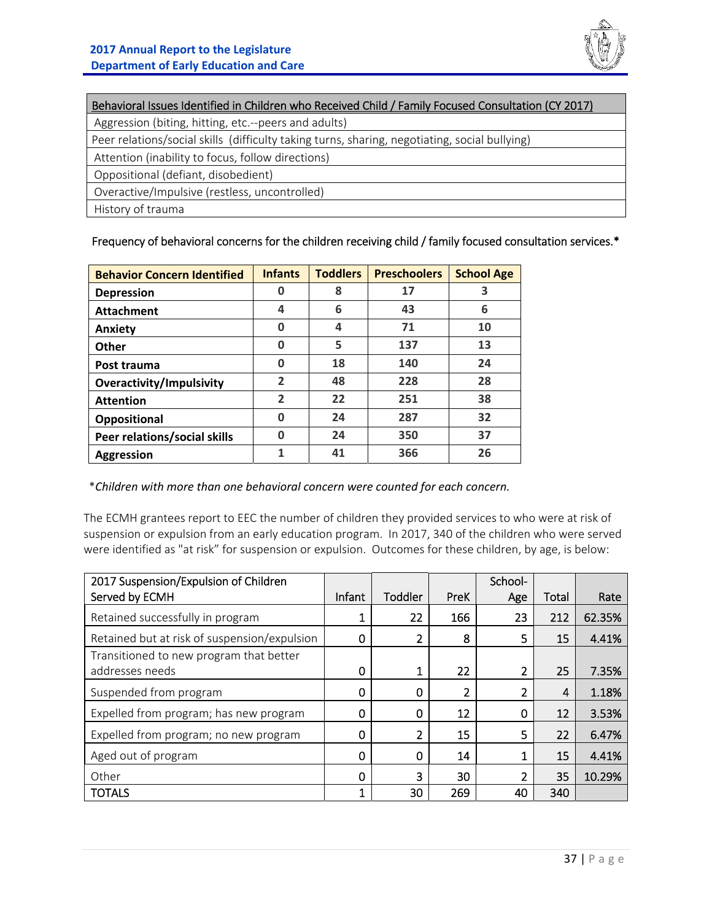| Behavioral Issues Identified in Children who Received Child / Family Focused Consultation (CY 2017) |
|---|
| Aggression (biting, hitting, etc.--peers and adults) |
| Peer relations/social skills (difficulty taking turns, sharing, negotiating, social bullying) |
| Attention (inability to focus, follow directions) |
| Oppositional (defiant, disobedient) |
| Overactive/Impulsive (restless, uncontrolled) |
| History of trauma |

Frequency of behavioral concerns for the children receiving child / family focused consultation services.*

| Behavior Concern Identified | Infants | Toddlers | Preschoolers | School Age |
|---|---|---|---|---|
| **Depression** | 0 | 8 | 17 | 3 |
| **Attachment** | 4 | 6 | 43 | 6 |
| **Anxiety** | 0 | 4 | 71 | 10 |
| **Other** | 0 | 5 | 137 | 13 |
| **Post trauma** | 0 | 18 | 140 | 24 |
| **Overactivity/Impulsivity** | 2 | 48 | 228 | 28 |
| **Attention** | 2 | 22 | 251 | 38 |
| **Oppositional** | 0 | 24 | 287 | 32 |
| **Peer relations/social skills** | 0 | 24 | 350 | 37 |
| **Aggression** | 1 | 41 | 366 | 26 |

*\*Children with more than one behavioral concern were counted for each concern.*

The ECMH grantees report to EEC the number of children they provided services to who were at risk of suspension or expulsion from an early education program. In 2017, 340 of the children who were served were identified as "at risk" for suspension or expulsion. Outcomes for these children, by age, is below:

| 2017 Suspension/Expulsion of Children Served by ECMH | Infant | Toddler | PreK | School-Age | Total | Rate |
|---|---|---|---|---|---|---|
| Retained successfully in program | 1 | 22 | 166 | 23 | 212 | 62.35% |
| Retained but at risk of suspension/expulsion | 0 | 2 | 8 | 5 | 15 | 4.41% |
| Transitioned to new program that better addresses needs | 0 | 1 | 22 | 2 | 25 | 7.35% |
| Suspended from program | 0 | 0 | 2 | 2 | 4 | 1.18% |
| Expelled from program; has new program | 0 | 0 | 12 | 0 | 12 | 3.53% |
| Expelled from program; no new program | 0 | 2 | 15 | 5 | 22 | 6.47% |
| Aged out of program | 0 | 0 | 14 | 1 | 15 | 4.41% |
| Other | 0 | 3 | 30 | 2 | 35 | 10.29% |
| TOTALS | 1 | 30 | 269 | 40 | 340 | |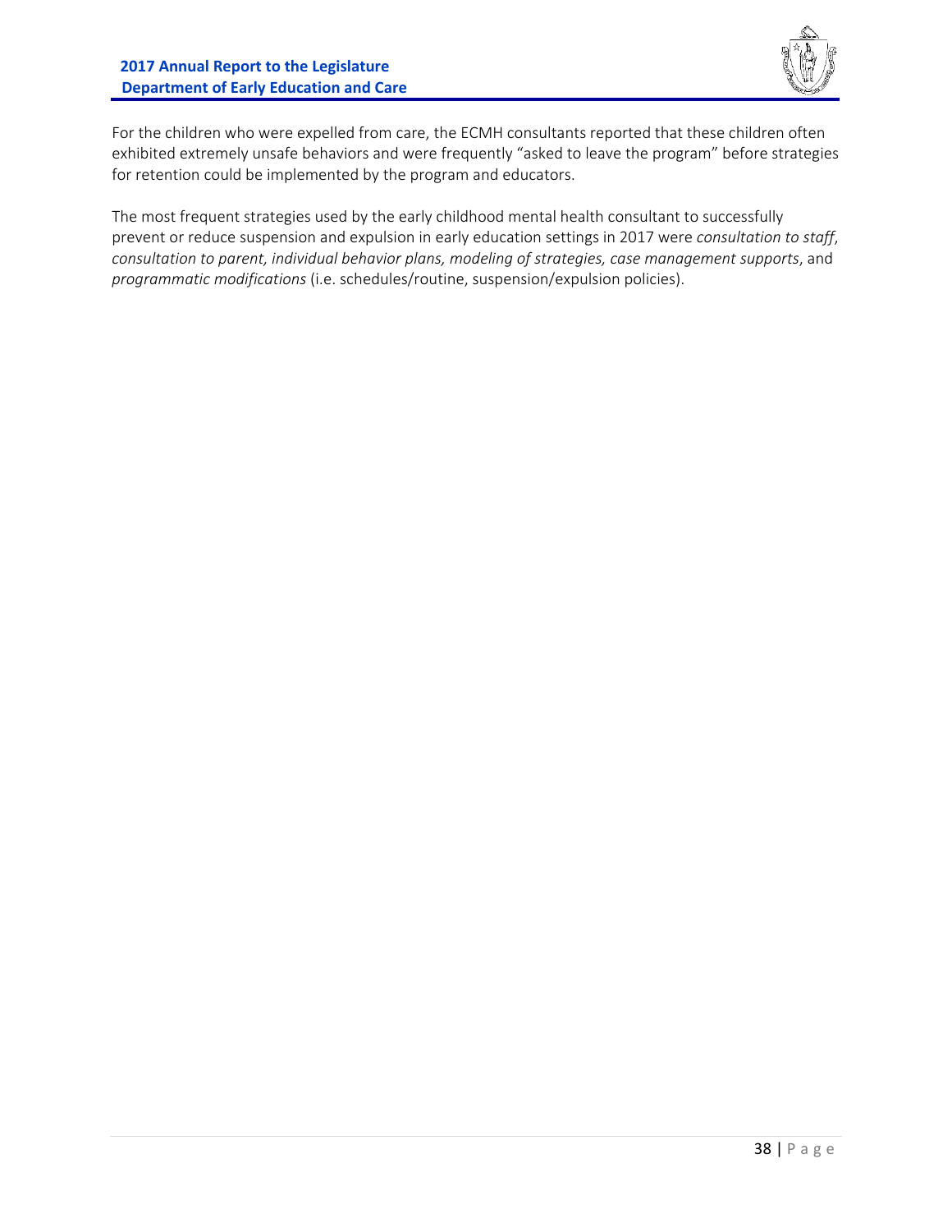For the children who were expelled from care, the ECMH consultants reported that these children often exhibited extremely unsafe behaviors and were frequently “asked to leave the program” before strategies for retention could be implemented by the program and educators.

The most frequent strategies used by the early childhood mental health consultant to successfully prevent or reduce suspension and expulsion in early education settings in 2017 were *consultation to staff*, *consultation to parent, individual behavior plans, modeling of strategies, case management supports*, and *programmatic modifications* (i.e. schedules/routine, suspension/expulsion policies).